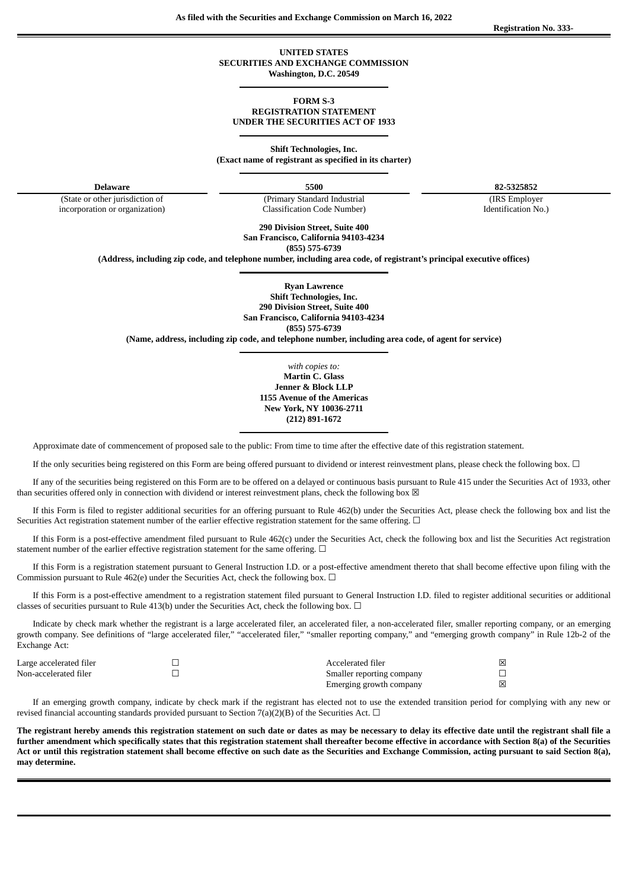**As filed with the Securities and Exchange Commission on March 16, 2022**

**Registration No. 333-**

**UNITED STATES**
**SECURITIES AND EXCHANGE COMMISSION**
**Washington, D.C. 20549**

**FORM S-3**
**REGISTRATION STATEMENT**
**UNDER THE SECURITIES ACT OF 1933**

**Shift Technologies, Inc.**
**(Exact name of registrant as specified in its charter)**

| **Delaware** | **5500** | **82-5325852** |
|---|---|---|
| (State or other jurisdiction of incorporation or organization) | (Primary Standard Industrial Classification Code Number) | (IRS Employer Identification No.) |

**290 Division Street, Suite 400**
**San Francisco, California 94103-4234**
**(855) 575-6739**
**(Address, including zip code, and telephone number, including area code, of registrant's principal executive offices)**

**Ryan Lawrence**
**Shift Technologies, Inc.**
**290 Division Street, Suite 400**
**San Francisco, California 94103-4234**
**(855) 575-6739**
**(Name, address, including zip code, and telephone number, including area code, of agent for service)**

*with copies to:*
**Martin C. Glass**
**Jenner & Block LLP**
**1155 Avenue of the Americas**
**New York, NY 10036-2711**
**(212) 891-1672**

Approximate date of commencement of proposed sale to the public: From time to time after the effective date of this registration statement.

If the only securities being registered on this Form are being offered pursuant to dividend or interest reinvestment plans, please check the following box. ☐

If any of the securities being registered on this Form are to be offered on a delayed or continuous basis pursuant to Rule 415 under the Securities Act of 1933, other than securities offered only in connection with dividend or interest reinvestment plans, check the following box ☒

If this Form is filed to register additional securities for an offering pursuant to Rule 462(b) under the Securities Act, please check the following box and list the Securities Act registration statement number of the earlier effective registration statement for the same offering. ☐

If this Form is a post-effective amendment filed pursuant to Rule 462(c) under the Securities Act, check the following box and list the Securities Act registration statement number of the earlier effective registration statement for the same offering. ☐

If this Form is a registration statement pursuant to General Instruction I.D. or a post-effective amendment thereto that shall become effective upon filing with the Commission pursuant to Rule 462(e) under the Securities Act, check the following box. ☐

If this Form is a post-effective amendment to a registration statement filed pursuant to General Instruction I.D. filed to register additional securities or additional classes of securities pursuant to Rule 413(b) under the Securities Act, check the following box. ☐

Indicate by check mark whether the registrant is a large accelerated filer, an accelerated filer, a non-accelerated filer, smaller reporting company, or an emerging growth company. See definitions of "large accelerated filer," "accelerated filer," "smaller reporting company," and "emerging growth company" in Rule 12b-2 of the Exchange Act:

| | | | |
|---|---|---|---|
| Large accelerated filer | ☐ | Accelerated filer | ☒ |
| Non-accelerated filer | ☐ | Smaller reporting company | ☐ |
| | | Emerging growth company | ☒ |

If an emerging growth company, indicate by check mark if the registrant has elected not to use the extended transition period for complying with any new or revised financial accounting standards provided pursuant to Section 7(a)(2)(B) of the Securities Act. ☐

**The registrant hereby amends this registration statement on such date or dates as may be necessary to delay its effective date until the registrant shall file a further amendment which specifically states that this registration statement shall thereafter become effective in accordance with Section 8(a) of the Securities Act or until this registration statement shall become effective on such date as the Securities and Exchange Commission, acting pursuant to said Section 8(a), may determine.**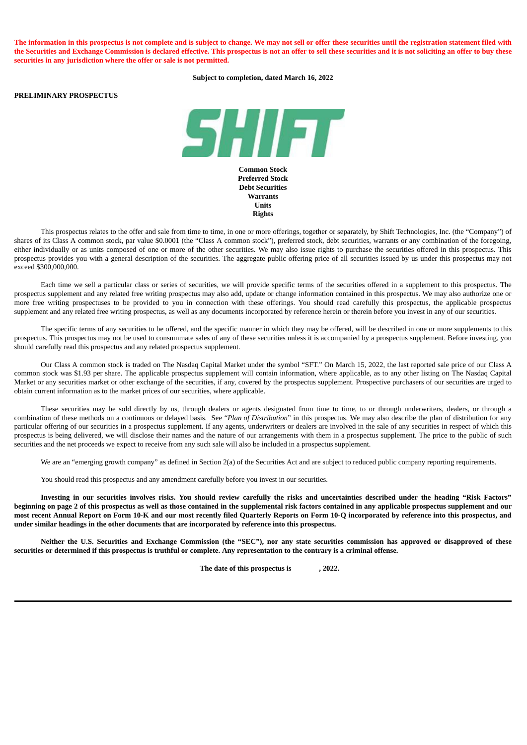**The information in this prospectus is not complete and is subject to change. We may not sell or offer these securities until the registration statement filed with the Securities and Exchange Commission is declared effective. This prospectus is not an offer to sell these securities and it is not soliciting an offer to buy these securities in any jurisdiction where the offer or sale is not permitted.**

**Subject to completion, dated March 16, 2022**

**PRELIMINARY PROSPECTUS**

**SHIFT**

**Common Stock**
**Preferred Stock**
**Debt Securities**
**Warrants**
**Units**
**Rights**

This prospectus relates to the offer and sale from time to time, in one or more offerings, together or separately, by Shift Technologies, Inc. (the "Company") of shares of its Class A common stock, par value $0.0001 (the "Class A common stock"), preferred stock, debt securities, warrants or any combination of the foregoing, either individually or as units composed of one or more of the other securities. We may also issue rights to purchase the securities offered in this prospectus. This prospectus provides you with a general description of the securities. The aggregate public offering price of all securities issued by us under this prospectus may not exceed $300,000,000.

Each time we sell a particular class or series of securities, we will provide specific terms of the securities offered in a supplement to this prospectus. The prospectus supplement and any related free writing prospectus may also add, update or change information contained in this prospectus. We may also authorize one or more free writing prospectuses to be provided to you in connection with these offerings. You should read carefully this prospectus, the applicable prospectus supplement and any related free writing prospectus, as well as any documents incorporated by reference herein or therein before you invest in any of our securities.

The specific terms of any securities to be offered, and the specific manner in which they may be offered, will be described in one or more supplements to this prospectus. This prospectus may not be used to consummate sales of any of these securities unless it is accompanied by a prospectus supplement. Before investing, you should carefully read this prospectus and any related prospectus supplement.

Our Class A common stock is traded on The Nasdaq Capital Market under the symbol "SFT." On March 15, 2022, the last reported sale price of our Class A common stock was $1.93 per share. The applicable prospectus supplement will contain information, where applicable, as to any other listing on The Nasdaq Capital Market or any securities market or other exchange of the securities, if any, covered by the prospectus supplement. Prospective purchasers of our securities are urged to obtain current information as to the market prices of our securities, where applicable.

These securities may be sold directly by us, through dealers or agents designated from time to time, to or through underwriters, dealers, or through a combination of these methods on a continuous or delayed basis. See "*Plan of Distribution*" in this prospectus. We may also describe the plan of distribution for any particular offering of our securities in a prospectus supplement. If any agents, underwriters or dealers are involved in the sale of any securities in respect of which this prospectus is being delivered, we will disclose their names and the nature of our arrangements with them in a prospectus supplement. The price to the public of such securities and the net proceeds we expect to receive from any such sale will also be included in a prospectus supplement.

We are an "emerging growth company" as defined in Section 2(a) of the Securities Act and are subject to reduced public company reporting requirements.

You should read this prospectus and any amendment carefully before you invest in our securities.

**Investing in our securities involves risks. You should review carefully the risks and uncertainties described under the heading "Risk Factors" beginning on page 2 of this prospectus as well as those contained in the supplemental risk factors contained in any applicable prospectus supplement and our most recent Annual Report on Form 10-K and our most recently filed Quarterly Reports on Form 10-Q incorporated by reference into this prospectus, and under similar headings in the other documents that are incorporated by reference into this prospectus.**

**Neither the U.S. Securities and Exchange Commission (the "SEC"), nor any state securities commission has approved or disapproved of these securities or determined if this prospectus is truthful or complete. Any representation to the contrary is a criminal offense.**

**The date of this prospectus is , 2022.**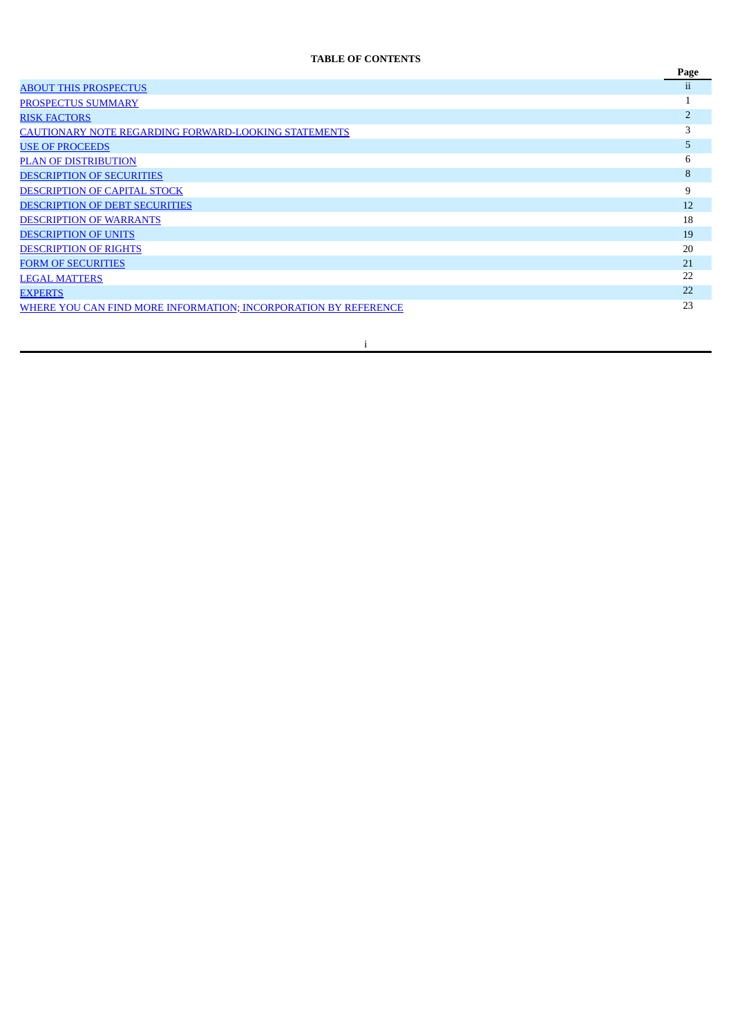**TABLE OF CONTENTS**

| | Page |
|---|---|
| ABOUT THIS PROSPECTUS | ii |
| PROSPECTUS SUMMARY | 1 |
| RISK FACTORS | 2 |
| CAUTIONARY NOTE REGARDING FORWARD-LOOKING STATEMENTS | 3 |
| USE OF PROCEEDS | 5 |
| PLAN OF DISTRIBUTION | 6 |
| DESCRIPTION OF SECURITIES | 8 |
| DESCRIPTION OF CAPITAL STOCK | 9 |
| DESCRIPTION OF DEBT SECURITIES | 12 |
| DESCRIPTION OF WARRANTS | 18 |
| DESCRIPTION OF UNITS | 19 |
| DESCRIPTION OF RIGHTS | 20 |
| FORM OF SECURITIES | 21 |
| LEGAL MATTERS | 22 |
| EXPERTS | 22 |
| WHERE YOU CAN FIND MORE INFORMATION; INCORPORATION BY REFERENCE | 23 |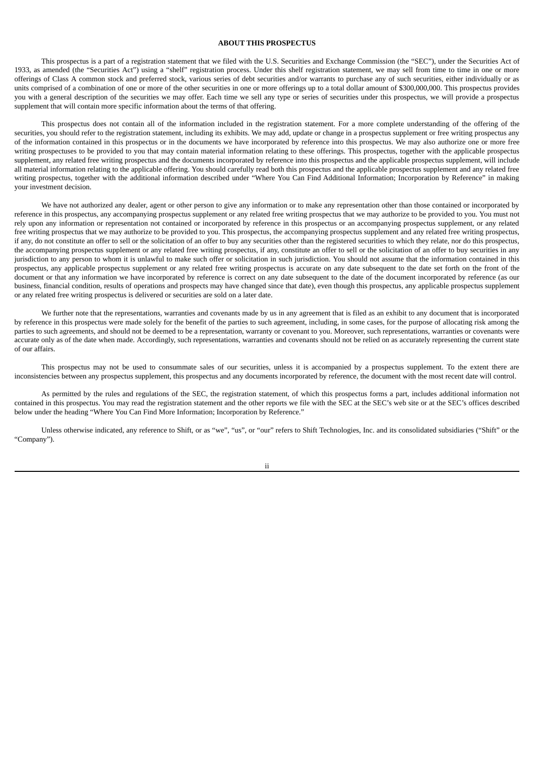## ABOUT THIS PROSPECTUS

This prospectus is a part of a registration statement that we filed with the U.S. Securities and Exchange Commission (the "SEC"), under the Securities Act of 1933, as amended (the "Securities Act") using a "shelf" registration process. Under this shelf registration statement, we may sell from time to time in one or more offerings of Class A common stock and preferred stock, various series of debt securities and/or warrants to purchase any of such securities, either individually or as units comprised of a combination of one or more of the other securities in one or more offerings up to a total dollar amount of $300,000,000. This prospectus provides you with a general description of the securities we may offer. Each time we sell any type or series of securities under this prospectus, we will provide a prospectus supplement that will contain more specific information about the terms of that offering.

This prospectus does not contain all of the information included in the registration statement. For a more complete understanding of the offering of the securities, you should refer to the registration statement, including its exhibits. We may add, update or change in a prospectus supplement or free writing prospectus any of the information contained in this prospectus or in the documents we have incorporated by reference into this prospectus. We may also authorize one or more free writing prospectuses to be provided to you that may contain material information relating to these offerings. This prospectus, together with the applicable prospectus supplement, any related free writing prospectus and the documents incorporated by reference into this prospectus and the applicable prospectus supplement, will include all material information relating to the applicable offering. You should carefully read both this prospectus and the applicable prospectus supplement and any related free writing prospectus, together with the additional information described under "Where You Can Find Additional Information; Incorporation by Reference" in making your investment decision.

We have not authorized any dealer, agent or other person to give any information or to make any representation other than those contained or incorporated by reference in this prospectus, any accompanying prospectus supplement or any related free writing prospectus that we may authorize to be provided to you. You must not rely upon any information or representation not contained or incorporated by reference in this prospectus or an accompanying prospectus supplement, or any related free writing prospectus that we may authorize to be provided to you. This prospectus, the accompanying prospectus supplement and any related free writing prospectus, if any, do not constitute an offer to sell or the solicitation of an offer to buy any securities other than the registered securities to which they relate, nor do this prospectus, the accompanying prospectus supplement or any related free writing prospectus, if any, constitute an offer to sell or the solicitation of an offer to buy securities in any jurisdiction to any person to whom it is unlawful to make such offer or solicitation in such jurisdiction. You should not assume that the information contained in this prospectus, any applicable prospectus supplement or any related free writing prospectus is accurate on any date subsequent to the date set forth on the front of the document or that any information we have incorporated by reference is correct on any date subsequent to the date of the document incorporated by reference (as our business, financial condition, results of operations and prospects may have changed since that date), even though this prospectus, any applicable prospectus supplement or any related free writing prospectus is delivered or securities are sold on a later date.

We further note that the representations, warranties and covenants made by us in any agreement that is filed as an exhibit to any document that is incorporated by reference in this prospectus were made solely for the benefit of the parties to such agreement, including, in some cases, for the purpose of allocating risk among the parties to such agreements, and should not be deemed to be a representation, warranty or covenant to you. Moreover, such representations, warranties or covenants were accurate only as of the date when made. Accordingly, such representations, warranties and covenants should not be relied on as accurately representing the current state of our affairs.

This prospectus may not be used to consummate sales of our securities, unless it is accompanied by a prospectus supplement. To the extent there are inconsistencies between any prospectus supplement, this prospectus and any documents incorporated by reference, the document with the most recent date will control.

As permitted by the rules and regulations of the SEC, the registration statement, of which this prospectus forms a part, includes additional information not contained in this prospectus. You may read the registration statement and the other reports we file with the SEC at the SEC's web site or at the SEC's offices described below under the heading "Where You Can Find More Information; Incorporation by Reference."

Unless otherwise indicated, any reference to Shift, or as "we", "us", or "our" refers to Shift Technologies, Inc. and its consolidated subsidiaries ("Shift" or the "Company").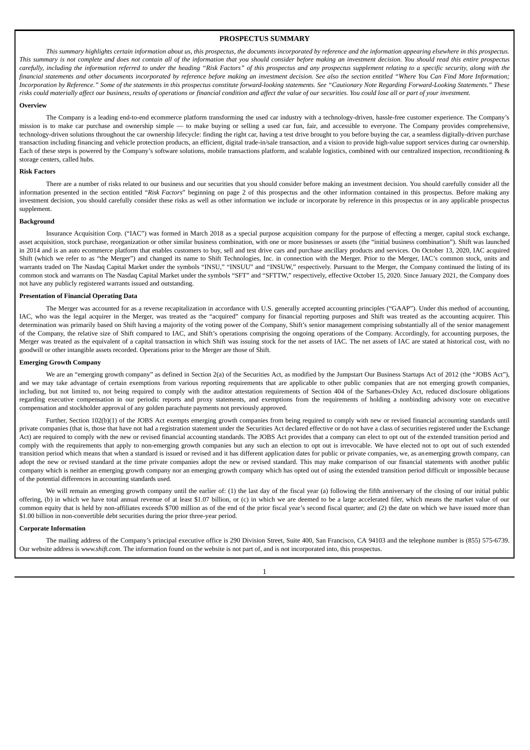# PROSPECTUS SUMMARY

*This summary highlights certain information about us, this prospectus, the documents incorporated by reference and the information appearing elsewhere in this prospectus. This summary is not complete and does not contain all of the information that you should consider before making an investment decision. You should read this entire prospectus carefully, including the information referred to under the heading "Risk Factors" of this prospectus and any prospectus supplement relating to a specific security, along with the financial statements and other documents incorporated by reference before making an investment decision. See also the section entitled "Where You Can Find More Information; Incorporation by Reference." Some of the statements in this prospectus constitute forward-looking statements. See "Cautionary Note Regarding Forward-Looking Statements." These risks could materially affect our business, results of operations or financial condition and affect the value of our securities. You could lose all or part of your investment.*

## Overview

The Company is a leading end-to-end ecommerce platform transforming the used car industry with a technology-driven, hassle-free customer experience. The Company's mission is to make car purchase and ownership simple — to make buying or selling a used car fun, fair, and accessible to everyone. The Company provides comprehensive, technology-driven solutions throughout the car ownership lifecycle: finding the right car, having a test drive brought to you before buying the car, a seamless digitally-driven purchase transaction including financing and vehicle protection products, an efficient, digital trade-in/sale transaction, and a vision to provide high-value support services during car ownership. Each of these steps is powered by the Company's software solutions, mobile transactions platform, and scalable logistics, combined with our centralized inspection, reconditioning & storage centers, called hubs.

## Risk Factors

There are a number of risks related to our business and our securities that you should consider before making an investment decision. You should carefully consider all the information presented in the section entitled "*Risk Factors*" beginning on page 2 of this prospectus and the other information contained in this prospectus. Before making any investment decision, you should carefully consider these risks as well as other information we include or incorporate by reference in this prospectus or in any applicable prospectus supplement.

## Background

Insurance Acquisition Corp. ("IAC") was formed in March 2018 as a special purpose acquisition company for the purpose of effecting a merger, capital stock exchange, asset acquisition, stock purchase, reorganization or other similar business combination, with one or more businesses or assets (the "initial business combination"). Shift was launched in 2014 and is an auto ecommerce platform that enables customers to buy, sell and test drive cars and purchase ancillary products and services. On October 13, 2020, IAC acquired Shift (which we refer to as "the Merger") and changed its name to Shift Technologies, Inc. in connection with the Merger. Prior to the Merger, IAC's common stock, units and warrants traded on The Nasdaq Capital Market under the symbols "INSU," "INSUU" and "INSUW," respectively. Pursuant to the Merger, the Company continued the listing of its common stock and warrants on The Nasdaq Capital Market under the symbols "SFT" and "SFTTW," respectively, effective October 15, 2020. Since January 2021, the Company does not have any publicly registered warrants issued and outstanding.

## Presentation of Financial Operating Data

The Merger was accounted for as a reverse recapitalization in accordance with U.S. generally accepted accounting principles ("GAAP"). Under this method of accounting, IAC, who was the legal acquirer in the Merger, was treated as the "acquired" company for financial reporting purposes and Shift was treated as the accounting acquirer. This determination was primarily based on Shift having a majority of the voting power of the Company, Shift's senior management comprising substantially all of the senior management of the Company, the relative size of Shift compared to IAC, and Shift's operations comprising the ongoing operations of the Company. Accordingly, for accounting purposes, the Merger was treated as the equivalent of a capital transaction in which Shift was issuing stock for the net assets of IAC. The net assets of IAC are stated at historical cost, with no goodwill or other intangible assets recorded. Operations prior to the Merger are those of Shift.

## Emerging Growth Company

We are an "emerging growth company" as defined in Section 2(a) of the Securities Act, as modified by the Jumpstart Our Business Startups Act of 2012 (the "JOBS Act"), and we may take advantage of certain exemptions from various reporting requirements that are applicable to other public companies that are not emerging growth companies, including, but not limited to, not being required to comply with the auditor attestation requirements of Section 404 of the Sarbanes-Oxley Act, reduced disclosure obligations regarding executive compensation in our periodic reports and proxy statements, and exemptions from the requirements of holding a nonbinding advisory vote on executive compensation and stockholder approval of any golden parachute payments not previously approved.

Further, Section 102(b)(1) of the JOBS Act exempts emerging growth companies from being required to comply with new or revised financial accounting standards until private companies (that is, those that have not had a registration statement under the Securities Act declared effective or do not have a class of securities registered under the Exchange Act) are required to comply with the new or revised financial accounting standards. The JOBS Act provides that a company can elect to opt out of the extended transition period and comply with the requirements that apply to non-emerging growth companies but any such an election to opt out is irrevocable. We have elected not to opt out of such extended transition period which means that when a standard is issued or revised and it has different application dates for public or private companies, we, as an emerging growth company, can adopt the new or revised standard at the time private companies adopt the new or revised standard. This may make comparison of our financial statements with another public company which is neither an emerging growth company nor an emerging growth company which has opted out of using the extended transition period difficult or impossible because of the potential differences in accounting standards used.

We will remain an emerging growth company until the earlier of: (1) the last day of the fiscal year (a) following the fifth anniversary of the closing of our initial public offering, (b) in which we have total annual revenue of at least $1.07 billion, or (c) in which we are deemed to be a large accelerated filer, which means the market value of our common equity that is held by non-affiliates exceeds $700 million as of the end of the prior fiscal year's second fiscal quarter; and (2) the date on which we have issued more than $1.00 billion in non-convertible debt securities during the prior three-year period.

## Corporate Information

The mailing address of the Company's principal executive office is 290 Division Street, Suite 400, San Francisco, CA 94103 and the telephone number is (855) 575-6739. Our website address is *www.shift.com*. The information found on the website is not part of, and is not incorporated into, this prospectus.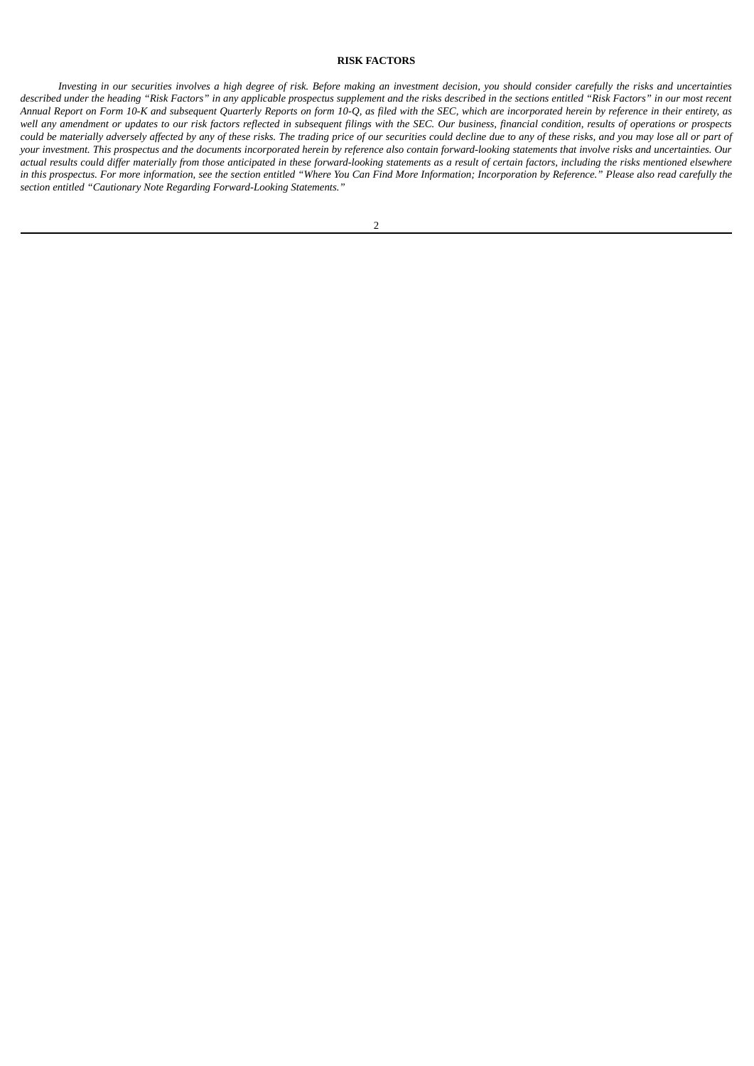## RISK FACTORS

*Investing in our securities involves a high degree of risk. Before making an investment decision, you should consider carefully the risks and uncertainties described under the heading "Risk Factors" in any applicable prospectus supplement and the risks described in the sections entitled "Risk Factors" in our most recent Annual Report on Form 10-K and subsequent Quarterly Reports on form 10-Q, as filed with the SEC, which are incorporated herein by reference in their entirety, as well any amendment or updates to our risk factors reflected in subsequent filings with the SEC. Our business, financial condition, results of operations or prospects could be materially adversely affected by any of these risks. The trading price of our securities could decline due to any of these risks, and you may lose all or part of your investment. This prospectus and the documents incorporated herein by reference also contain forward-looking statements that involve risks and uncertainties. Our actual results could differ materially from those anticipated in these forward-looking statements as a result of certain factors, including the risks mentioned elsewhere in this prospectus. For more information, see the section entitled "Where You Can Find More Information; Incorporation by Reference." Please also read carefully the section entitled "Cautionary Note Regarding Forward-Looking Statements."*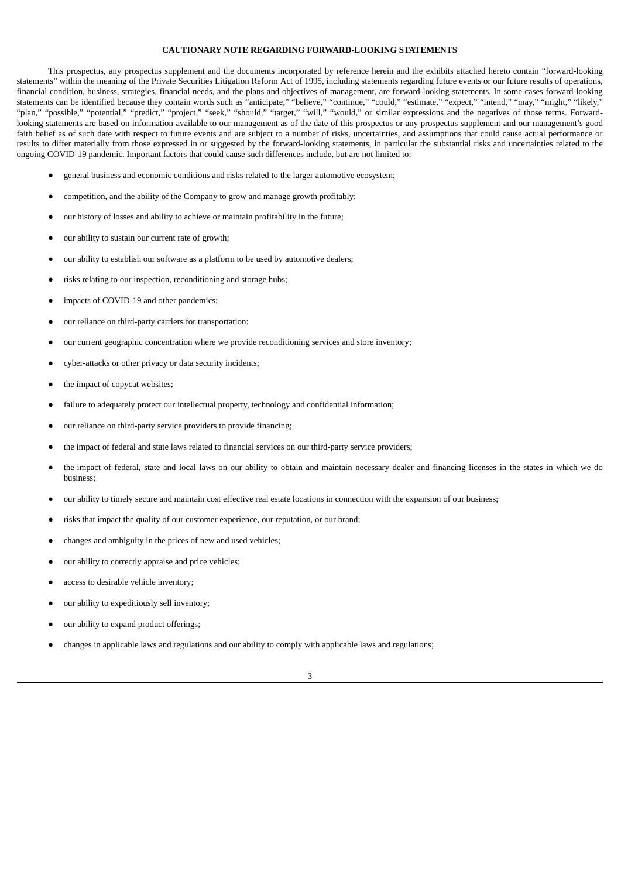## CAUTIONARY NOTE REGARDING FORWARD-LOOKING STATEMENTS

This prospectus, any prospectus supplement and the documents incorporated by reference herein and the exhibits attached hereto contain "forward-looking statements" within the meaning of the Private Securities Litigation Reform Act of 1995, including statements regarding future events or our future results of operations, financial condition, business, strategies, financial needs, and the plans and objectives of management, are forward-looking statements. In some cases forward-looking statements can be identified because they contain words such as "anticipate," "believe," "continue," "could," "estimate," "expect," "intend," "may," "might," "likely," "plan," "possible," "potential," "predict," "project," "seek," "should," "target," "will," "would," or similar expressions and the negatives of those terms. Forward-looking statements are based on information available to our management as of the date of this prospectus or any prospectus supplement and our management's good faith belief as of such date with respect to future events and are subject to a number of risks, uncertainties, and assumptions that could cause actual performance or results to differ materially from those expressed in or suggested by the forward-looking statements, in particular the substantial risks and uncertainties related to the ongoing COVID-19 pandemic. Important factors that could cause such differences include, but are not limited to:

- general business and economic conditions and risks related to the larger automotive ecosystem;
- competition, and the ability of the Company to grow and manage growth profitably;
- our history of losses and ability to achieve or maintain profitability in the future;
- our ability to sustain our current rate of growth;
- our ability to establish our software as a platform to be used by automotive dealers;
- risks relating to our inspection, reconditioning and storage hubs;
- impacts of COVID-19 and other pandemics;
- our reliance on third-party carriers for transportation:
- our current geographic concentration where we provide reconditioning services and store inventory;
- cyber-attacks or other privacy or data security incidents;
- the impact of copycat websites;
- failure to adequately protect our intellectual property, technology and confidential information;
- our reliance on third-party service providers to provide financing;
- the impact of federal and state laws related to financial services on our third-party service providers;
- the impact of federal, state and local laws on our ability to obtain and maintain necessary dealer and financing licenses in the states in which we do business;
- our ability to timely secure and maintain cost effective real estate locations in connection with the expansion of our business;
- risks that impact the quality of our customer experience, our reputation, or our brand;
- changes and ambiguity in the prices of new and used vehicles;
- our ability to correctly appraise and price vehicles;
- access to desirable vehicle inventory;
- our ability to expeditiously sell inventory;
- our ability to expand product offerings;
- changes in applicable laws and regulations and our ability to comply with applicable laws and regulations;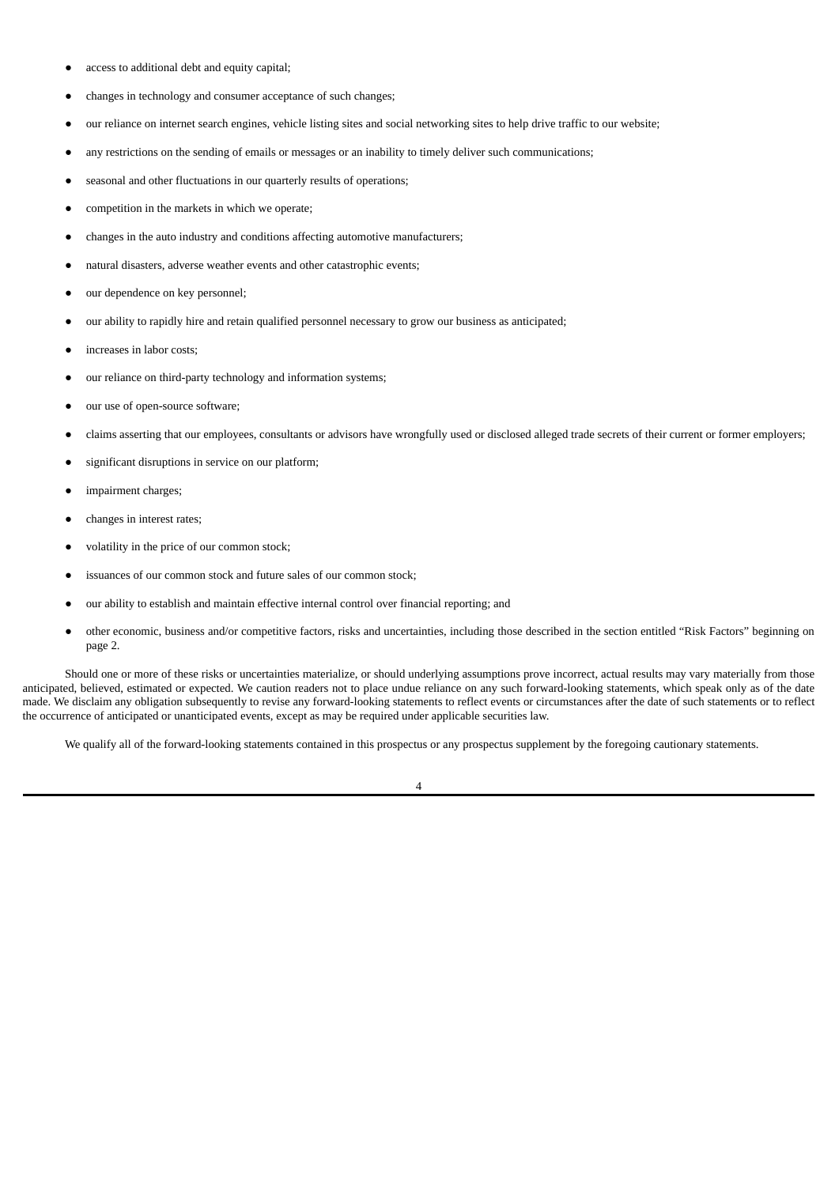- access to additional debt and equity capital;
- changes in technology and consumer acceptance of such changes;
- our reliance on internet search engines, vehicle listing sites and social networking sites to help drive traffic to our website;
- any restrictions on the sending of emails or messages or an inability to timely deliver such communications;
- seasonal and other fluctuations in our quarterly results of operations;
- competition in the markets in which we operate;
- changes in the auto industry and conditions affecting automotive manufacturers;
- natural disasters, adverse weather events and other catastrophic events;
- our dependence on key personnel;
- our ability to rapidly hire and retain qualified personnel necessary to grow our business as anticipated;
- increases in labor costs;
- our reliance on third-party technology and information systems;
- our use of open-source software;
- claims asserting that our employees, consultants or advisors have wrongfully used or disclosed alleged trade secrets of their current or former employers;
- significant disruptions in service on our platform;
- impairment charges;
- changes in interest rates;
- volatility in the price of our common stock;
- issuances of our common stock and future sales of our common stock;
- our ability to establish and maintain effective internal control over financial reporting; and
- other economic, business and/or competitive factors, risks and uncertainties, including those described in the section entitled "Risk Factors" beginning on page 2.

Should one or more of these risks or uncertainties materialize, or should underlying assumptions prove incorrect, actual results may vary materially from those anticipated, believed, estimated or expected. We caution readers not to place undue reliance on any such forward-looking statements, which speak only as of the date made. We disclaim any obligation subsequently to revise any forward-looking statements to reflect events or circumstances after the date of such statements or to reflect the occurrence of anticipated or unanticipated events, except as may be required under applicable securities law.

We qualify all of the forward-looking statements contained in this prospectus or any prospectus supplement by the foregoing cautionary statements.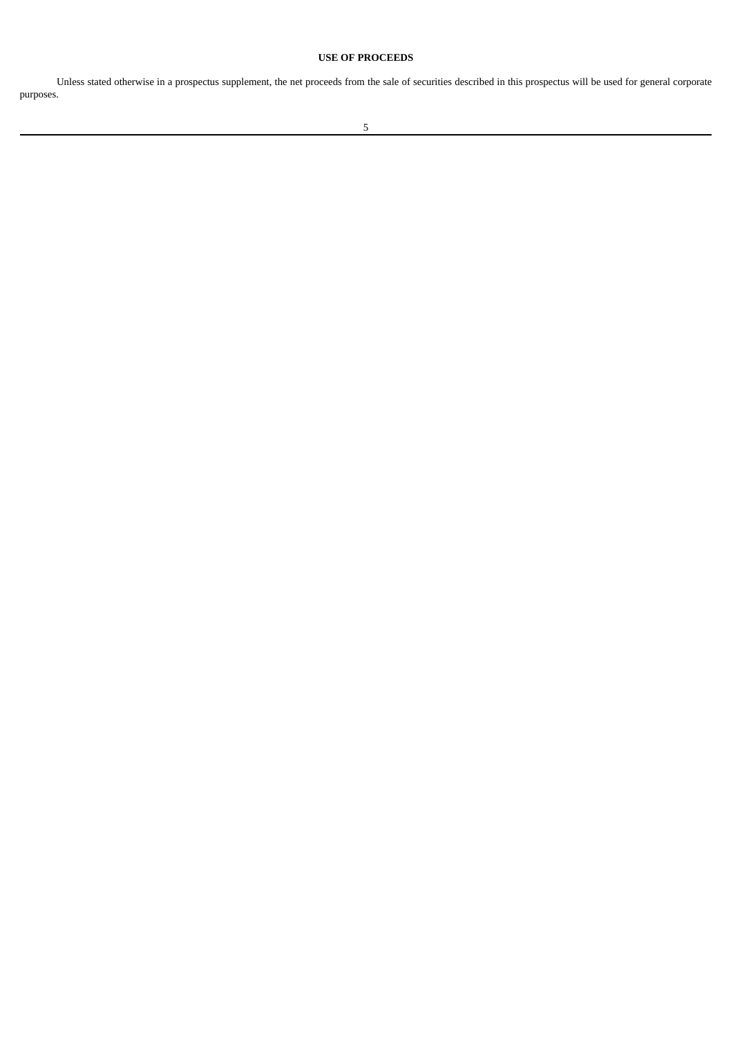## USE OF PROCEEDS

Unless stated otherwise in a prospectus supplement, the net proceeds from the sale of securities described in this prospectus will be used for general corporate purposes.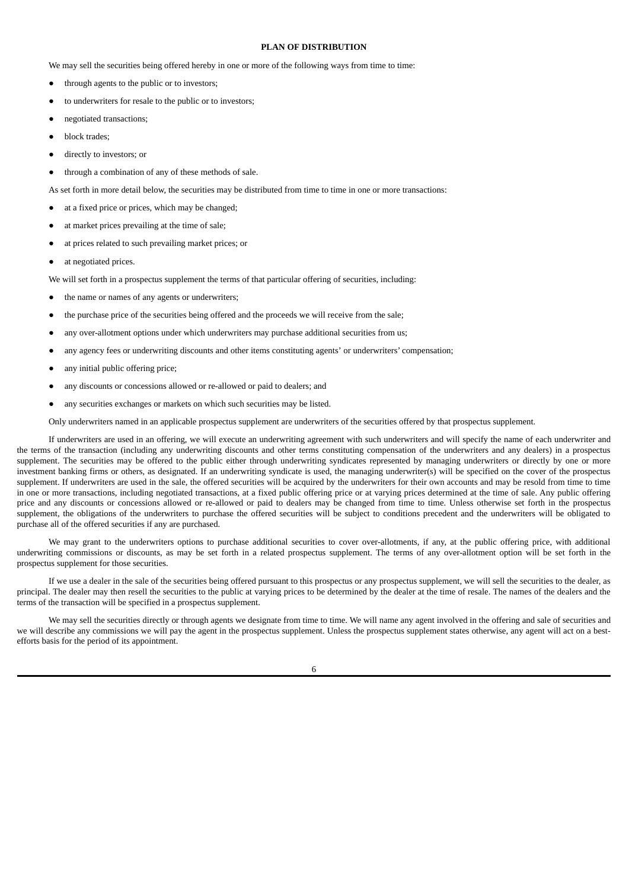## PLAN OF DISTRIBUTION

We may sell the securities being offered hereby in one or more of the following ways from time to time:

- through agents to the public or to investors;
- to underwriters for resale to the public or to investors;
- negotiated transactions;
- block trades;
- directly to investors; or
- through a combination of any of these methods of sale.

As set forth in more detail below, the securities may be distributed from time to time in one or more transactions:

- at a fixed price or prices, which may be changed;
- at market prices prevailing at the time of sale;
- at prices related to such prevailing market prices; or
- at negotiated prices.

We will set forth in a prospectus supplement the terms of that particular offering of securities, including:

- the name or names of any agents or underwriters;
- the purchase price of the securities being offered and the proceeds we will receive from the sale;
- any over-allotment options under which underwriters may purchase additional securities from us;
- any agency fees or underwriting discounts and other items constituting agents' or underwriters' compensation;
- any initial public offering price;
- any discounts or concessions allowed or re-allowed or paid to dealers; and
- any securities exchanges or markets on which such securities may be listed.

Only underwriters named in an applicable prospectus supplement are underwriters of the securities offered by that prospectus supplement.

If underwriters are used in an offering, we will execute an underwriting agreement with such underwriters and will specify the name of each underwriter and the terms of the transaction (including any underwriting discounts and other terms constituting compensation of the underwriters and any dealers) in a prospectus supplement. The securities may be offered to the public either through underwriting syndicates represented by managing underwriters or directly by one or more investment banking firms or others, as designated. If an underwriting syndicate is used, the managing underwriter(s) will be specified on the cover of the prospectus supplement. If underwriters are used in the sale, the offered securities will be acquired by the underwriters for their own accounts and may be resold from time to time in one or more transactions, including negotiated transactions, at a fixed public offering price or at varying prices determined at the time of sale. Any public offering price and any discounts or concessions allowed or re-allowed or paid to dealers may be changed from time to time. Unless otherwise set forth in the prospectus supplement, the obligations of the underwriters to purchase the offered securities will be subject to conditions precedent and the underwriters will be obligated to purchase all of the offered securities if any are purchased.

We may grant to the underwriters options to purchase additional securities to cover over-allotments, if any, at the public offering price, with additional underwriting commissions or discounts, as may be set forth in a related prospectus supplement. The terms of any over-allotment option will be set forth in the prospectus supplement for those securities.

If we use a dealer in the sale of the securities being offered pursuant to this prospectus or any prospectus supplement, we will sell the securities to the dealer, as principal. The dealer may then resell the securities to the public at varying prices to be determined by the dealer at the time of resale. The names of the dealers and the terms of the transaction will be specified in a prospectus supplement.

We may sell the securities directly or through agents we designate from time to time. We will name any agent involved in the offering and sale of securities and we will describe any commissions we will pay the agent in the prospectus supplement. Unless the prospectus supplement states otherwise, any agent will act on a best-efforts basis for the period of its appointment.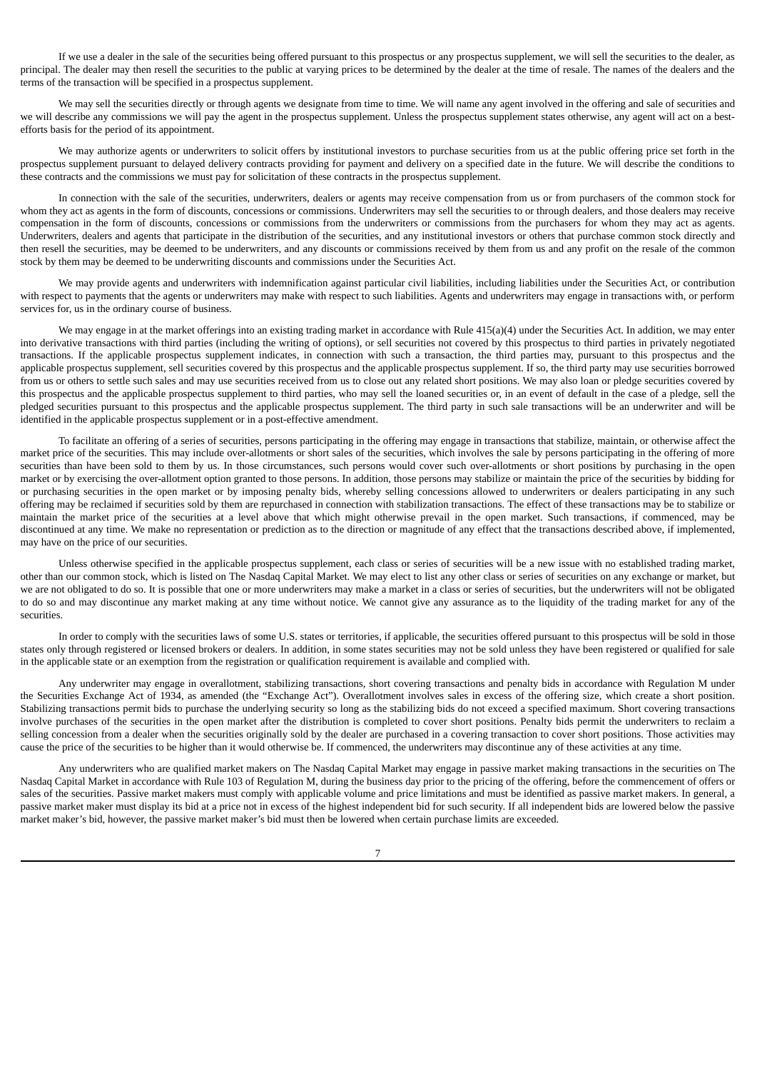If we use a dealer in the sale of the securities being offered pursuant to this prospectus or any prospectus supplement, we will sell the securities to the dealer, as principal. The dealer may then resell the securities to the public at varying prices to be determined by the dealer at the time of resale. The names of the dealers and the terms of the transaction will be specified in a prospectus supplement.

We may sell the securities directly or through agents we designate from time to time. We will name any agent involved in the offering and sale of securities and we will describe any commissions we will pay the agent in the prospectus supplement. Unless the prospectus supplement states otherwise, any agent will act on a best-efforts basis for the period of its appointment.

We may authorize agents or underwriters to solicit offers by institutional investors to purchase securities from us at the public offering price set forth in the prospectus supplement pursuant to delayed delivery contracts providing for payment and delivery on a specified date in the future. We will describe the conditions to these contracts and the commissions we must pay for solicitation of these contracts in the prospectus supplement.

In connection with the sale of the securities, underwriters, dealers or agents may receive compensation from us or from purchasers of the common stock for whom they act as agents in the form of discounts, concessions or commissions. Underwriters may sell the securities to or through dealers, and those dealers may receive compensation in the form of discounts, concessions or commissions from the underwriters or commissions from the purchasers for whom they may act as agents. Underwriters, dealers and agents that participate in the distribution of the securities, and any institutional investors or others that purchase common stock directly and then resell the securities, may be deemed to be underwriters, and any discounts or commissions received by them from us and any profit on the resale of the common stock by them may be deemed to be underwriting discounts and commissions under the Securities Act.

We may provide agents and underwriters with indemnification against particular civil liabilities, including liabilities under the Securities Act, or contribution with respect to payments that the agents or underwriters may make with respect to such liabilities. Agents and underwriters may engage in transactions with, or perform services for, us in the ordinary course of business.

We may engage in at the market offerings into an existing trading market in accordance with Rule 415(a)(4) under the Securities Act. In addition, we may enter into derivative transactions with third parties (including the writing of options), or sell securities not covered by this prospectus to third parties in privately negotiated transactions. If the applicable prospectus supplement indicates, in connection with such a transaction, the third parties may, pursuant to this prospectus and the applicable prospectus supplement, sell securities covered by this prospectus and the applicable prospectus supplement. If so, the third party may use securities borrowed from us or others to settle such sales and may use securities received from us to close out any related short positions. We may also loan or pledge securities covered by this prospectus and the applicable prospectus supplement to third parties, who may sell the loaned securities or, in an event of default in the case of a pledge, sell the pledged securities pursuant to this prospectus and the applicable prospectus supplement. The third party in such sale transactions will be an underwriter and will be identified in the applicable prospectus supplement or in a post-effective amendment.

To facilitate an offering of a series of securities, persons participating in the offering may engage in transactions that stabilize, maintain, or otherwise affect the market price of the securities. This may include over-allotments or short sales of the securities, which involves the sale by persons participating in the offering of more securities than have been sold to them by us. In those circumstances, such persons would cover such over-allotments or short positions by purchasing in the open market or by exercising the over-allotment option granted to those persons. In addition, those persons may stabilize or maintain the price of the securities by bidding for or purchasing securities in the open market or by imposing penalty bids, whereby selling concessions allowed to underwriters or dealers participating in any such offering may be reclaimed if securities sold by them are repurchased in connection with stabilization transactions. The effect of these transactions may be to stabilize or maintain the market price of the securities at a level above that which might otherwise prevail in the open market. Such transactions, if commenced, may be discontinued at any time. We make no representation or prediction as to the direction or magnitude of any effect that the transactions described above, if implemented, may have on the price of our securities.

Unless otherwise specified in the applicable prospectus supplement, each class or series of securities will be a new issue with no established trading market, other than our common stock, which is listed on The Nasdaq Capital Market. We may elect to list any other class or series of securities on any exchange or market, but we are not obligated to do so. It is possible that one or more underwriters may make a market in a class or series of securities, but the underwriters will not be obligated to do so and may discontinue any market making at any time without notice. We cannot give any assurance as to the liquidity of the trading market for any of the securities.

In order to comply with the securities laws of some U.S. states or territories, if applicable, the securities offered pursuant to this prospectus will be sold in those states only through registered or licensed brokers or dealers. In addition, in some states securities may not be sold unless they have been registered or qualified for sale in the applicable state or an exemption from the registration or qualification requirement is available and complied with.

Any underwriter may engage in overallotment, stabilizing transactions, short covering transactions and penalty bids in accordance with Regulation M under the Securities Exchange Act of 1934, as amended (the "Exchange Act"). Overallotment involves sales in excess of the offering size, which create a short position. Stabilizing transactions permit bids to purchase the underlying security so long as the stabilizing bids do not exceed a specified maximum. Short covering transactions involve purchases of the securities in the open market after the distribution is completed to cover short positions. Penalty bids permit the underwriters to reclaim a selling concession from a dealer when the securities originally sold by the dealer are purchased in a covering transaction to cover short positions. Those activities may cause the price of the securities to be higher than it would otherwise be. If commenced, the underwriters may discontinue any of these activities at any time.

Any underwriters who are qualified market makers on The Nasdaq Capital Market may engage in passive market making transactions in the securities on The Nasdaq Capital Market in accordance with Rule 103 of Regulation M, during the business day prior to the pricing of the offering, before the commencement of offers or sales of the securities. Passive market makers must comply with applicable volume and price limitations and must be identified as passive market makers. In general, a passive market maker must display its bid at a price not in excess of the highest independent bid for such security. If all independent bids are lowered below the passive market maker's bid, however, the passive market maker's bid must then be lowered when certain purchase limits are exceeded.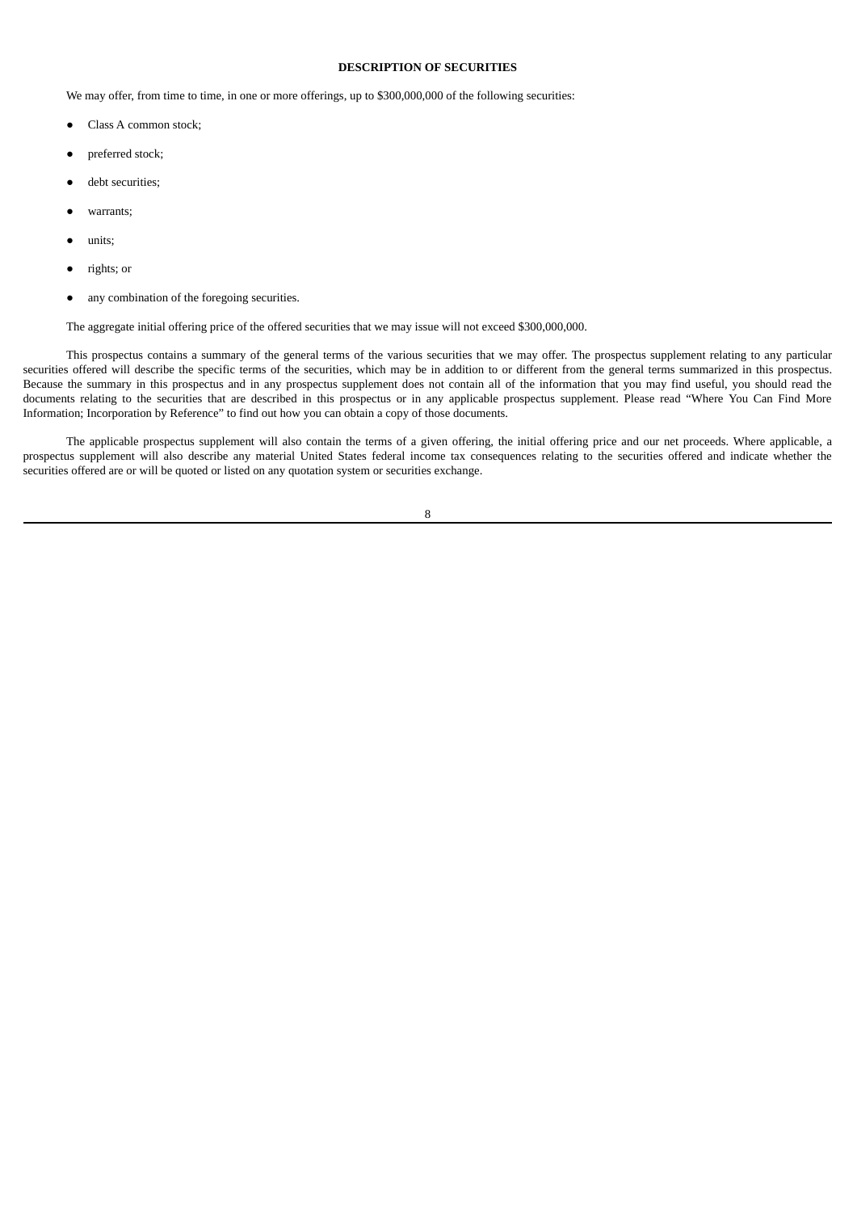## DESCRIPTION OF SECURITIES

We may offer, from time to time, in one or more offerings, up to $300,000,000 of the following securities:

- Class A common stock;
- preferred stock;
- debt securities;
- warrants;
- units;
- rights; or
- any combination of the foregoing securities.

The aggregate initial offering price of the offered securities that we may issue will not exceed $300,000,000.

This prospectus contains a summary of the general terms of the various securities that we may offer. The prospectus supplement relating to any particular securities offered will describe the specific terms of the securities, which may be in addition to or different from the general terms summarized in this prospectus. Because the summary in this prospectus and in any prospectus supplement does not contain all of the information that you may find useful, you should read the documents relating to the securities that are described in this prospectus or in any applicable prospectus supplement. Please read “Where You Can Find More Information; Incorporation by Reference” to find out how you can obtain a copy of those documents.

The applicable prospectus supplement will also contain the terms of a given offering, the initial offering price and our net proceeds. Where applicable, a prospectus supplement will also describe any material United States federal income tax consequences relating to the securities offered and indicate whether the securities offered are or will be quoted or listed on any quotation system or securities exchange.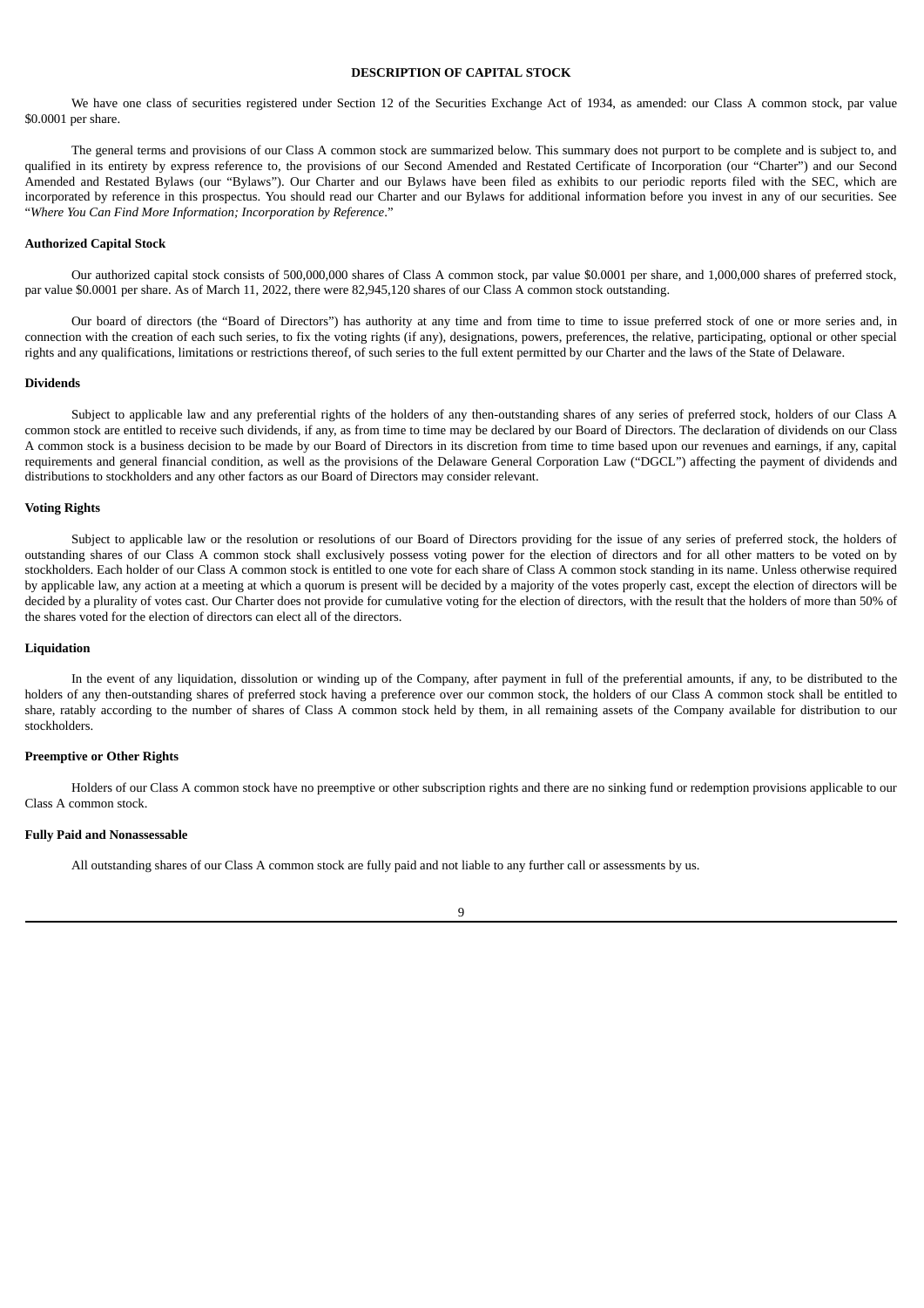## DESCRIPTION OF CAPITAL STOCK

We have one class of securities registered under Section 12 of the Securities Exchange Act of 1934, as amended: our Class A common stock, par value $0.0001 per share.

The general terms and provisions of our Class A common stock are summarized below. This summary does not purport to be complete and is subject to, and qualified in its entirety by express reference to, the provisions of our Second Amended and Restated Certificate of Incorporation (our "Charter") and our Second Amended and Restated Bylaws (our "Bylaws"). Our Charter and our Bylaws have been filed as exhibits to our periodic reports filed with the SEC, which are incorporated by reference in this prospectus. You should read our Charter and our Bylaws for additional information before you invest in any of our securities. See "*Where You Can Find More Information; Incorporation by Reference*."

### Authorized Capital Stock

Our authorized capital stock consists of 500,000,000 shares of Class A common stock, par value $0.0001 per share, and 1,000,000 shares of preferred stock, par value $0.0001 per share. As of March 11, 2022, there were 82,945,120 shares of our Class A common stock outstanding.

Our board of directors (the "Board of Directors") has authority at any time and from time to time to issue preferred stock of one or more series and, in connection with the creation of each such series, to fix the voting rights (if any), designations, powers, preferences, the relative, participating, optional or other special rights and any qualifications, limitations or restrictions thereof, of such series to the full extent permitted by our Charter and the laws of the State of Delaware.

### Dividends

Subject to applicable law and any preferential rights of the holders of any then-outstanding shares of any series of preferred stock, holders of our Class A common stock are entitled to receive such dividends, if any, as from time to time may be declared by our Board of Directors. The declaration of dividends on our Class A common stock is a business decision to be made by our Board of Directors in its discretion from time to time based upon our revenues and earnings, if any, capital requirements and general financial condition, as well as the provisions of the Delaware General Corporation Law ("DGCL") affecting the payment of dividends and distributions to stockholders and any other factors as our Board of Directors may consider relevant.

### Voting Rights

Subject to applicable law or the resolution or resolutions of our Board of Directors providing for the issue of any series of preferred stock, the holders of outstanding shares of our Class A common stock shall exclusively possess voting power for the election of directors and for all other matters to be voted on by stockholders. Each holder of our Class A common stock is entitled to one vote for each share of Class A common stock standing in its name. Unless otherwise required by applicable law, any action at a meeting at which a quorum is present will be decided by a majority of the votes properly cast, except the election of directors will be decided by a plurality of votes cast. Our Charter does not provide for cumulative voting for the election of directors, with the result that the holders of more than 50% of the shares voted for the election of directors can elect all of the directors.

### Liquidation

In the event of any liquidation, dissolution or winding up of the Company, after payment in full of the preferential amounts, if any, to be distributed to the holders of any then-outstanding shares of preferred stock having a preference over our common stock, the holders of our Class A common stock shall be entitled to share, ratably according to the number of shares of Class A common stock held by them, in all remaining assets of the Company available for distribution to our stockholders.

### Preemptive or Other Rights

Holders of our Class A common stock have no preemptive or other subscription rights and there are no sinking fund or redemption provisions applicable to our Class A common stock.

### Fully Paid and Nonassessable

All outstanding shares of our Class A common stock are fully paid and not liable to any further call or assessments by us.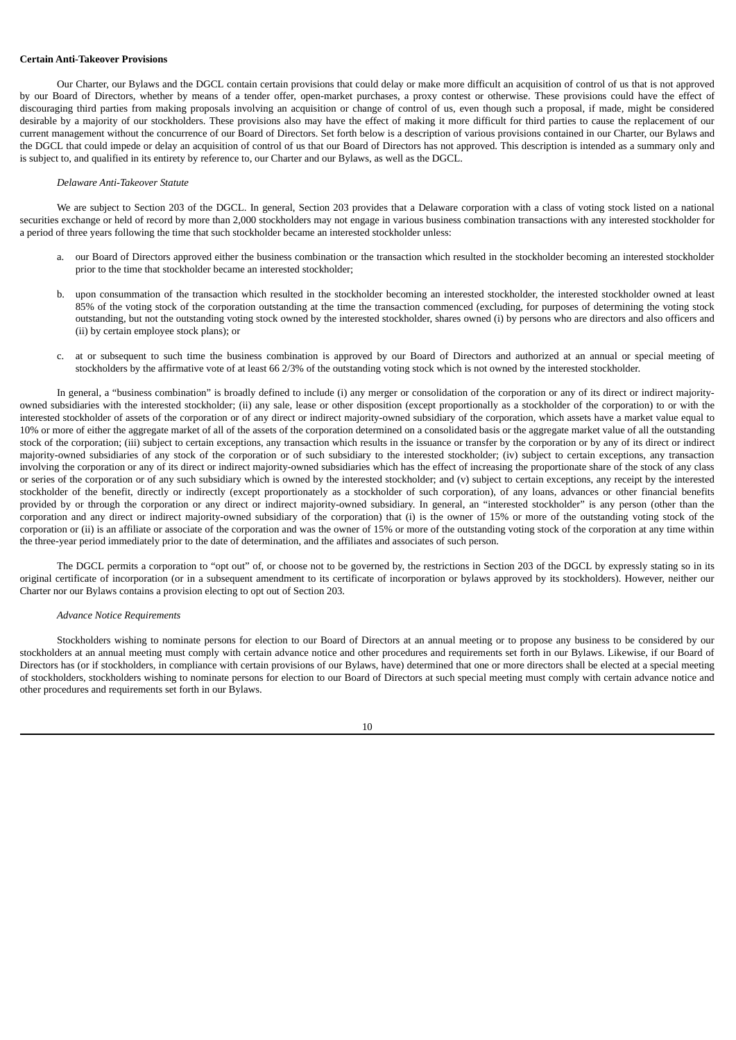**Certain Anti-Takeover Provisions**

Our Charter, our Bylaws and the DGCL contain certain provisions that could delay or make more difficult an acquisition of control of us that is not approved by our Board of Directors, whether by means of a tender offer, open-market purchases, a proxy contest or otherwise. These provisions could have the effect of discouraging third parties from making proposals involving an acquisition or change of control of us, even though such a proposal, if made, might be considered desirable by a majority of our stockholders. These provisions also may have the effect of making it more difficult for third parties to cause the replacement of our current management without the concurrence of our Board of Directors. Set forth below is a description of various provisions contained in our Charter, our Bylaws and the DGCL that could impede or delay an acquisition of control of us that our Board of Directors has not approved. This description is intended as a summary only and is subject to, and qualified in its entirety by reference to, our Charter and our Bylaws, as well as the DGCL.

*Delaware Anti-Takeover Statute*

We are subject to Section 203 of the DGCL. In general, Section 203 provides that a Delaware corporation with a class of voting stock listed on a national securities exchange or held of record by more than 2,000 stockholders may not engage in various business combination transactions with any interested stockholder for a period of three years following the time that such stockholder became an interested stockholder unless:

a. our Board of Directors approved either the business combination or the transaction which resulted in the stockholder becoming an interested stockholder prior to the time that stockholder became an interested stockholder;

b. upon consummation of the transaction which resulted in the stockholder becoming an interested stockholder, the interested stockholder owned at least 85% of the voting stock of the corporation outstanding at the time the transaction commenced (excluding, for purposes of determining the voting stock outstanding, but not the outstanding voting stock owned by the interested stockholder, shares owned (i) by persons who are directors and also officers and (ii) by certain employee stock plans); or

c. at or subsequent to such time the business combination is approved by our Board of Directors and authorized at an annual or special meeting of stockholders by the affirmative vote of at least 66 2/3% of the outstanding voting stock which is not owned by the interested stockholder.

In general, a "business combination" is broadly defined to include (i) any merger or consolidation of the corporation or any of its direct or indirect majority-owned subsidiaries with the interested stockholder; (ii) any sale, lease or other disposition (except proportionally as a stockholder of the corporation) to or with the interested stockholder of assets of the corporation or of any direct or indirect majority-owned subsidiary of the corporation, which assets have a market value equal to 10% or more of either the aggregate market of all of the assets of the corporation determined on a consolidated basis or the aggregate market value of all the outstanding stock of the corporation; (iii) subject to certain exceptions, any transaction which results in the issuance or transfer by the corporation or by any of its direct or indirect majority-owned subsidiaries of any stock of the corporation or of such subsidiary to the interested stockholder; (iv) subject to certain exceptions, any transaction involving the corporation or any of its direct or indirect majority-owned subsidiaries which has the effect of increasing the proportionate share of the stock of any class or series of the corporation or of any such subsidiary which is owned by the interested stockholder; and (v) subject to certain exceptions, any receipt by the interested stockholder of the benefit, directly or indirectly (except proportionately as a stockholder of such corporation), of any loans, advances or other financial benefits provided by or through the corporation or any direct or indirect majority-owned subsidiary. In general, an "interested stockholder" is any person (other than the corporation and any direct or indirect majority-owned subsidiary of the corporation) that (i) is the owner of 15% or more of the outstanding voting stock of the corporation or (ii) is an affiliate or associate of the corporation and was the owner of 15% or more of the outstanding voting stock of the corporation at any time within the three-year period immediately prior to the date of determination, and the affiliates and associates of such person.

The DGCL permits a corporation to "opt out" of, or choose not to be governed by, the restrictions in Section 203 of the DGCL by expressly stating so in its original certificate of incorporation (or in a subsequent amendment to its certificate of incorporation or bylaws approved by its stockholders). However, neither our Charter nor our Bylaws contains a provision electing to opt out of Section 203.

*Advance Notice Requirements*

Stockholders wishing to nominate persons for election to our Board of Directors at an annual meeting or to propose any business to be considered by our stockholders at an annual meeting must comply with certain advance notice and other procedures and requirements set forth in our Bylaws. Likewise, if our Board of Directors has (or if stockholders, in compliance with certain provisions of our Bylaws, have) determined that one or more directors shall be elected at a special meeting of stockholders, stockholders wishing to nominate persons for election to our Board of Directors at such special meeting must comply with certain advance notice and other procedures and requirements set forth in our Bylaws.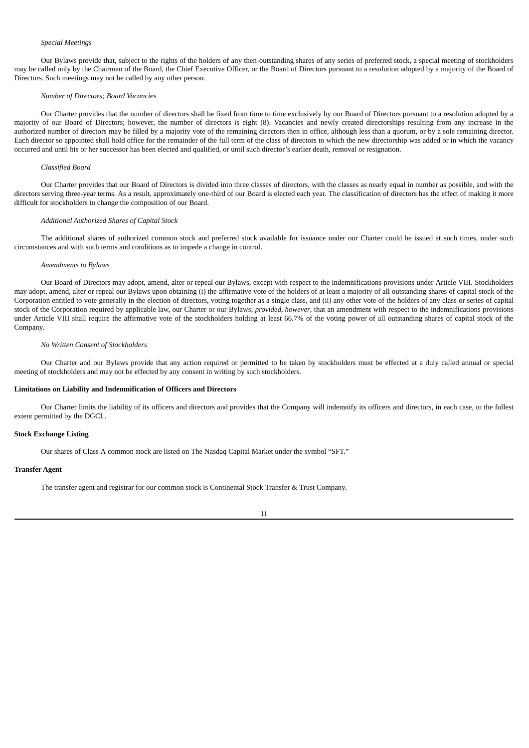*Special Meetings*

Our Bylaws provide that, subject to the rights of the holders of any then-outstanding shares of any series of preferred stock, a special meeting of stockholders may be called only by the Chairman of the Board, the Chief Executive Officer, or the Board of Directors pursuant to a resolution adopted by a majority of the Board of Directors. Such meetings may not be called by any other person.

*Number of Directors; Board Vacancies*

Our Charter provides that the number of directors shall be fixed from time to time exclusively by our Board of Directors pursuant to a resolution adopted by a majority of our Board of Directors; however, the number of directors is eight (8). Vacancies and newly created directorships resulting from any increase in the authorized number of directors may be filled by a majority vote of the remaining directors then in office, although less than a quorum, or by a sole remaining director. Each director so appointed shall hold office for the remainder of the full term of the class of directors to which the new directorship was added or in which the vacancy occurred and until his or her successor has been elected and qualified, or until such director's earlier death, removal or resignation.

*Classified Board*

Our Charter provides that our Board of Directors is divided into three classes of directors, with the classes as nearly equal in number as possible, and with the directors serving three-year terms. As a result, approximately one-third of our Board is elected each year. The classification of directors has the effect of making it more difficult for stockholders to change the composition of our Board.

*Additional Authorized Shares of Capital Stock*

The additional shares of authorized common stock and preferred stock available for issuance under our Charter could be issued at such times, under such circumstances and with such terms and conditions as to impede a change in control.

*Amendments to Bylaws*

Our Board of Directors may adopt, amend, alter or repeal our Bylaws, except with respect to the indemnifications provisions under Article VIII. Stockholders may adopt, amend, alter or repeal our Bylaws upon obtaining (i) the affirmative vote of the holders of at least a majority of all outstanding shares of capital stock of the Corporation entitled to vote generally in the election of directors, voting together as a single class, and (ii) any other vote of the holders of any class or series of capital stock of the Corporation required by applicable law, our Charter or our Bylaws; *provided, however*, that an amendment with respect to the indemnifications provisions under Article VIII shall require the affirmative vote of the stockholders holding at least 66.7% of the voting power of all outstanding shares of capital stock of the Company.

*No Written Consent of Stockholders*

Our Charter and our Bylaws provide that any action required or permitted to be taken by stockholders must be effected at a duly called annual or special meeting of stockholders and may not be effected by any consent in writing by such stockholders.

**Limitations on Liability and Indemnification of Officers and Directors**

Our Charter limits the liability of its officers and directors and provides that the Company will indemnify its officers and directors, in each case, to the fullest extent permitted by the DGCL.

**Stock Exchange Listing**

Our shares of Class A common stock are listed on The Nasdaq Capital Market under the symbol "SFT."

**Transfer Agent**

The transfer agent and registrar for our common stock is Continental Stock Transfer & Trust Company.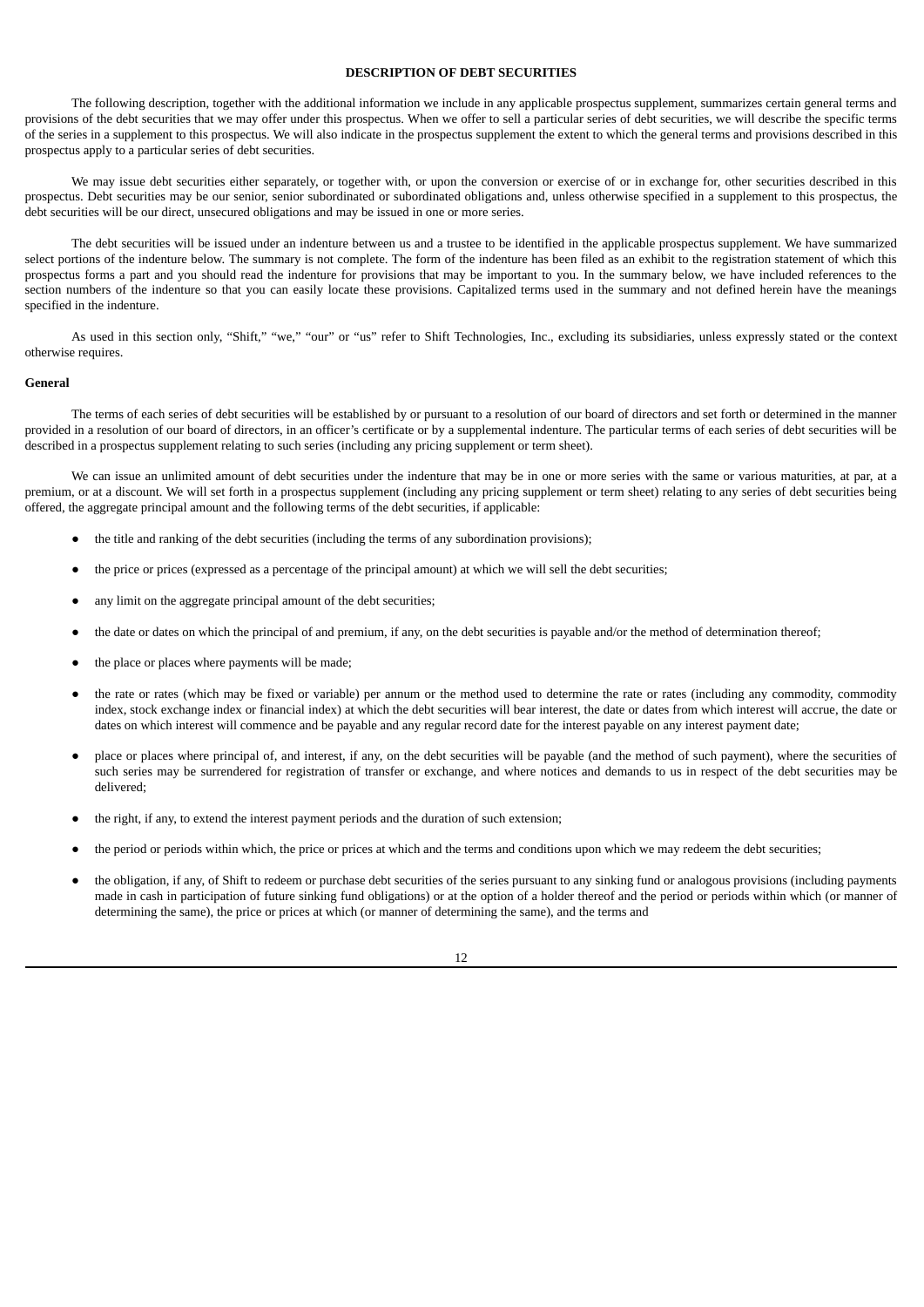## DESCRIPTION OF DEBT SECURITIES

The following description, together with the additional information we include in any applicable prospectus supplement, summarizes certain general terms and provisions of the debt securities that we may offer under this prospectus. When we offer to sell a particular series of debt securities, we will describe the specific terms of the series in a supplement to this prospectus. We will also indicate in the prospectus supplement the extent to which the general terms and provisions described in this prospectus apply to a particular series of debt securities.

We may issue debt securities either separately, or together with, or upon the conversion or exercise of or in exchange for, other securities described in this prospectus. Debt securities may be our senior, senior subordinated or subordinated obligations and, unless otherwise specified in a supplement to this prospectus, the debt securities will be our direct, unsecured obligations and may be issued in one or more series.

The debt securities will be issued under an indenture between us and a trustee to be identified in the applicable prospectus supplement. We have summarized select portions of the indenture below. The summary is not complete. The form of the indenture has been filed as an exhibit to the registration statement of which this prospectus forms a part and you should read the indenture for provisions that may be important to you. In the summary below, we have included references to the section numbers of the indenture so that you can easily locate these provisions. Capitalized terms used in the summary and not defined herein have the meanings specified in the indenture.

As used in this section only, "Shift," "we," "our" or "us" refer to Shift Technologies, Inc., excluding its subsidiaries, unless expressly stated or the context otherwise requires.

### General

The terms of each series of debt securities will be established by or pursuant to a resolution of our board of directors and set forth or determined in the manner provided in a resolution of our board of directors, in an officer's certificate or by a supplemental indenture. The particular terms of each series of debt securities will be described in a prospectus supplement relating to such series (including any pricing supplement or term sheet).

We can issue an unlimited amount of debt securities under the indenture that may be in one or more series with the same or various maturities, at par, at a premium, or at a discount. We will set forth in a prospectus supplement (including any pricing supplement or term sheet) relating to any series of debt securities being offered, the aggregate principal amount and the following terms of the debt securities, if applicable:

- the title and ranking of the debt securities (including the terms of any subordination provisions);
- the price or prices (expressed as a percentage of the principal amount) at which we will sell the debt securities;
- any limit on the aggregate principal amount of the debt securities;
- the date or dates on which the principal of and premium, if any, on the debt securities is payable and/or the method of determination thereof;
- the place or places where payments will be made;
- the rate or rates (which may be fixed or variable) per annum or the method used to determine the rate or rates (including any commodity, commodity index, stock exchange index or financial index) at which the debt securities will bear interest, the date or dates from which interest will accrue, the date or dates on which interest will commence and be payable and any regular record date for the interest payable on any interest payment date;
- place or places where principal of, and interest, if any, on the debt securities will be payable (and the method of such payment), where the securities of such series may be surrendered for registration of transfer or exchange, and where notices and demands to us in respect of the debt securities may be delivered;
- the right, if any, to extend the interest payment periods and the duration of such extension;
- the period or periods within which, the price or prices at which and the terms and conditions upon which we may redeem the debt securities;
- the obligation, if any, of Shift to redeem or purchase debt securities of the series pursuant to any sinking fund or analogous provisions (including payments made in cash in participation of future sinking fund obligations) or at the option of a holder thereof and the period or periods within which (or manner of determining the same), the price or prices at which (or manner of determining the same), and the terms and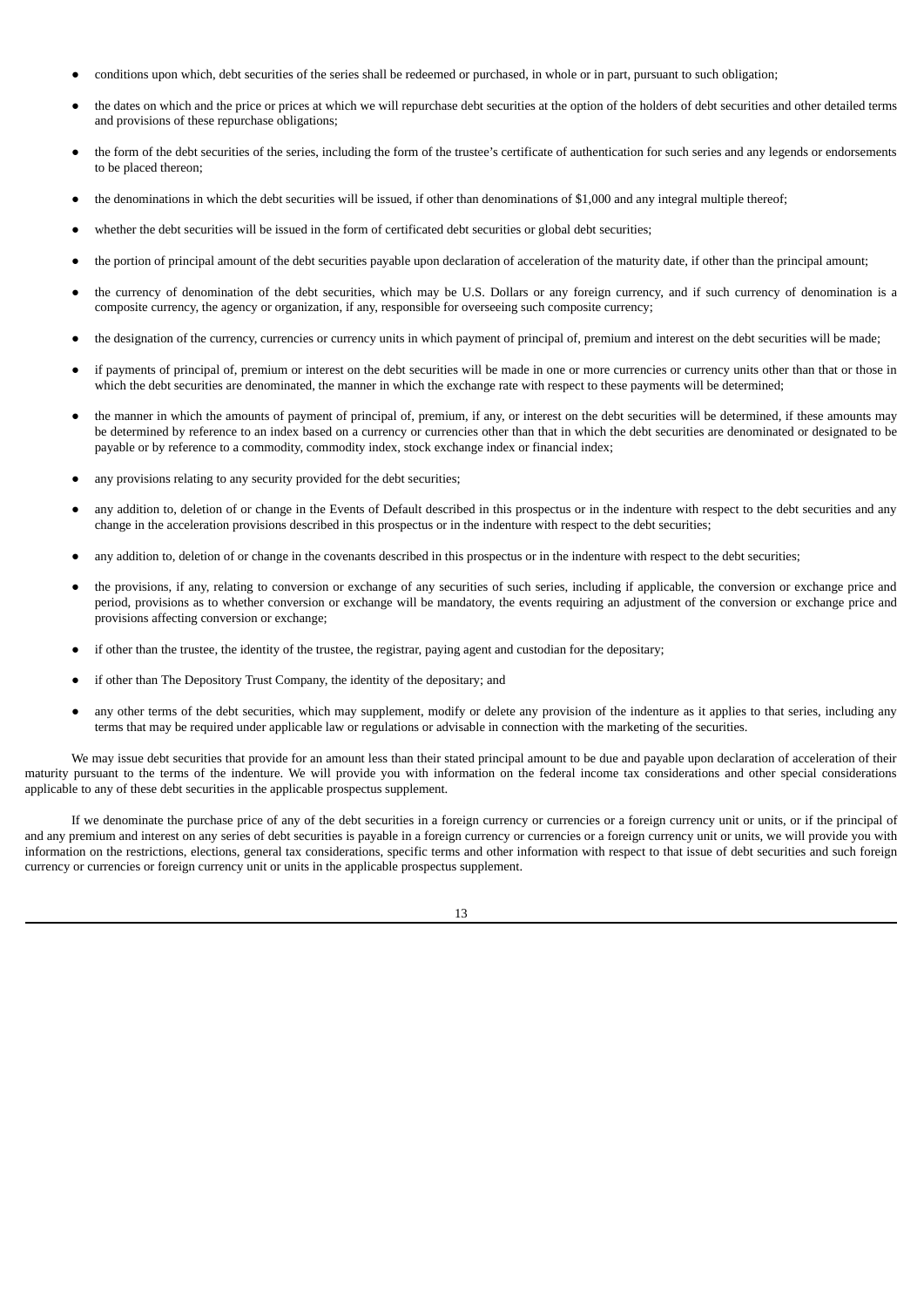- conditions upon which, debt securities of the series shall be redeemed or purchased, in whole or in part, pursuant to such obligation;
- the dates on which and the price or prices at which we will repurchase debt securities at the option of the holders of debt securities and other detailed terms and provisions of these repurchase obligations;
- the form of the debt securities of the series, including the form of the trustee's certificate of authentication for such series and any legends or endorsements to be placed thereon;
- the denominations in which the debt securities will be issued, if other than denominations of $1,000 and any integral multiple thereof;
- whether the debt securities will be issued in the form of certificated debt securities or global debt securities;
- the portion of principal amount of the debt securities payable upon declaration of acceleration of the maturity date, if other than the principal amount;
- the currency of denomination of the debt securities, which may be U.S. Dollars or any foreign currency, and if such currency of denomination is a composite currency, the agency or organization, if any, responsible for overseeing such composite currency;
- the designation of the currency, currencies or currency units in which payment of principal of, premium and interest on the debt securities will be made;
- if payments of principal of, premium or interest on the debt securities will be made in one or more currencies or currency units other than that or those in which the debt securities are denominated, the manner in which the exchange rate with respect to these payments will be determined;
- the manner in which the amounts of payment of principal of, premium, if any, or interest on the debt securities will be determined, if these amounts may be determined by reference to an index based on a currency or currencies other than that in which the debt securities are denominated or designated to be payable or by reference to a commodity, commodity index, stock exchange index or financial index;
- any provisions relating to any security provided for the debt securities;
- any addition to, deletion of or change in the Events of Default described in this prospectus or in the indenture with respect to the debt securities and any change in the acceleration provisions described in this prospectus or in the indenture with respect to the debt securities;
- any addition to, deletion of or change in the covenants described in this prospectus or in the indenture with respect to the debt securities;
- the provisions, if any, relating to conversion or exchange of any securities of such series, including if applicable, the conversion or exchange price and period, provisions as to whether conversion or exchange will be mandatory, the events requiring an adjustment of the conversion or exchange price and provisions affecting conversion or exchange;
- if other than the trustee, the identity of the trustee, the registrar, paying agent and custodian for the depositary;
- if other than The Depository Trust Company, the identity of the depositary; and
- any other terms of the debt securities, which may supplement, modify or delete any provision of the indenture as it applies to that series, including any terms that may be required under applicable law or regulations or advisable in connection with the marketing of the securities.

We may issue debt securities that provide for an amount less than their stated principal amount to be due and payable upon declaration of acceleration of their maturity pursuant to the terms of the indenture. We will provide you with information on the federal income tax considerations and other special considerations applicable to any of these debt securities in the applicable prospectus supplement.

If we denominate the purchase price of any of the debt securities in a foreign currency or currencies or a foreign currency unit or units, or if the principal of and any premium and interest on any series of debt securities is payable in a foreign currency or currencies or a foreign currency unit or units, we will provide you with information on the restrictions, elections, general tax considerations, specific terms and other information with respect to that issue of debt securities and such foreign currency or currencies or foreign currency unit or units in the applicable prospectus supplement.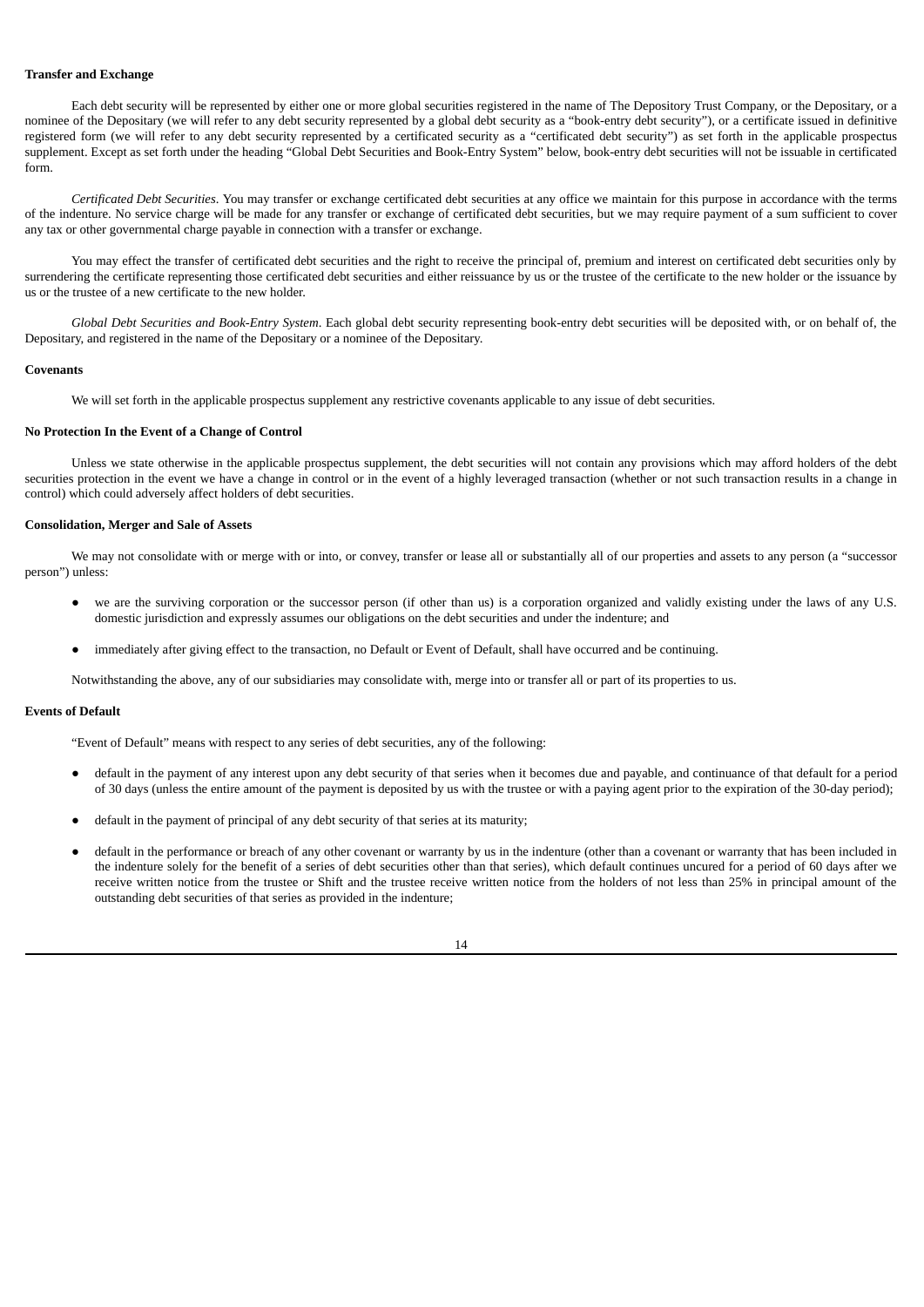**Transfer and Exchange**

Each debt security will be represented by either one or more global securities registered in the name of The Depository Trust Company, or the Depositary, or a nominee of the Depositary (we will refer to any debt security represented by a global debt security as a "book-entry debt security"), or a certificate issued in definitive registered form (we will refer to any debt security represented by a certificated security as a "certificated debt security") as set forth in the applicable prospectus supplement. Except as set forth under the heading "Global Debt Securities and Book-Entry System" below, book-entry debt securities will not be issuable in certificated form.

*Certificated Debt Securities*. You may transfer or exchange certificated debt securities at any office we maintain for this purpose in accordance with the terms of the indenture. No service charge will be made for any transfer or exchange of certificated debt securities, but we may require payment of a sum sufficient to cover any tax or other governmental charge payable in connection with a transfer or exchange.

You may effect the transfer of certificated debt securities and the right to receive the principal of, premium and interest on certificated debt securities only by surrendering the certificate representing those certificated debt securities and either reissuance by us or the trustee of the certificate to the new holder or the issuance by us or the trustee of a new certificate to the new holder.

*Global Debt Securities and Book-Entry System*. Each global debt security representing book-entry debt securities will be deposited with, or on behalf of, the Depositary, and registered in the name of the Depositary or a nominee of the Depositary.

**Covenants**

We will set forth in the applicable prospectus supplement any restrictive covenants applicable to any issue of debt securities.

**No Protection In the Event of a Change of Control**

Unless we state otherwise in the applicable prospectus supplement, the debt securities will not contain any provisions which may afford holders of the debt securities protection in the event we have a change in control or in the event of a highly leveraged transaction (whether or not such transaction results in a change in control) which could adversely affect holders of debt securities.

**Consolidation, Merger and Sale of Assets**

We may not consolidate with or merge with or into, or convey, transfer or lease all or substantially all of our properties and assets to any person (a "successor person") unless:

- we are the surviving corporation or the successor person (if other than us) is a corporation organized and validly existing under the laws of any U.S. domestic jurisdiction and expressly assumes our obligations on the debt securities and under the indenture; and
- immediately after giving effect to the transaction, no Default or Event of Default, shall have occurred and be continuing.

Notwithstanding the above, any of our subsidiaries may consolidate with, merge into or transfer all or part of its properties to us.

**Events of Default**

"Event of Default" means with respect to any series of debt securities, any of the following:

- default in the payment of any interest upon any debt security of that series when it becomes due and payable, and continuance of that default for a period of 30 days (unless the entire amount of the payment is deposited by us with the trustee or with a paying agent prior to the expiration of the 30-day period);
- default in the payment of principal of any debt security of that series at its maturity;
- default in the performance or breach of any other covenant or warranty by us in the indenture (other than a covenant or warranty that has been included in the indenture solely for the benefit of a series of debt securities other than that series), which default continues uncured for a period of 60 days after we receive written notice from the trustee or Shift and the trustee receive written notice from the holders of not less than 25% in principal amount of the outstanding debt securities of that series as provided in the indenture;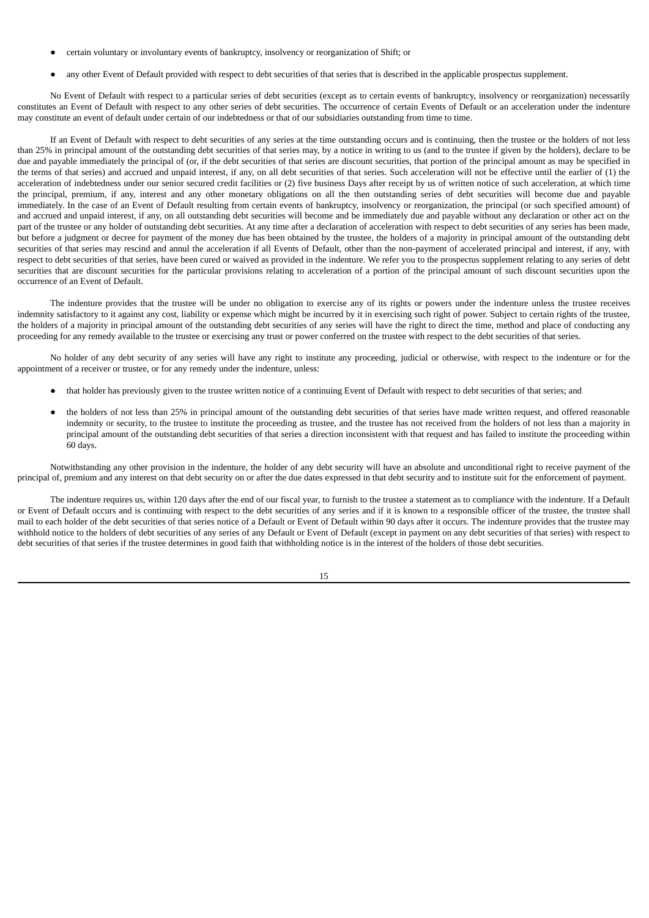- certain voluntary or involuntary events of bankruptcy, insolvency or reorganization of Shift; or
- any other Event of Default provided with respect to debt securities of that series that is described in the applicable prospectus supplement.

No Event of Default with respect to a particular series of debt securities (except as to certain events of bankruptcy, insolvency or reorganization) necessarily constitutes an Event of Default with respect to any other series of debt securities. The occurrence of certain Events of Default or an acceleration under the indenture may constitute an event of default under certain of our indebtedness or that of our subsidiaries outstanding from time to time.

If an Event of Default with respect to debt securities of any series at the time outstanding occurs and is continuing, then the trustee or the holders of not less than 25% in principal amount of the outstanding debt securities of that series may, by a notice in writing to us (and to the trustee if given by the holders), declare to be due and payable immediately the principal of (or, if the debt securities of that series are discount securities, that portion of the principal amount as may be specified in the terms of that series) and accrued and unpaid interest, if any, on all debt securities of that series. Such acceleration will not be effective until the earlier of (1) the acceleration of indebtedness under our senior secured credit facilities or (2) five business Days after receipt by us of written notice of such acceleration, at which time the principal, premium, if any, interest and any other monetary obligations on all the then outstanding series of debt securities will become due and payable immediately. In the case of an Event of Default resulting from certain events of bankruptcy, insolvency or reorganization, the principal (or such specified amount) of and accrued and unpaid interest, if any, on all outstanding debt securities will become and be immediately due and payable without any declaration or other act on the part of the trustee or any holder of outstanding debt securities. At any time after a declaration of acceleration with respect to debt securities of any series has been made, but before a judgment or decree for payment of the money due has been obtained by the trustee, the holders of a majority in principal amount of the outstanding debt securities of that series may rescind and annul the acceleration if all Events of Default, other than the non-payment of accelerated principal and interest, if any, with respect to debt securities of that series, have been cured or waived as provided in the indenture. We refer you to the prospectus supplement relating to any series of debt securities that are discount securities for the particular provisions relating to acceleration of a portion of the principal amount of such discount securities upon the occurrence of an Event of Default.

The indenture provides that the trustee will be under no obligation to exercise any of its rights or powers under the indenture unless the trustee receives indemnity satisfactory to it against any cost, liability or expense which might be incurred by it in exercising such right of power. Subject to certain rights of the trustee, the holders of a majority in principal amount of the outstanding debt securities of any series will have the right to direct the time, method and place of conducting any proceeding for any remedy available to the trustee or exercising any trust or power conferred on the trustee with respect to the debt securities of that series.

No holder of any debt security of any series will have any right to institute any proceeding, judicial or otherwise, with respect to the indenture or for the appointment of a receiver or trustee, or for any remedy under the indenture, unless:

- that holder has previously given to the trustee written notice of a continuing Event of Default with respect to debt securities of that series; and
- the holders of not less than 25% in principal amount of the outstanding debt securities of that series have made written request, and offered reasonable indemnity or security, to the trustee to institute the proceeding as trustee, and the trustee has not received from the holders of not less than a majority in principal amount of the outstanding debt securities of that series a direction inconsistent with that request and has failed to institute the proceeding within 60 days.

Notwithstanding any other provision in the indenture, the holder of any debt security will have an absolute and unconditional right to receive payment of the principal of, premium and any interest on that debt security on or after the due dates expressed in that debt security and to institute suit for the enforcement of payment.

The indenture requires us, within 120 days after the end of our fiscal year, to furnish to the trustee a statement as to compliance with the indenture. If a Default or Event of Default occurs and is continuing with respect to the debt securities of any series and if it is known to a responsible officer of the trustee, the trustee shall mail to each holder of the debt securities of that series notice of a Default or Event of Default within 90 days after it occurs. The indenture provides that the trustee may withhold notice to the holders of debt securities of any series of any Default or Event of Default (except in payment on any debt securities of that series) with respect to debt securities of that series if the trustee determines in good faith that withholding notice is in the interest of the holders of those debt securities.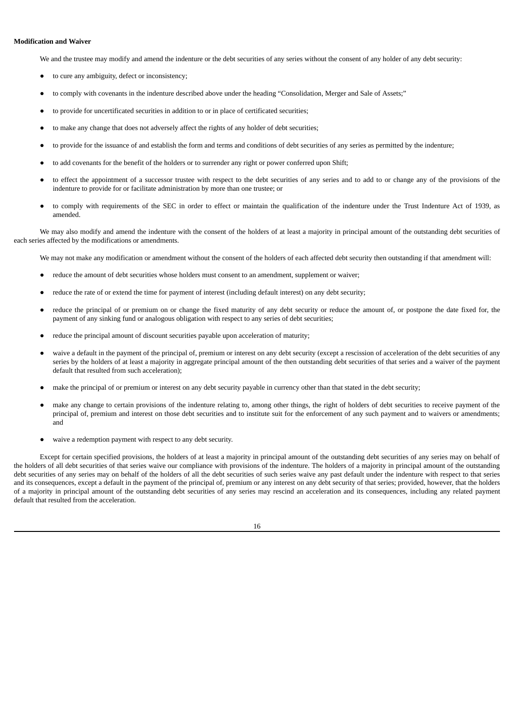**Modification and Waiver**

We and the trustee may modify and amend the indenture or the debt securities of any series without the consent of any holder of any debt security:

- to cure any ambiguity, defect or inconsistency;
- to comply with covenants in the indenture described above under the heading "Consolidation, Merger and Sale of Assets;"
- to provide for uncertificated securities in addition to or in place of certificated securities;
- to make any change that does not adversely affect the rights of any holder of debt securities;
- to provide for the issuance of and establish the form and terms and conditions of debt securities of any series as permitted by the indenture;
- to add covenants for the benefit of the holders or to surrender any right or power conferred upon Shift;
- to effect the appointment of a successor trustee with respect to the debt securities of any series and to add to or change any of the provisions of the indenture to provide for or facilitate administration by more than one trustee; or
- to comply with requirements of the SEC in order to effect or maintain the qualification of the indenture under the Trust Indenture Act of 1939, as amended.

We may also modify and amend the indenture with the consent of the holders of at least a majority in principal amount of the outstanding debt securities of each series affected by the modifications or amendments.

We may not make any modification or amendment without the consent of the holders of each affected debt security then outstanding if that amendment will:

- reduce the amount of debt securities whose holders must consent to an amendment, supplement or waiver;
- reduce the rate of or extend the time for payment of interest (including default interest) on any debt security;
- reduce the principal of or premium on or change the fixed maturity of any debt security or reduce the amount of, or postpone the date fixed for, the payment of any sinking fund or analogous obligation with respect to any series of debt securities;
- reduce the principal amount of discount securities payable upon acceleration of maturity;
- waive a default in the payment of the principal of, premium or interest on any debt security (except a rescission of acceleration of the debt securities of any series by the holders of at least a majority in aggregate principal amount of the then outstanding debt securities of that series and a waiver of the payment default that resulted from such acceleration);
- make the principal of or premium or interest on any debt security payable in currency other than that stated in the debt security;
- make any change to certain provisions of the indenture relating to, among other things, the right of holders of debt securities to receive payment of the principal of, premium and interest on those debt securities and to institute suit for the enforcement of any such payment and to waivers or amendments; and
- waive a redemption payment with respect to any debt security.

Except for certain specified provisions, the holders of at least a majority in principal amount of the outstanding debt securities of any series may on behalf of the holders of all debt securities of that series waive our compliance with provisions of the indenture. The holders of a majority in principal amount of the outstanding debt securities of any series may on behalf of the holders of all the debt securities of such series waive any past default under the indenture with respect to that series and its consequences, except a default in the payment of the principal of, premium or any interest on any debt security of that series; provided, however, that the holders of a majority in principal amount of the outstanding debt securities of any series may rescind an acceleration and its consequences, including any related payment default that resulted from the acceleration.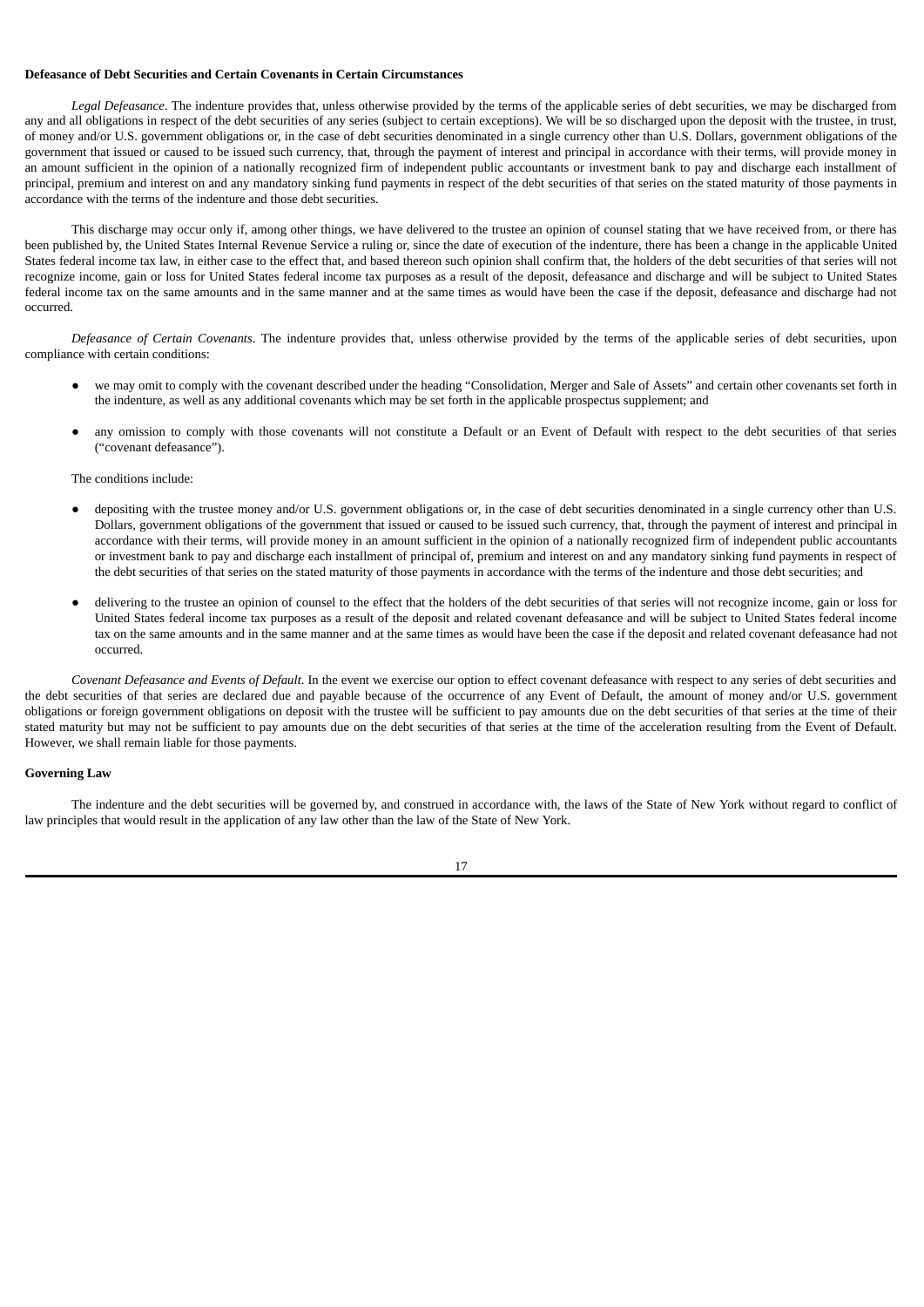**Defeasance of Debt Securities and Certain Covenants in Certain Circumstances**

*Legal Defeasance*. The indenture provides that, unless otherwise provided by the terms of the applicable series of debt securities, we may be discharged from any and all obligations in respect of the debt securities of any series (subject to certain exceptions). We will be so discharged upon the deposit with the trustee, in trust, of money and/or U.S. government obligations or, in the case of debt securities denominated in a single currency other than U.S. Dollars, government obligations of the government that issued or caused to be issued such currency, that, through the payment of interest and principal in accordance with their terms, will provide money in an amount sufficient in the opinion of a nationally recognized firm of independent public accountants or investment bank to pay and discharge each installment of principal, premium and interest on and any mandatory sinking fund payments in respect of the debt securities of that series on the stated maturity of those payments in accordance with the terms of the indenture and those debt securities.

This discharge may occur only if, among other things, we have delivered to the trustee an opinion of counsel stating that we have received from, or there has been published by, the United States Internal Revenue Service a ruling or, since the date of execution of the indenture, there has been a change in the applicable United States federal income tax law, in either case to the effect that, and based thereon such opinion shall confirm that, the holders of the debt securities of that series will not recognize income, gain or loss for United States federal income tax purposes as a result of the deposit, defeasance and discharge and will be subject to United States federal income tax on the same amounts and in the same manner and at the same times as would have been the case if the deposit, defeasance and discharge had not occurred.

*Defeasance of Certain Covenants*. The indenture provides that, unless otherwise provided by the terms of the applicable series of debt securities, upon compliance with certain conditions:

- we may omit to comply with the covenant described under the heading "Consolidation, Merger and Sale of Assets" and certain other covenants set forth in the indenture, as well as any additional covenants which may be set forth in the applicable prospectus supplement; and
- any omission to comply with those covenants will not constitute a Default or an Event of Default with respect to the debt securities of that series ("covenant defeasance").

The conditions include:

- depositing with the trustee money and/or U.S. government obligations or, in the case of debt securities denominated in a single currency other than U.S. Dollars, government obligations of the government that issued or caused to be issued such currency, that, through the payment of interest and principal in accordance with their terms, will provide money in an amount sufficient in the opinion of a nationally recognized firm of independent public accountants or investment bank to pay and discharge each installment of principal of, premium and interest on and any mandatory sinking fund payments in respect of the debt securities of that series on the stated maturity of those payments in accordance with the terms of the indenture and those debt securities; and
- delivering to the trustee an opinion of counsel to the effect that the holders of the debt securities of that series will not recognize income, gain or loss for United States federal income tax purposes as a result of the deposit and related covenant defeasance and will be subject to United States federal income tax on the same amounts and in the same manner and at the same times as would have been the case if the deposit and related covenant defeasance had not occurred.

*Covenant Defeasance and Events of Default*. In the event we exercise our option to effect covenant defeasance with respect to any series of debt securities and the debt securities of that series are declared due and payable because of the occurrence of any Event of Default, the amount of money and/or U.S. government obligations or foreign government obligations on deposit with the trustee will be sufficient to pay amounts due on the debt securities of that series at the time of their stated maturity but may not be sufficient to pay amounts due on the debt securities of that series at the time of the acceleration resulting from the Event of Default. However, we shall remain liable for those payments.

**Governing Law**

The indenture and the debt securities will be governed by, and construed in accordance with, the laws of the State of New York without regard to conflict of law principles that would result in the application of any law other than the law of the State of New York.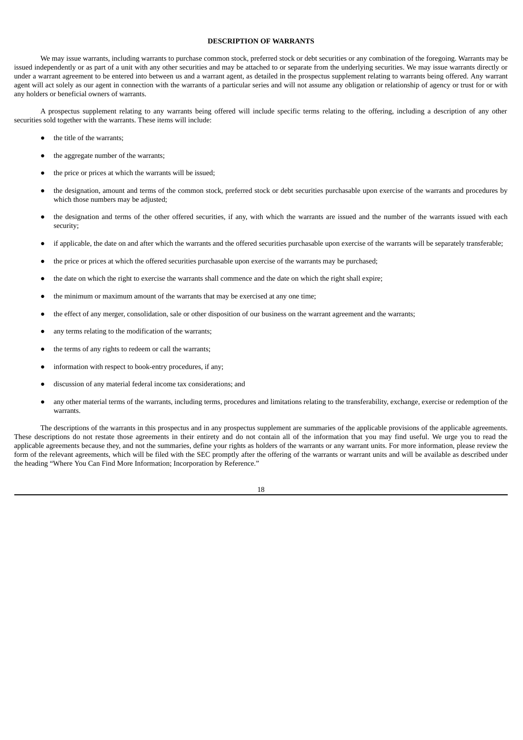## DESCRIPTION OF WARRANTS

We may issue warrants, including warrants to purchase common stock, preferred stock or debt securities or any combination of the foregoing. Warrants may be issued independently or as part of a unit with any other securities and may be attached to or separate from the underlying securities. We may issue warrants directly or under a warrant agreement to be entered into between us and a warrant agent, as detailed in the prospectus supplement relating to warrants being offered. Any warrant agent will act solely as our agent in connection with the warrants of a particular series and will not assume any obligation or relationship of agency or trust for or with any holders or beneficial owners of warrants.

A prospectus supplement relating to any warrants being offered will include specific terms relating to the offering, including a description of any other securities sold together with the warrants. These items will include:

- the title of the warrants;
- the aggregate number of the warrants;
- the price or prices at which the warrants will be issued;
- the designation, amount and terms of the common stock, preferred stock or debt securities purchasable upon exercise of the warrants and procedures by which those numbers may be adjusted;
- the designation and terms of the other offered securities, if any, with which the warrants are issued and the number of the warrants issued with each security;
- if applicable, the date on and after which the warrants and the offered securities purchasable upon exercise of the warrants will be separately transferable;
- the price or prices at which the offered securities purchasable upon exercise of the warrants may be purchased;
- the date on which the right to exercise the warrants shall commence and the date on which the right shall expire;
- the minimum or maximum amount of the warrants that may be exercised at any one time;
- the effect of any merger, consolidation, sale or other disposition of our business on the warrant agreement and the warrants;
- any terms relating to the modification of the warrants;
- the terms of any rights to redeem or call the warrants;
- information with respect to book-entry procedures, if any;
- discussion of any material federal income tax considerations; and
- any other material terms of the warrants, including terms, procedures and limitations relating to the transferability, exchange, exercise or redemption of the warrants.

The descriptions of the warrants in this prospectus and in any prospectus supplement are summaries of the applicable provisions of the applicable agreements. These descriptions do not restate those agreements in their entirety and do not contain all of the information that you may find useful. We urge you to read the applicable agreements because they, and not the summaries, define your rights as holders of the warrants or any warrant units. For more information, please review the form of the relevant agreements, which will be filed with the SEC promptly after the offering of the warrants or warrant units and will be available as described under the heading "Where You Can Find More Information; Incorporation by Reference."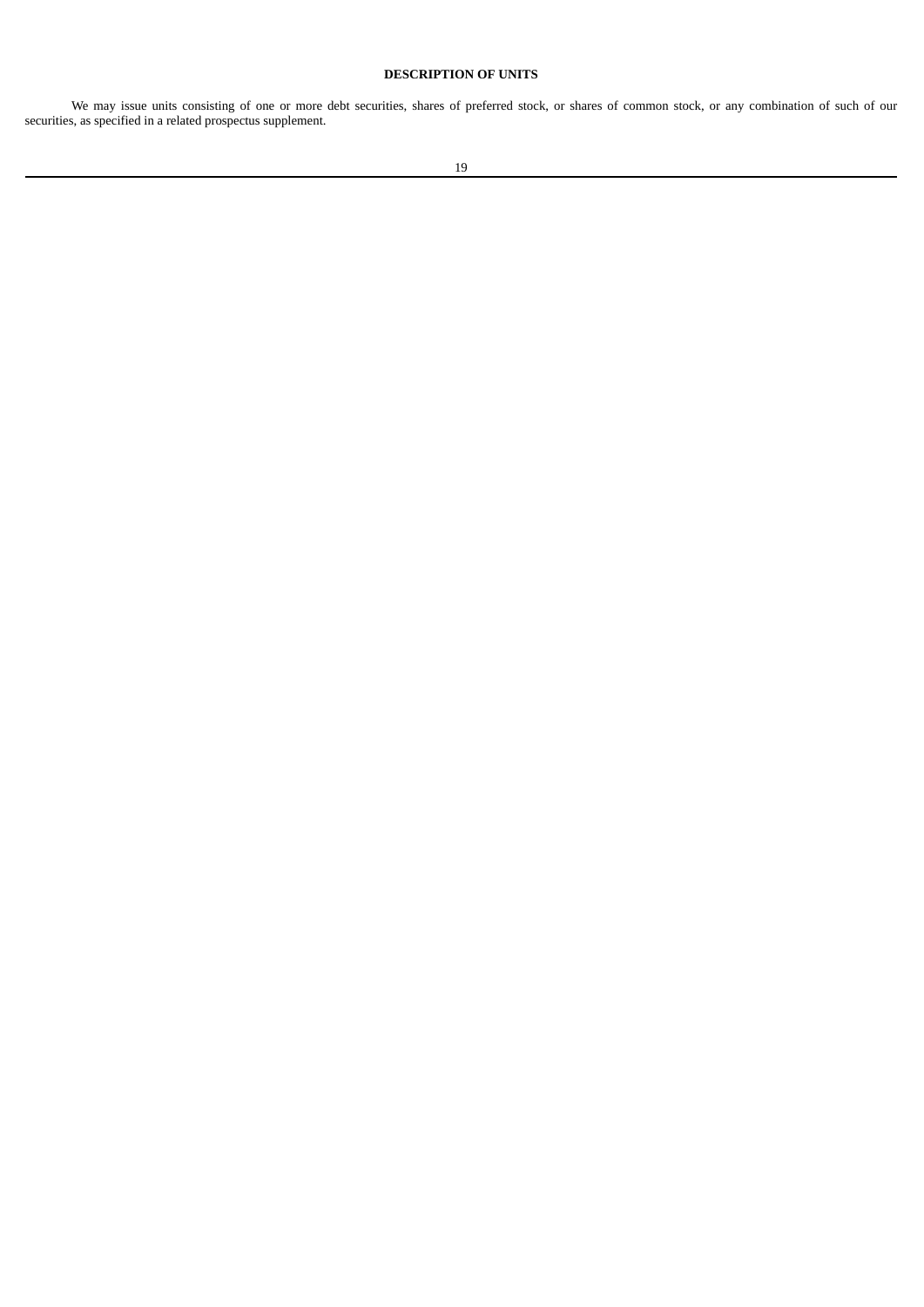## DESCRIPTION OF UNITS

We may issue units consisting of one or more debt securities, shares of preferred stock, or shares of common stock, or any combination of such of our securities, as specified in a related prospectus supplement.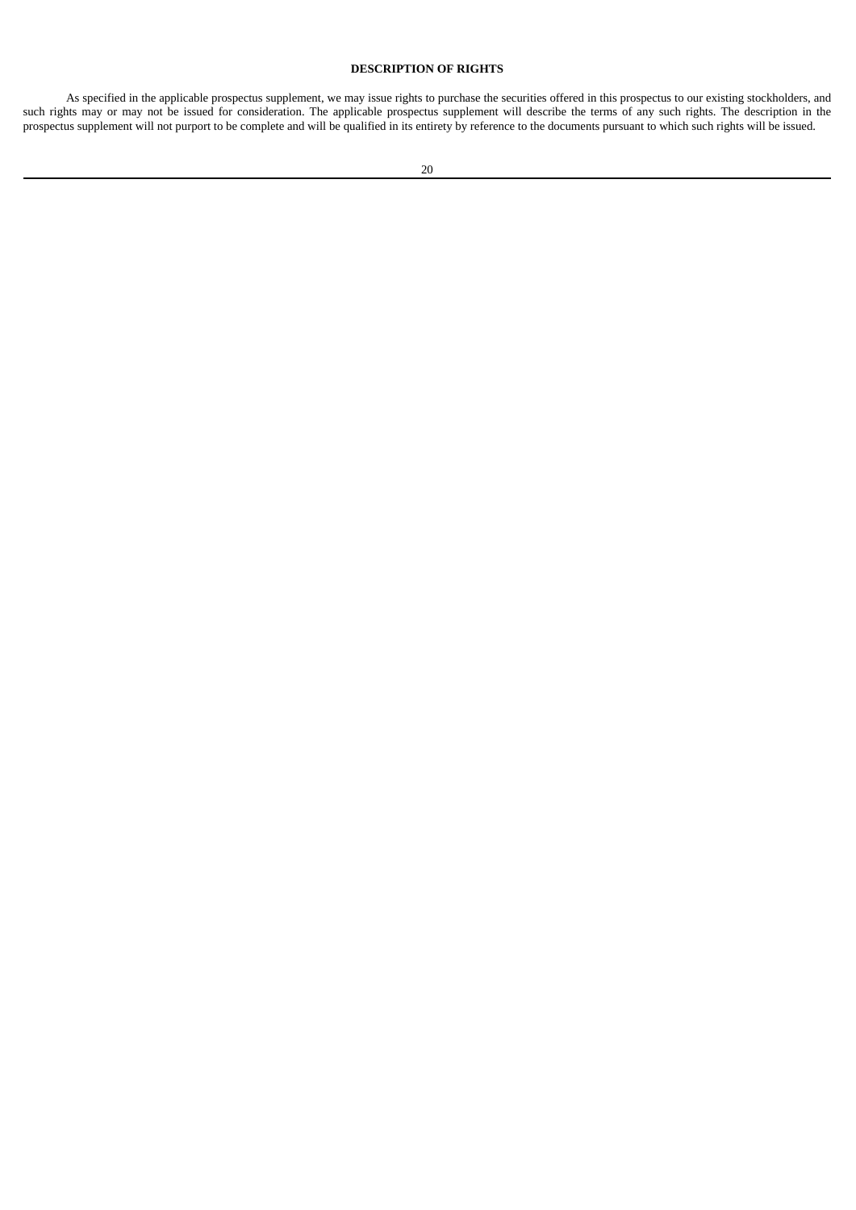## DESCRIPTION OF RIGHTS

As specified in the applicable prospectus supplement, we may issue rights to purchase the securities offered in this prospectus to our existing stockholders, and such rights may or may not be issued for consideration. The applicable prospectus supplement will describe the terms of any such rights. The description in the prospectus supplement will not purport to be complete and will be qualified in its entirety by reference to the documents pursuant to which such rights will be issued.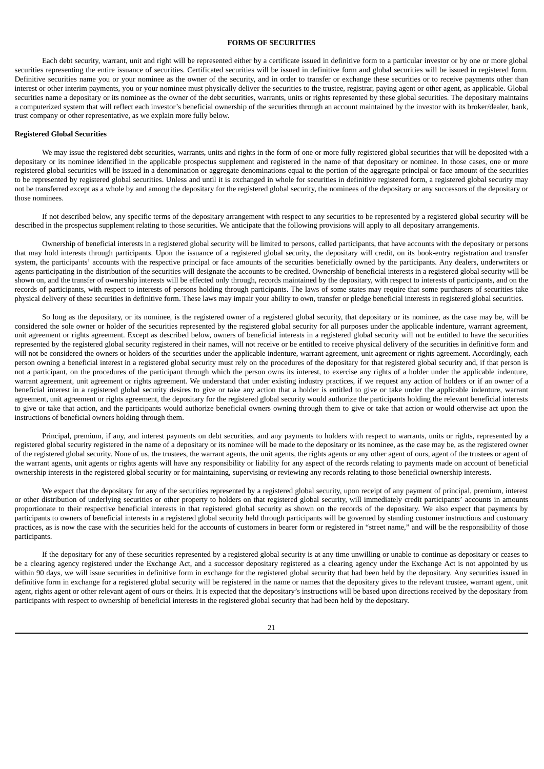# FORMS OF SECURITIES

Each debt security, warrant, unit and right will be represented either by a certificate issued in definitive form to a particular investor or by one or more global securities representing the entire issuance of securities. Certificated securities will be issued in definitive form and global securities will be issued in registered form. Definitive securities name you or your nominee as the owner of the security, and in order to transfer or exchange these securities or to receive payments other than interest or other interim payments, you or your nominee must physically deliver the securities to the trustee, registrar, paying agent or other agent, as applicable. Global securities name a depositary or its nominee as the owner of the debt securities, warrants, units or rights represented by these global securities. The depositary maintains a computerized system that will reflect each investor's beneficial ownership of the securities through an account maintained by the investor with its broker/dealer, bank, trust company or other representative, as we explain more fully below.

**Registered Global Securities**

We may issue the registered debt securities, warrants, units and rights in the form of one or more fully registered global securities that will be deposited with a depositary or its nominee identified in the applicable prospectus supplement and registered in the name of that depositary or nominee. In those cases, one or more registered global securities will be issued in a denomination or aggregate denominations equal to the portion of the aggregate principal or face amount of the securities to be represented by registered global securities. Unless and until it is exchanged in whole for securities in definitive registered form, a registered global security may not be transferred except as a whole by and among the depositary for the registered global security, the nominees of the depositary or any successors of the depositary or those nominees.

If not described below, any specific terms of the depositary arrangement with respect to any securities to be represented by a registered global security will be described in the prospectus supplement relating to those securities. We anticipate that the following provisions will apply to all depositary arrangements.

Ownership of beneficial interests in a registered global security will be limited to persons, called participants, that have accounts with the depositary or persons that may hold interests through participants. Upon the issuance of a registered global security, the depositary will credit, on its book-entry registration and transfer system, the participants' accounts with the respective principal or face amounts of the securities beneficially owned by the participants. Any dealers, underwriters or agents participating in the distribution of the securities will designate the accounts to be credited. Ownership of beneficial interests in a registered global security will be shown on, and the transfer of ownership interests will be effected only through, records maintained by the depositary, with respect to interests of participants, and on the records of participants, with respect to interests of persons holding through participants. The laws of some states may require that some purchasers of securities take physical delivery of these securities in definitive form. These laws may impair your ability to own, transfer or pledge beneficial interests in registered global securities.

So long as the depositary, or its nominee, is the registered owner of a registered global security, that depositary or its nominee, as the case may be, will be considered the sole owner or holder of the securities represented by the registered global security for all purposes under the applicable indenture, warrant agreement, unit agreement or rights agreement. Except as described below, owners of beneficial interests in a registered global security will not be entitled to have the securities represented by the registered global security registered in their names, will not receive or be entitled to receive physical delivery of the securities in definitive form and will not be considered the owners or holders of the securities under the applicable indenture, warrant agreement, unit agreement or rights agreement. Accordingly, each person owning a beneficial interest in a registered global security must rely on the procedures of the depositary for that registered global security and, if that person is not a participant, on the procedures of the participant through which the person owns its interest, to exercise any rights of a holder under the applicable indenture, warrant agreement, unit agreement or rights agreement. We understand that under existing industry practices, if we request any action of holders or if an owner of a beneficial interest in a registered global security desires to give or take any action that a holder is entitled to give or take under the applicable indenture, warrant agreement, unit agreement or rights agreement, the depositary for the registered global security would authorize the participants holding the relevant beneficial interests to give or take that action, and the participants would authorize beneficial owners owning through them to give or take that action or would otherwise act upon the instructions of beneficial owners holding through them.

Principal, premium, if any, and interest payments on debt securities, and any payments to holders with respect to warrants, units or rights, represented by a registered global security registered in the name of a depositary or its nominee will be made to the depositary or its nominee, as the case may be, as the registered owner of the registered global security. None of us, the trustees, the warrant agents, the unit agents, the rights agents or any other agent of ours, agent of the trustees or agent of the warrant agents, unit agents or rights agents will have any responsibility or liability for any aspect of the records relating to payments made on account of beneficial ownership interests in the registered global security or for maintaining, supervising or reviewing any records relating to those beneficial ownership interests.

We expect that the depositary for any of the securities represented by a registered global security, upon receipt of any payment of principal, premium, interest or other distribution of underlying securities or other property to holders on that registered global security, will immediately credit participants' accounts in amounts proportionate to their respective beneficial interests in that registered global security as shown on the records of the depositary. We also expect that payments by participants to owners of beneficial interests in a registered global security held through participants will be governed by standing customer instructions and customary practices, as is now the case with the securities held for the accounts of customers in bearer form or registered in "street name," and will be the responsibility of those participants.

If the depositary for any of these securities represented by a registered global security is at any time unwilling or unable to continue as depositary or ceases to be a clearing agency registered under the Exchange Act, and a successor depositary registered as a clearing agency under the Exchange Act is not appointed by us within 90 days, we will issue securities in definitive form in exchange for the registered global security that had been held by the depositary. Any securities issued in definitive form in exchange for a registered global security will be registered in the name or names that the depositary gives to the relevant trustee, warrant agent, unit agent, rights agent or other relevant agent of ours or theirs. It is expected that the depositary's instructions will be based upon directions received by the depositary from participants with respect to ownership of beneficial interests in the registered global security that had been held by the depositary.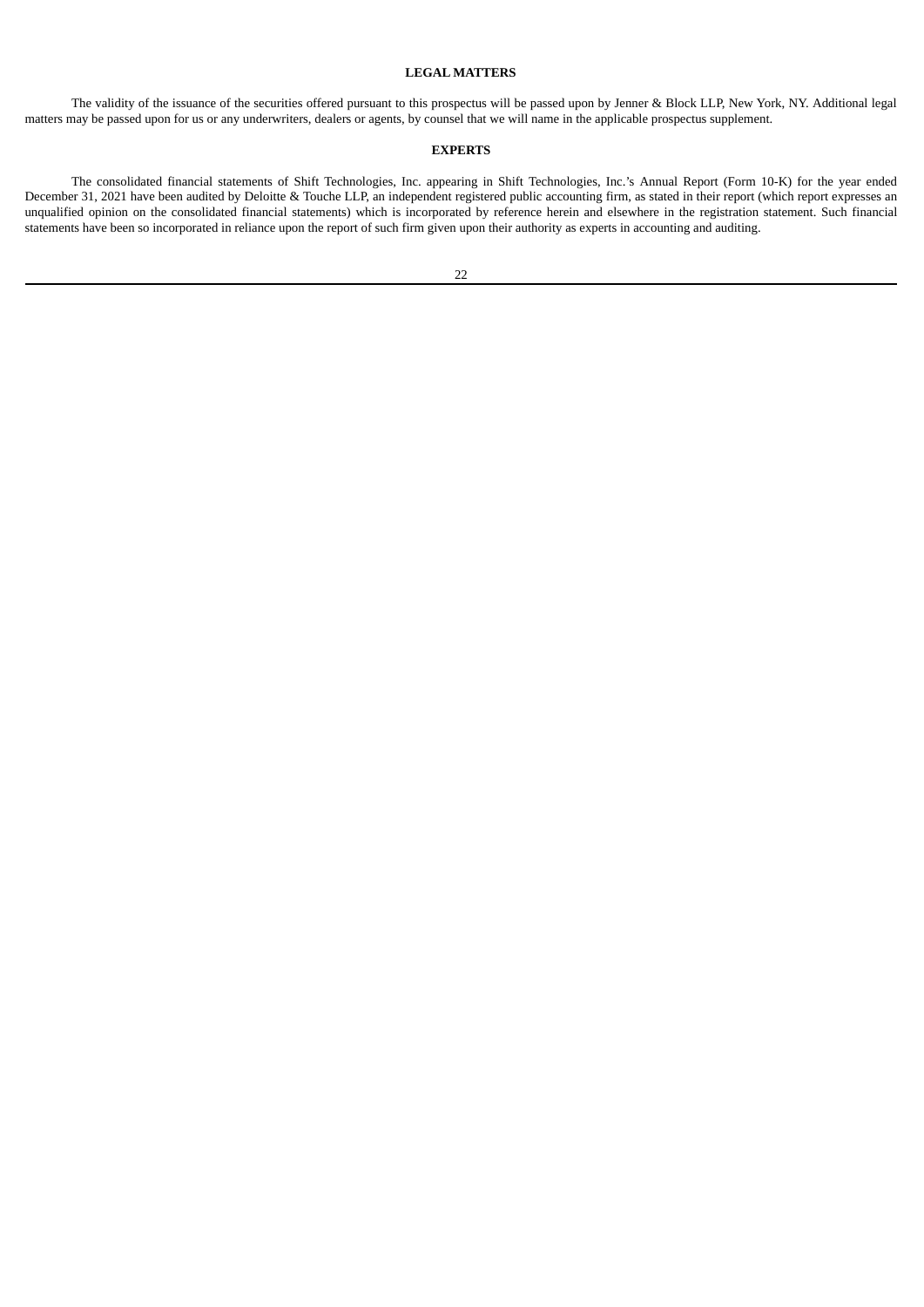## LEGAL MATTERS

The validity of the issuance of the securities offered pursuant to this prospectus will be passed upon by Jenner & Block LLP, New York, NY. Additional legal matters may be passed upon for us or any underwriters, dealers or agents, by counsel that we will name in the applicable prospectus supplement.

## EXPERTS

The consolidated financial statements of Shift Technologies, Inc. appearing in Shift Technologies, Inc.'s Annual Report (Form 10-K) for the year ended December 31, 2021 have been audited by Deloitte & Touche LLP, an independent registered public accounting firm, as stated in their report (which report expresses an unqualified opinion on the consolidated financial statements) which is incorporated by reference herein and elsewhere in the registration statement. Such financial statements have been so incorporated in reliance upon the report of such firm given upon their authority as experts in accounting and auditing.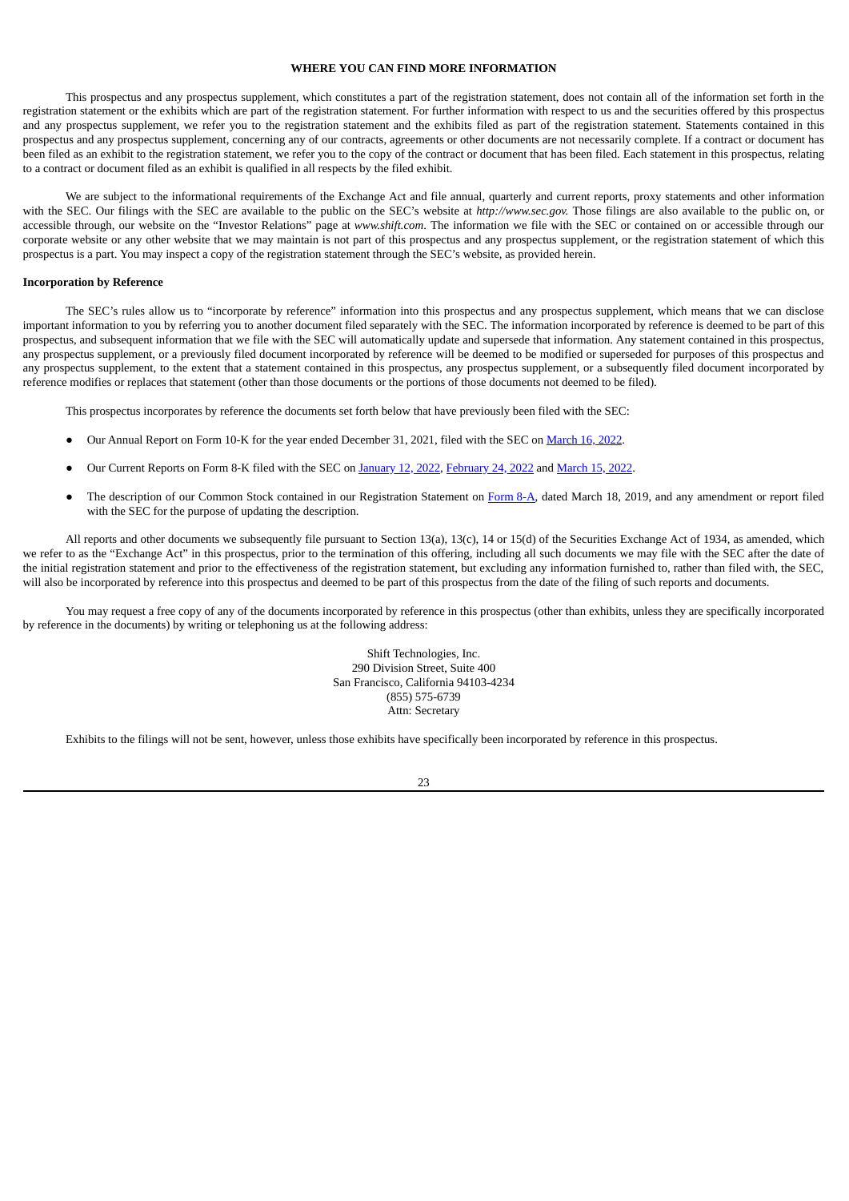## WHERE YOU CAN FIND MORE INFORMATION

This prospectus and any prospectus supplement, which constitutes a part of the registration statement, does not contain all of the information set forth in the registration statement or the exhibits which are part of the registration statement. For further information with respect to us and the securities offered by this prospectus and any prospectus supplement, we refer you to the registration statement and the exhibits filed as part of the registration statement. Statements contained in this prospectus and any prospectus supplement, concerning any of our contracts, agreements or other documents are not necessarily complete. If a contract or document has been filed as an exhibit to the registration statement, we refer you to the copy of the contract or document that has been filed. Each statement in this prospectus, relating to a contract or document filed as an exhibit is qualified in all respects by the filed exhibit.

We are subject to the informational requirements of the Exchange Act and file annual, quarterly and current reports, proxy statements and other information with the SEC. Our filings with the SEC are available to the public on the SEC's website at *http://www.sec.gov.* Those filings are also available to the public on, or accessible through, our website on the "Investor Relations" page at *www.shift.com*. The information we file with the SEC or contained on or accessible through our corporate website or any other website that we may maintain is not part of this prospectus and any prospectus supplement, or the registration statement of which this prospectus is a part. You may inspect a copy of the registration statement through the SEC's website, as provided herein.

**Incorporation by Reference**

The SEC's rules allow us to "incorporate by reference" information into this prospectus and any prospectus supplement, which means that we can disclose important information to you by referring you to another document filed separately with the SEC. The information incorporated by reference is deemed to be part of this prospectus, and subsequent information that we file with the SEC will automatically update and supersede that information. Any statement contained in this prospectus, any prospectus supplement, or a previously filed document incorporated by reference will be deemed to be modified or superseded for purposes of this prospectus and any prospectus supplement, to the extent that a statement contained in this prospectus, any prospectus supplement, or a subsequently filed document incorporated by reference modifies or replaces that statement (other than those documents or the portions of those documents not deemed to be filed).

This prospectus incorporates by reference the documents set forth below that have previously been filed with the SEC:

- Our Annual Report on Form 10-K for the year ended December 31, 2021, filed with the SEC on March 16, 2022.
- Our Current Reports on Form 8-K filed with the SEC on January 12, 2022, February 24, 2022 and March 15, 2022.
- The description of our Common Stock contained in our Registration Statement on Form 8-A, dated March 18, 2019, and any amendment or report filed with the SEC for the purpose of updating the description.

All reports and other documents we subsequently file pursuant to Section 13(a), 13(c), 14 or 15(d) of the Securities Exchange Act of 1934, as amended, which we refer to as the "Exchange Act" in this prospectus, prior to the termination of this offering, including all such documents we may file with the SEC after the date of the initial registration statement and prior to the effectiveness of the registration statement, but excluding any information furnished to, rather than filed with, the SEC, will also be incorporated by reference into this prospectus and deemed to be part of this prospectus from the date of the filing of such reports and documents.

You may request a free copy of any of the documents incorporated by reference in this prospectus (other than exhibits, unless they are specifically incorporated by reference in the documents) by writing or telephoning us at the following address:

Shift Technologies, Inc.
290 Division Street, Suite 400
San Francisco, California 94103-4234
(855) 575-6739
Attn: Secretary

Exhibits to the filings will not be sent, however, unless those exhibits have specifically been incorporated by reference in this prospectus.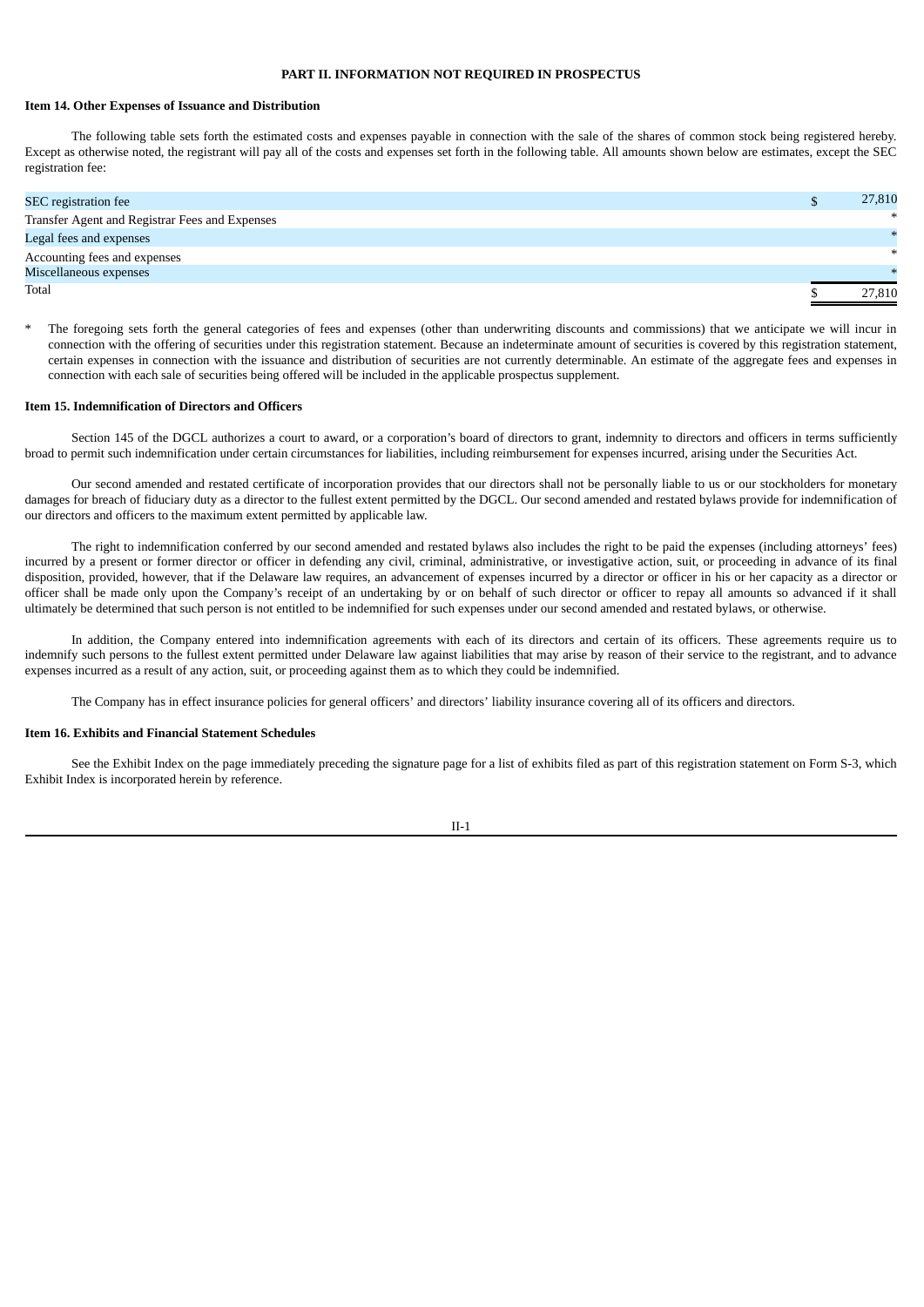## PART II. INFORMATION NOT REQUIRED IN PROSPECTUS

### Item 14. Other Expenses of Issuance and Distribution

The following table sets forth the estimated costs and expenses payable in connection with the sale of the shares of common stock being registered hereby. Except as otherwise noted, the registrant will pay all of the costs and expenses set forth in the following table. All amounts shown below are estimates, except the SEC registration fee:

| | |
|---|---|
| SEC registration fee | $ 27,810 |
| Transfer Agent and Registrar Fees and Expenses | * |
| Legal fees and expenses | * |
| Accounting fees and expenses | * |
| Miscellaneous expenses | * |
| Total | $ 27,810 |

\* The foregoing sets forth the general categories of fees and expenses (other than underwriting discounts and commissions) that we anticipate we will incur in connection with the offering of securities under this registration statement. Because an indeterminate amount of securities is covered by this registration statement, certain expenses in connection with the issuance and distribution of securities are not currently determinable. An estimate of the aggregate fees and expenses in connection with each sale of securities being offered will be included in the applicable prospectus supplement.

### Item 15. Indemnification of Directors and Officers

Section 145 of the DGCL authorizes a court to award, or a corporation's board of directors to grant, indemnity to directors and officers in terms sufficiently broad to permit such indemnification under certain circumstances for liabilities, including reimbursement for expenses incurred, arising under the Securities Act.

Our second amended and restated certificate of incorporation provides that our directors shall not be personally liable to us or our stockholders for monetary damages for breach of fiduciary duty as a director to the fullest extent permitted by the DGCL. Our second amended and restated bylaws provide for indemnification of our directors and officers to the maximum extent permitted by applicable law.

The right to indemnification conferred by our second amended and restated bylaws also includes the right to be paid the expenses (including attorneys' fees) incurred by a present or former director or officer in defending any civil, criminal, administrative, or investigative action, suit, or proceeding in advance of its final disposition, provided, however, that if the Delaware law requires, an advancement of expenses incurred by a director or officer in his or her capacity as a director or officer shall be made only upon the Company's receipt of an undertaking by or on behalf of such director or officer to repay all amounts so advanced if it shall ultimately be determined that such person is not entitled to be indemnified for such expenses under our second amended and restated bylaws, or otherwise.

In addition, the Company entered into indemnification agreements with each of its directors and certain of its officers. These agreements require us to indemnify such persons to the fullest extent permitted under Delaware law against liabilities that may arise by reason of their service to the registrant, and to advance expenses incurred as a result of any action, suit, or proceeding against them as to which they could be indemnified.

The Company has in effect insurance policies for general officers' and directors' liability insurance covering all of its officers and directors.

### Item 16. Exhibits and Financial Statement Schedules

See the Exhibit Index on the page immediately preceding the signature page for a list of exhibits filed as part of this registration statement on Form S-3, which Exhibit Index is incorporated herein by reference.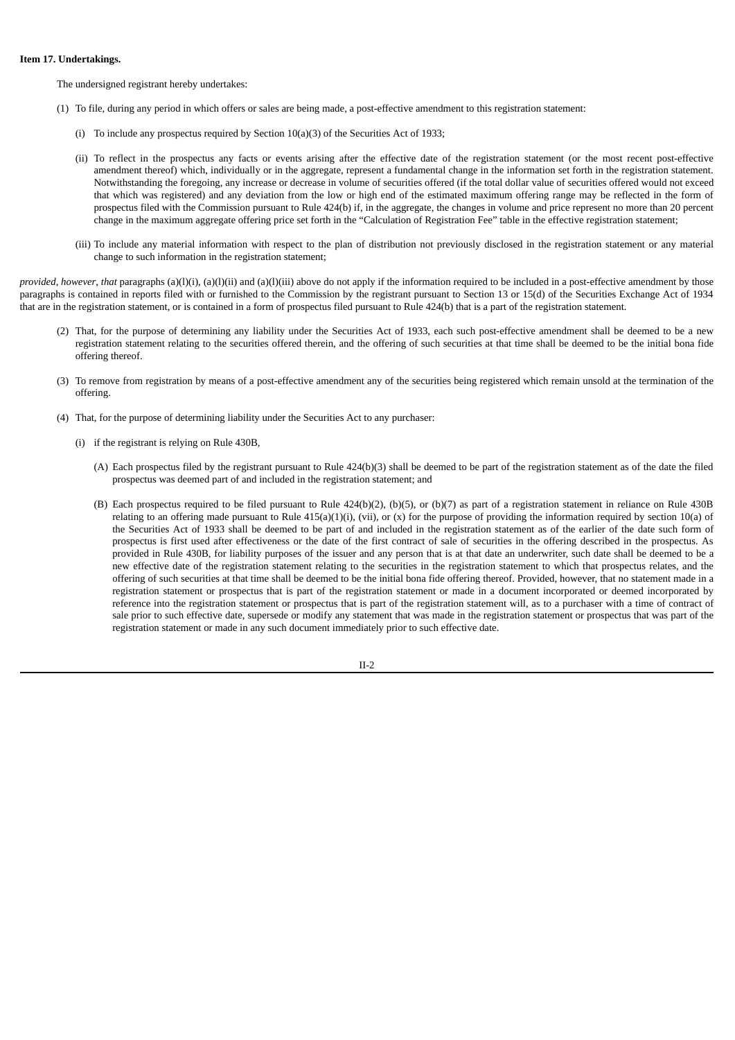**Item 17. Undertakings.**

The undersigned registrant hereby undertakes:

(1) To file, during any period in which offers or sales are being made, a post-effective amendment to this registration statement:

(i) To include any prospectus required by Section 10(a)(3) of the Securities Act of 1933;

(ii) To reflect in the prospectus any facts or events arising after the effective date of the registration statement (or the most recent post-effective amendment thereof) which, individually or in the aggregate, represent a fundamental change in the information set forth in the registration statement. Notwithstanding the foregoing, any increase or decrease in volume of securities offered (if the total dollar value of securities offered would not exceed that which was registered) and any deviation from the low or high end of the estimated maximum offering range may be reflected in the form of prospectus filed with the Commission pursuant to Rule 424(b) if, in the aggregate, the changes in volume and price represent no more than 20 percent change in the maximum aggregate offering price set forth in the "Calculation of Registration Fee" table in the effective registration statement;

(iii) To include any material information with respect to the plan of distribution not previously disclosed in the registration statement or any material change to such information in the registration statement;

*provided, however, that* paragraphs (a)(l)(i), (a)(l)(ii) and (a)(l)(iii) above do not apply if the information required to be included in a post-effective amendment by those paragraphs is contained in reports filed with or furnished to the Commission by the registrant pursuant to Section 13 or 15(d) of the Securities Exchange Act of 1934 that are in the registration statement, or is contained in a form of prospectus filed pursuant to Rule 424(b) that is a part of the registration statement.

(2) That, for the purpose of determining any liability under the Securities Act of 1933, each such post-effective amendment shall be deemed to be a new registration statement relating to the securities offered therein, and the offering of such securities at that time shall be deemed to be the initial bona fide offering thereof.

(3) To remove from registration by means of a post-effective amendment any of the securities being registered which remain unsold at the termination of the offering.

(4) That, for the purpose of determining liability under the Securities Act to any purchaser:

(i) if the registrant is relying on Rule 430B,

(A) Each prospectus filed by the registrant pursuant to Rule 424(b)(3) shall be deemed to be part of the registration statement as of the date the filed prospectus was deemed part of and included in the registration statement; and

(B) Each prospectus required to be filed pursuant to Rule 424(b)(2), (b)(5), or (b)(7) as part of a registration statement in reliance on Rule 430B relating to an offering made pursuant to Rule 415(a)(1)(i), (vii), or (x) for the purpose of providing the information required by section 10(a) of the Securities Act of 1933 shall be deemed to be part of and included in the registration statement as of the earlier of the date such form of prospectus is first used after effectiveness or the date of the first contract of sale of securities in the offering described in the prospectus. As provided in Rule 430B, for liability purposes of the issuer and any person that is at that date an underwriter, such date shall be deemed to be a new effective date of the registration statement relating to the securities in the registration statement to which that prospectus relates, and the offering of such securities at that time shall be deemed to be the initial bona fide offering thereof. Provided, however, that no statement made in a registration statement or prospectus that is part of the registration statement or made in a document incorporated or deemed incorporated by reference into the registration statement or prospectus that is part of the registration statement will, as to a purchaser with a time of contract of sale prior to such effective date, supersede or modify any statement that was made in the registration statement or prospectus that was part of the registration statement or made in any such document immediately prior to such effective date.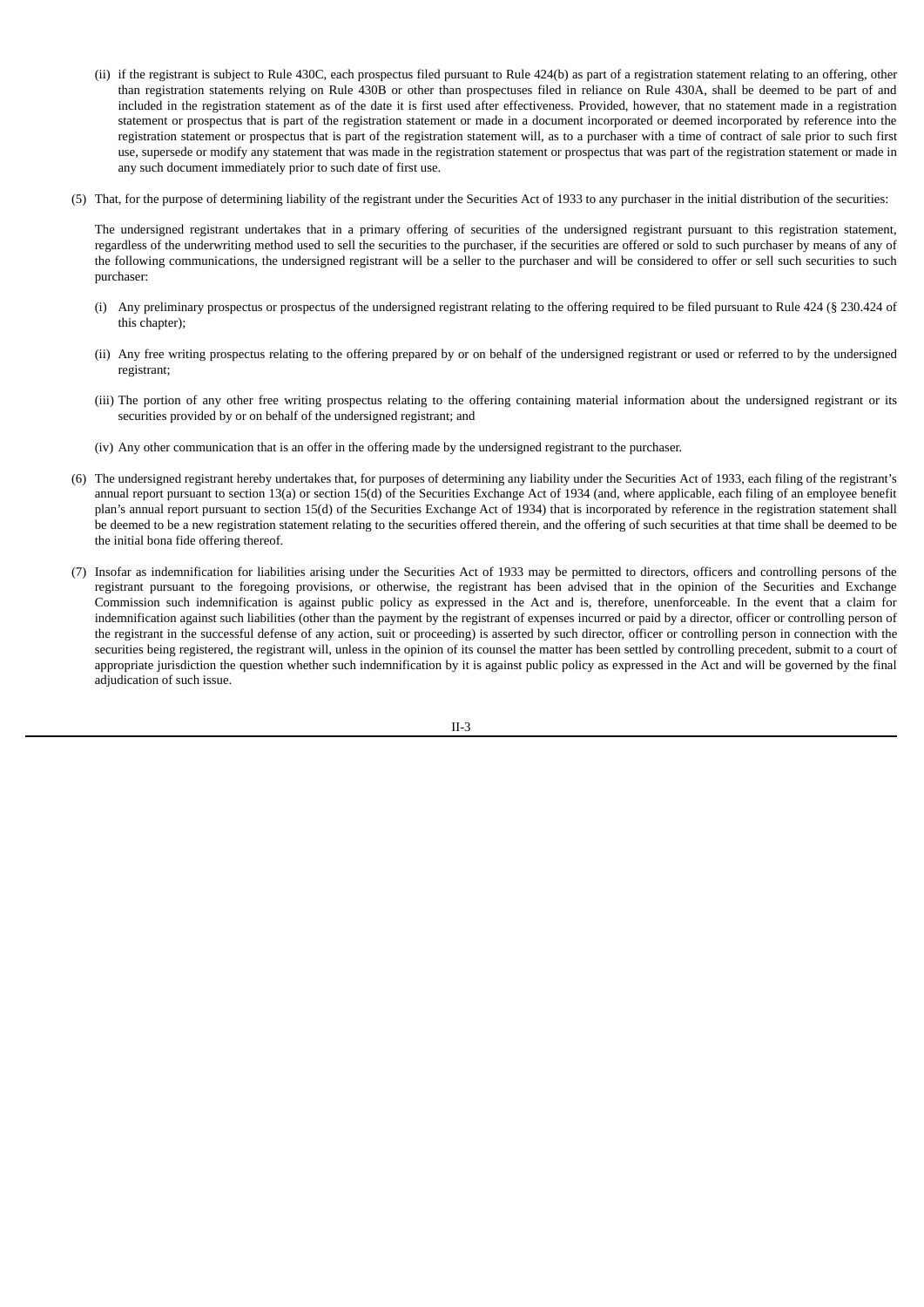(ii) if the registrant is subject to Rule 430C, each prospectus filed pursuant to Rule 424(b) as part of a registration statement relating to an offering, other than registration statements relying on Rule 430B or other than prospectuses filed in reliance on Rule 430A, shall be deemed to be part of and included in the registration statement as of the date it is first used after effectiveness. Provided, however, that no statement made in a registration statement or prospectus that is part of the registration statement or made in a document incorporated or deemed incorporated by reference into the registration statement or prospectus that is part of the registration statement will, as to a purchaser with a time of contract of sale prior to such first use, supersede or modify any statement that was made in the registration statement or prospectus that was part of the registration statement or made in any such document immediately prior to such date of first use.

(5) That, for the purpose of determining liability of the registrant under the Securities Act of 1933 to any purchaser in the initial distribution of the securities:

The undersigned registrant undertakes that in a primary offering of securities of the undersigned registrant pursuant to this registration statement, regardless of the underwriting method used to sell the securities to the purchaser, if the securities are offered or sold to such purchaser by means of any of the following communications, the undersigned registrant will be a seller to the purchaser and will be considered to offer or sell such securities to such purchaser:

(i) Any preliminary prospectus or prospectus of the undersigned registrant relating to the offering required to be filed pursuant to Rule 424 (§ 230.424 of this chapter);

(ii) Any free writing prospectus relating to the offering prepared by or on behalf of the undersigned registrant or used or referred to by the undersigned registrant;

(iii) The portion of any other free writing prospectus relating to the offering containing material information about the undersigned registrant or its securities provided by or on behalf of the undersigned registrant; and

(iv) Any other communication that is an offer in the offering made by the undersigned registrant to the purchaser.

(6) The undersigned registrant hereby undertakes that, for purposes of determining any liability under the Securities Act of 1933, each filing of the registrant's annual report pursuant to section 13(a) or section 15(d) of the Securities Exchange Act of 1934 (and, where applicable, each filing of an employee benefit plan's annual report pursuant to section 15(d) of the Securities Exchange Act of 1934) that is incorporated by reference in the registration statement shall be deemed to be a new registration statement relating to the securities offered therein, and the offering of such securities at that time shall be deemed to be the initial bona fide offering thereof.

(7) Insofar as indemnification for liabilities arising under the Securities Act of 1933 may be permitted to directors, officers and controlling persons of the registrant pursuant to the foregoing provisions, or otherwise, the registrant has been advised that in the opinion of the Securities and Exchange Commission such indemnification is against public policy as expressed in the Act and is, therefore, unenforceable. In the event that a claim for indemnification against such liabilities (other than the payment by the registrant of expenses incurred or paid by a director, officer or controlling person of the registrant in the successful defense of any action, suit or proceeding) is asserted by such director, officer or controlling person in connection with the securities being registered, the registrant will, unless in the opinion of its counsel the matter has been settled by controlling precedent, submit to a court of appropriate jurisdiction the question whether such indemnification by it is against public policy as expressed in the Act and will be governed by the final adjudication of such issue.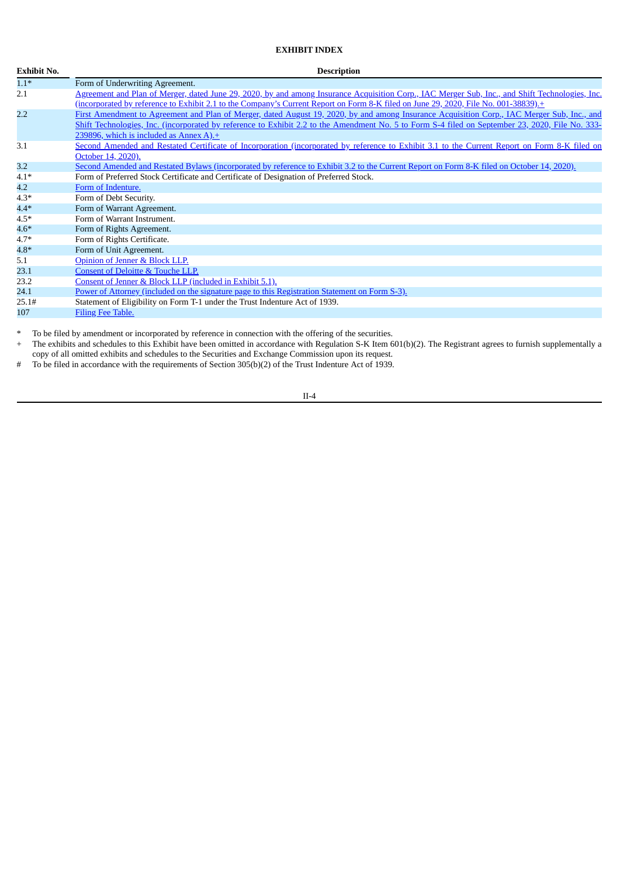**EXHIBIT INDEX**

| Exhibit No. | Description |
|---|---|
| 1.1* | Form of Underwriting Agreement. |
| 2.1 | Agreement and Plan of Merger, dated June 29, 2020, by and among Insurance Acquisition Corp., IAC Merger Sub, Inc., and Shift Technologies, Inc. (incorporated by reference to Exhibit 2.1 to the Company's Current Report on Form 8-K filed on June 29, 2020, File No. 001-38839).+ |
| 2.2 | First Amendment to Agreement and Plan of Merger, dated August 19, 2020, by and among Insurance Acquisition Corp., IAC Merger Sub, Inc., and Shift Technologies, Inc. (incorporated by reference to Exhibit 2.2 to the Amendment No. 5 to Form S-4 filed on September 23, 2020, File No. 333-239896, which is included as Annex A).+ |
| 3.1 | Second Amended and Restated Certificate of Incorporation (incorporated by reference to Exhibit 3.1 to the Current Report on Form 8-K filed on October 14, 2020). |
| 3.2 | Second Amended and Restated Bylaws (incorporated by reference to Exhibit 3.2 to the Current Report on Form 8-K filed on October 14, 2020). |
| 4.1* | Form of Preferred Stock Certificate and Certificate of Designation of Preferred Stock. |
| 4.2 | Form of Indenture. |
| 4.3* | Form of Debt Security. |
| 4.4* | Form of Warrant Agreement. |
| 4.5* | Form of Warrant Instrument. |
| 4.6* | Form of Rights Agreement. |
| 4.7* | Form of Rights Certificate. |
| 4.8* | Form of Unit Agreement. |
| 5.1 | Opinion of Jenner & Block LLP. |
| 23.1 | Consent of Deloitte & Touche LLP. |
| 23.2 | Consent of Jenner & Block LLP (included in Exhibit 5.1). |
| 24.1 | Power of Attorney (included on the signature page to this Registration Statement on Form S-3). |
| 25.1# | Statement of Eligibility on Form T-1 under the Trust Indenture Act of 1939. |
| 107 | Filing Fee Table. |

\* To be filed by amendment or incorporated by reference in connection with the offering of the securities.

\+ The exhibits and schedules to this Exhibit have been omitted in accordance with Regulation S-K Item 601(b)(2). The Registrant agrees to furnish supplementally a copy of all omitted exhibits and schedules to the Securities and Exchange Commission upon its request.

\# To be filed in accordance with the requirements of Section 305(b)(2) of the Trust Indenture Act of 1939.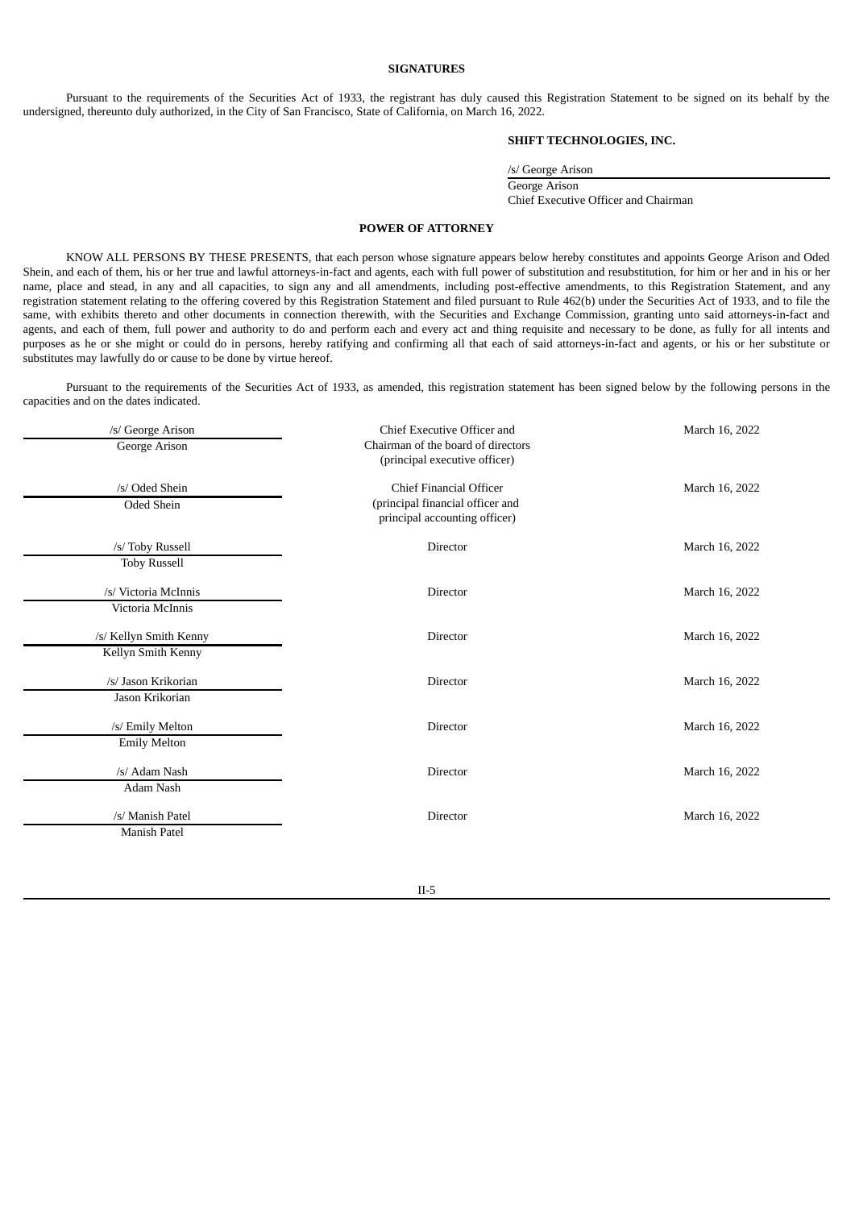**SIGNATURES**

Pursuant to the requirements of the Securities Act of 1933, the registrant has duly caused this Registration Statement to be signed on its behalf by the undersigned, thereunto duly authorized, in the City of San Francisco, State of California, on March 16, 2022.

**SHIFT TECHNOLOGIES, INC.**

/s/ George Arison
George Arison
Chief Executive Officer and Chairman

**POWER OF ATTORNEY**

KNOW ALL PERSONS BY THESE PRESENTS, that each person whose signature appears below hereby constitutes and appoints George Arison and Oded Shein, and each of them, his or her true and lawful attorneys-in-fact and agents, each with full power of substitution and resubstitution, for him or her and in his or her name, place and stead, in any and all capacities, to sign any and all amendments, including post-effective amendments, to this Registration Statement, and any registration statement relating to the offering covered by this Registration Statement and filed pursuant to Rule 462(b) under the Securities Act of 1933, and to file the same, with exhibits thereto and other documents in connection therewith, with the Securities and Exchange Commission, granting unto said attorneys-in-fact and agents, and each of them, full power and authority to do and perform each and every act and thing requisite and necessary to be done, as fully for all intents and purposes as he or she might or could do in persons, hereby ratifying and confirming all that each of said attorneys-in-fact and agents, or his or her substitute or substitutes may lawfully do or cause to be done by virtue hereof.

Pursuant to the requirements of the Securities Act of 1933, as amended, this registration statement has been signed below by the following persons in the capacities and on the dates indicated.

| Signature | Title | Date |
|---|---|---|
| /s/ George Arison<br>George Arison | Chief Executive Officer and Chairman of the board of directors (principal executive officer) | March 16, 2022 |
| /s/ Oded Shein<br>Oded Shein | Chief Financial Officer (principal financial officer and principal accounting officer) | March 16, 2022 |
| /s/ Toby Russell<br>Toby Russell | Director | March 16, 2022 |
| /s/ Victoria McInnis<br>Victoria McInnis | Director | March 16, 2022 |
| /s/ Kellyn Smith Kenny<br>Kellyn Smith Kenny | Director | March 16, 2022 |
| /s/ Jason Krikorian<br>Jason Krikorian | Director | March 16, 2022 |
| /s/ Emily Melton<br>Emily Melton | Director | March 16, 2022 |
| /s/ Adam Nash<br>Adam Nash | Director | March 16, 2022 |
| /s/ Manish Patel<br>Manish Patel | Director | March 16, 2022 |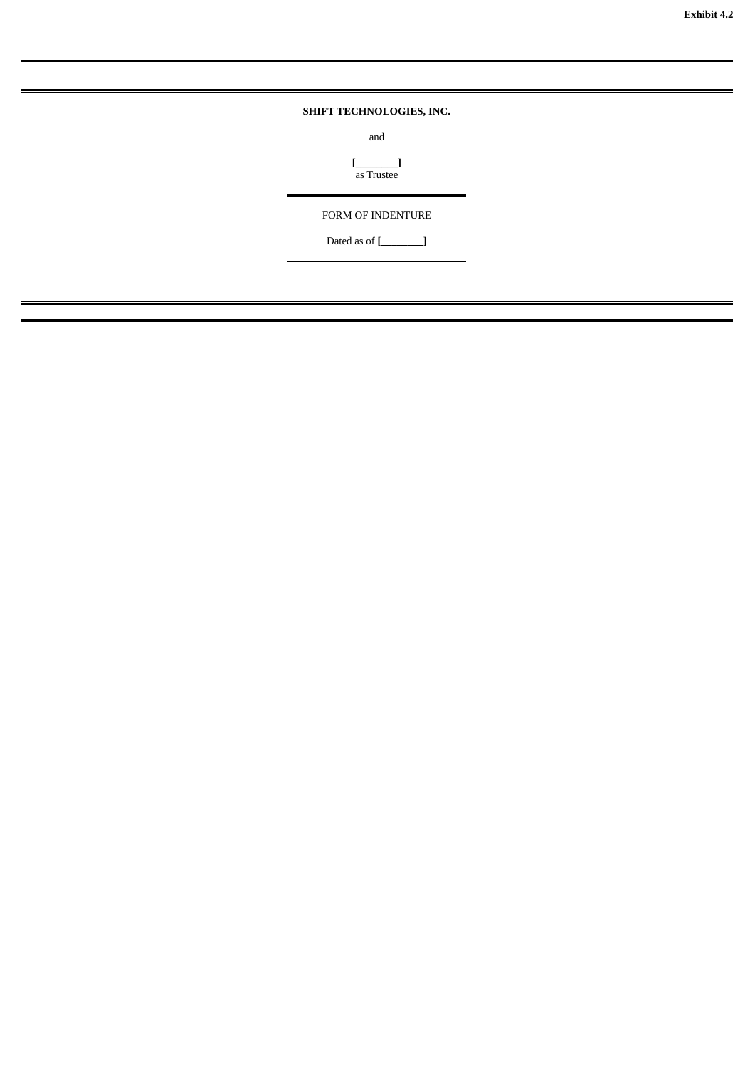Exhibit 4.2

---

**SHIFT TECHNOLOGIES, INC.**

and

**[________]**
as Trustee

---

FORM OF INDENTURE

Dated as of **[________]**

---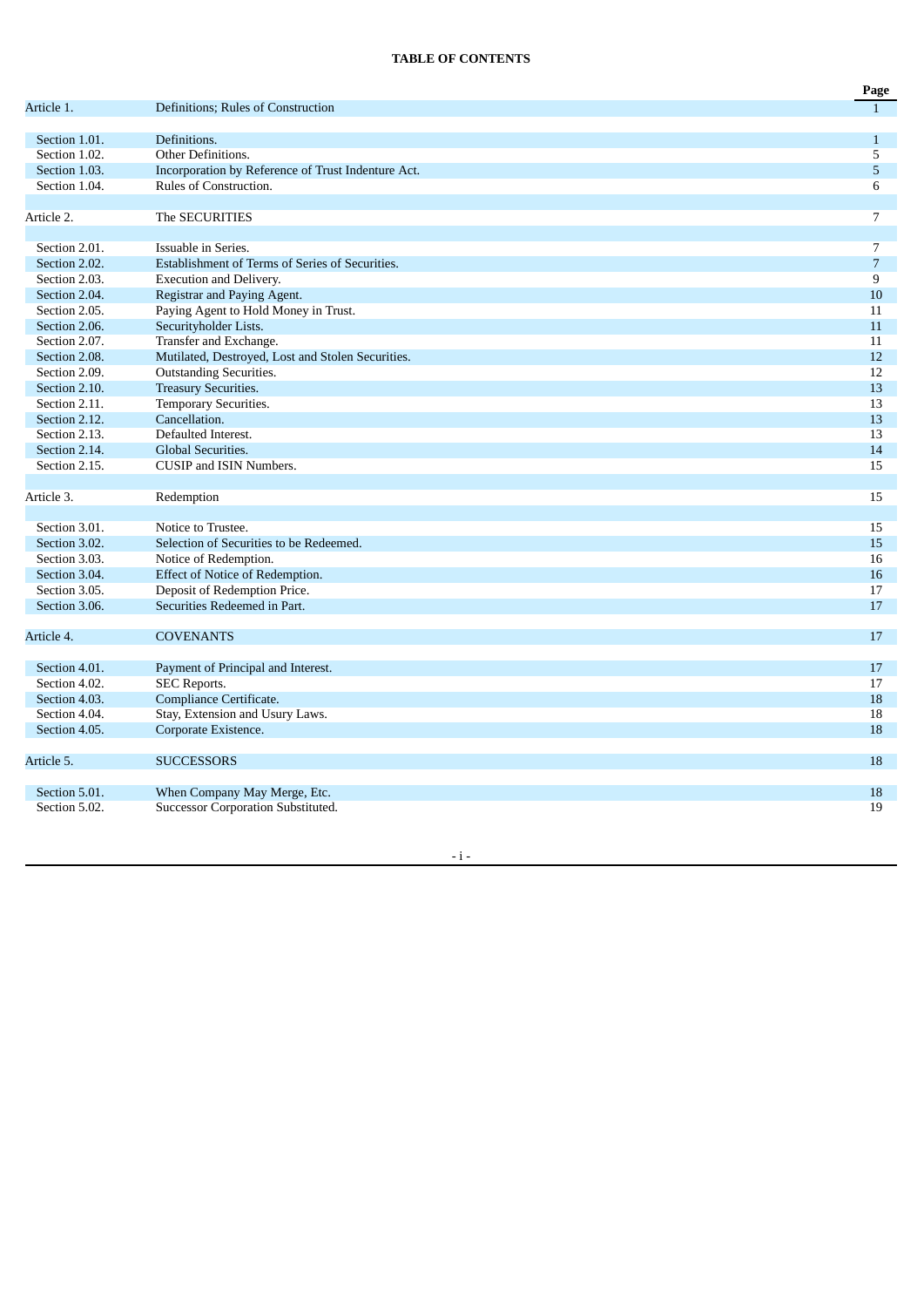**TABLE OF CONTENTS**

| | | Page |
|---|---|---|
| Article 1. | Definitions; Rules of Construction | 1 |
| Section 1.01. | Definitions. | 1 |
| Section 1.02. | Other Definitions. | 5 |
| Section 1.03. | Incorporation by Reference of Trust Indenture Act. | 5 |
| Section 1.04. | Rules of Construction. | 6 |
| Article 2. | The SECURITIES | 7 |
| Section 2.01. | Issuable in Series. | 7 |
| Section 2.02. | Establishment of Terms of Series of Securities. | 7 |
| Section 2.03. | Execution and Delivery. | 9 |
| Section 2.04. | Registrar and Paying Agent. | 10 |
| Section 2.05. | Paying Agent to Hold Money in Trust. | 11 |
| Section 2.06. | Securityholder Lists. | 11 |
| Section 2.07. | Transfer and Exchange. | 11 |
| Section 2.08. | Mutilated, Destroyed, Lost and Stolen Securities. | 12 |
| Section 2.09. | Outstanding Securities. | 12 |
| Section 2.10. | Treasury Securities. | 13 |
| Section 2.11. | Temporary Securities. | 13 |
| Section 2.12. | Cancellation. | 13 |
| Section 2.13. | Defaulted Interest. | 13 |
| Section 2.14. | Global Securities. | 14 |
| Section 2.15. | CUSIP and ISIN Numbers. | 15 |
| Article 3. | Redemption | 15 |
| Section 3.01. | Notice to Trustee. | 15 |
| Section 3.02. | Selection of Securities to be Redeemed. | 15 |
| Section 3.03. | Notice of Redemption. | 16 |
| Section 3.04. | Effect of Notice of Redemption. | 16 |
| Section 3.05. | Deposit of Redemption Price. | 17 |
| Section 3.06. | Securities Redeemed in Part. | 17 |
| Article 4. | COVENANTS | 17 |
| Section 4.01. | Payment of Principal and Interest. | 17 |
| Section 4.02. | SEC Reports. | 17 |
| Section 4.03. | Compliance Certificate. | 18 |
| Section 4.04. | Stay, Extension and Usury Laws. | 18 |
| Section 4.05. | Corporate Existence. | 18 |
| Article 5. | SUCCESSORS | 18 |
| Section 5.01. | When Company May Merge, Etc. | 18 |
| Section 5.02. | Successor Corporation Substituted. | 19 |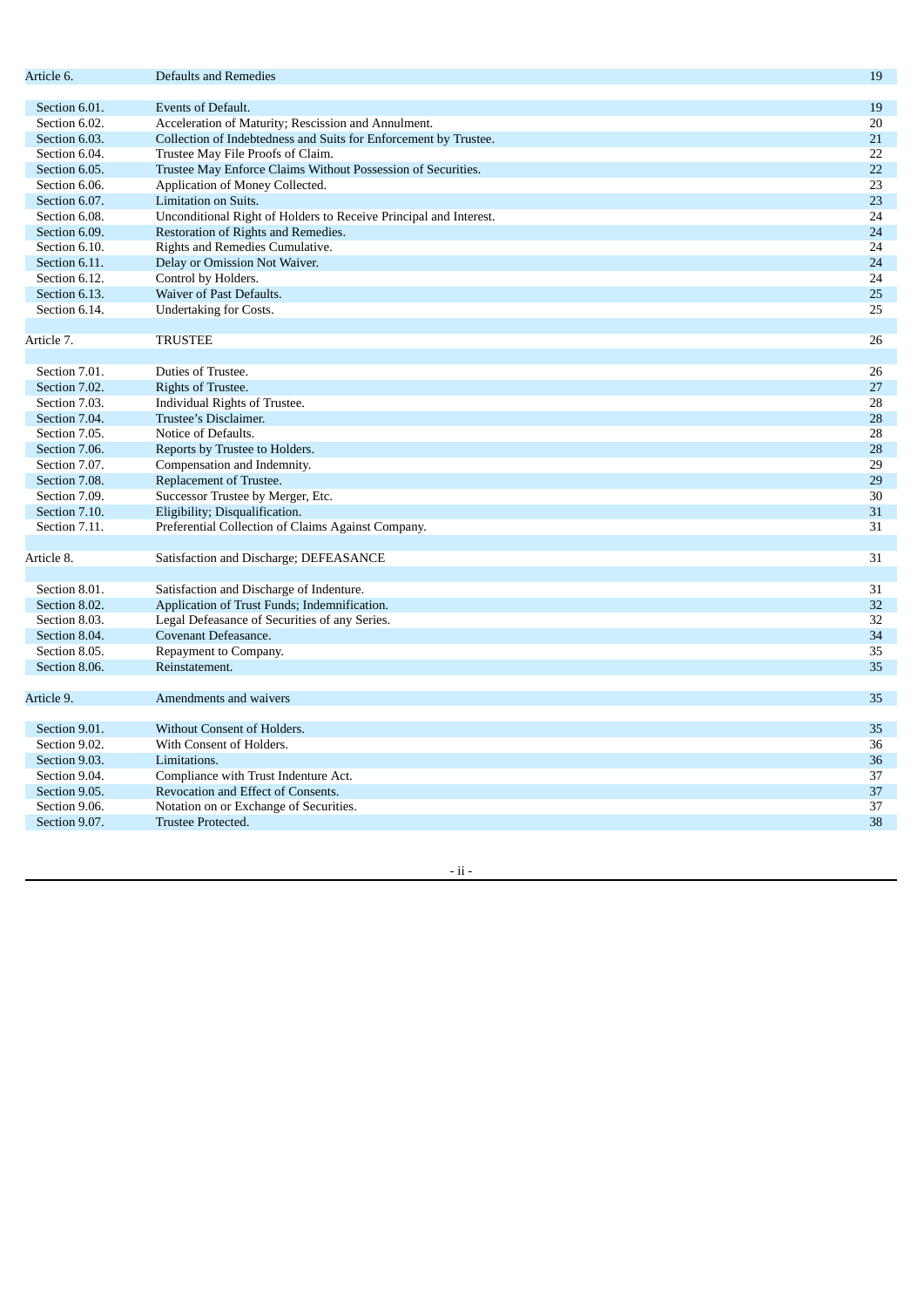| | | |
|---|---|---|
| Article 6. | Defaults and Remedies | 19 |
| Section 6.01. | Events of Default. | 19 |
| Section 6.02. | Acceleration of Maturity; Rescission and Annulment. | 20 |
| Section 6.03. | Collection of Indebtedness and Suits for Enforcement by Trustee. | 21 |
| Section 6.04. | Trustee May File Proofs of Claim. | 22 |
| Section 6.05. | Trustee May Enforce Claims Without Possession of Securities. | 22 |
| Section 6.06. | Application of Money Collected. | 23 |
| Section 6.07. | Limitation on Suits. | 23 |
| Section 6.08. | Unconditional Right of Holders to Receive Principal and Interest. | 24 |
| Section 6.09. | Restoration of Rights and Remedies. | 24 |
| Section 6.10. | Rights and Remedies Cumulative. | 24 |
| Section 6.11. | Delay or Omission Not Waiver. | 24 |
| Section 6.12. | Control by Holders. | 24 |
| Section 6.13. | Waiver of Past Defaults. | 25 |
| Section 6.14. | Undertaking for Costs. | 25 |
| Article 7. | TRUSTEE | 26 |
| Section 7.01. | Duties of Trustee. | 26 |
| Section 7.02. | Rights of Trustee. | 27 |
| Section 7.03. | Individual Rights of Trustee. | 28 |
| Section 7.04. | Trustee's Disclaimer. | 28 |
| Section 7.05. | Notice of Defaults. | 28 |
| Section 7.06. | Reports by Trustee to Holders. | 28 |
| Section 7.07. | Compensation and Indemnity. | 29 |
| Section 7.08. | Replacement of Trustee. | 29 |
| Section 7.09. | Successor Trustee by Merger, Etc. | 30 |
| Section 7.10. | Eligibility; Disqualification. | 31 |
| Section 7.11. | Preferential Collection of Claims Against Company. | 31 |
| Article 8. | Satisfaction and Discharge; DEFEASANCE | 31 |
| Section 8.01. | Satisfaction and Discharge of Indenture. | 31 |
| Section 8.02. | Application of Trust Funds; Indemnification. | 32 |
| Section 8.03. | Legal Defeasance of Securities of any Series. | 32 |
| Section 8.04. | Covenant Defeasance. | 34 |
| Section 8.05. | Repayment to Company. | 35 |
| Section 8.06. | Reinstatement. | 35 |
| Article 9. | Amendments and waivers | 35 |
| Section 9.01. | Without Consent of Holders. | 35 |
| Section 9.02. | With Consent of Holders. | 36 |
| Section 9.03. | Limitations. | 36 |
| Section 9.04. | Compliance with Trust Indenture Act. | 37 |
| Section 9.05. | Revocation and Effect of Consents. | 37 |
| Section 9.06. | Notation on or Exchange of Securities. | 37 |
| Section 9.07. | Trustee Protected. | 38 |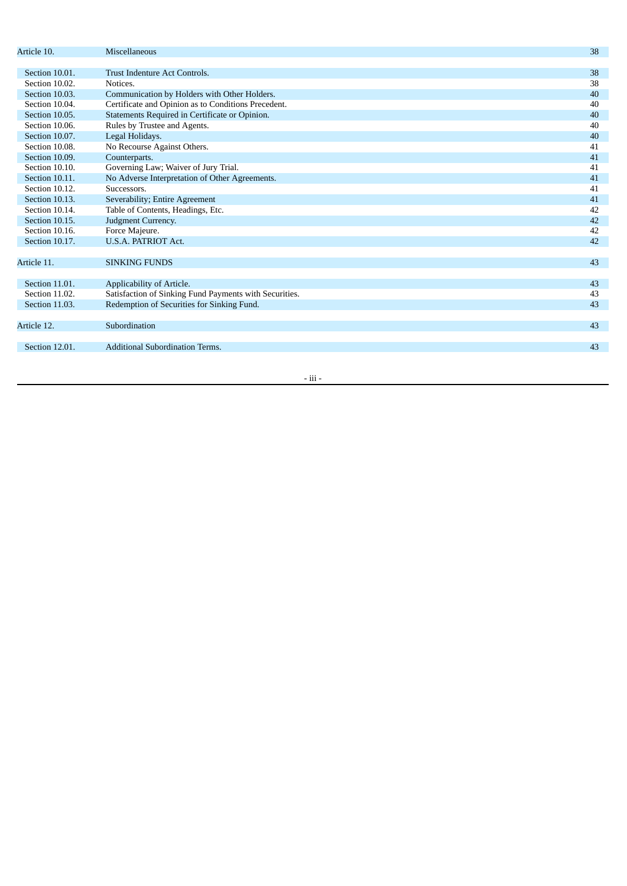| | | |
|---|---|---|
| Article 10. | Miscellaneous | 38 |
| | | |
| Section 10.01. | Trust Indenture Act Controls. | 38 |
| Section 10.02. | Notices. | 38 |
| Section 10.03. | Communication by Holders with Other Holders. | 40 |
| Section 10.04. | Certificate and Opinion as to Conditions Precedent. | 40 |
| Section 10.05. | Statements Required in Certificate or Opinion. | 40 |
| Section 10.06. | Rules by Trustee and Agents. | 40 |
| Section 10.07. | Legal Holidays. | 40 |
| Section 10.08. | No Recourse Against Others. | 41 |
| Section 10.09. | Counterparts. | 41 |
| Section 10.10. | Governing Law; Waiver of Jury Trial. | 41 |
| Section 10.11. | No Adverse Interpretation of Other Agreements. | 41 |
| Section 10.12. | Successors. | 41 |
| Section 10.13. | Severability; Entire Agreement | 41 |
| Section 10.14. | Table of Contents, Headings, Etc. | 42 |
| Section 10.15. | Judgment Currency. | 42 |
| Section 10.16. | Force Majeure. | 42 |
| Section 10.17. | U.S.A. PATRIOT Act. | 42 |
| | | |
| Article 11. | SINKING FUNDS | 43 |
| | | |
| Section 11.01. | Applicability of Article. | 43 |
| Section 11.02. | Satisfaction of Sinking Fund Payments with Securities. | 43 |
| Section 11.03. | Redemption of Securities for Sinking Fund. | 43 |
| | | |
| Article 12. | Subordination | 43 |
| | | |
| Section 12.01. | Additional Subordination Terms. | 43 |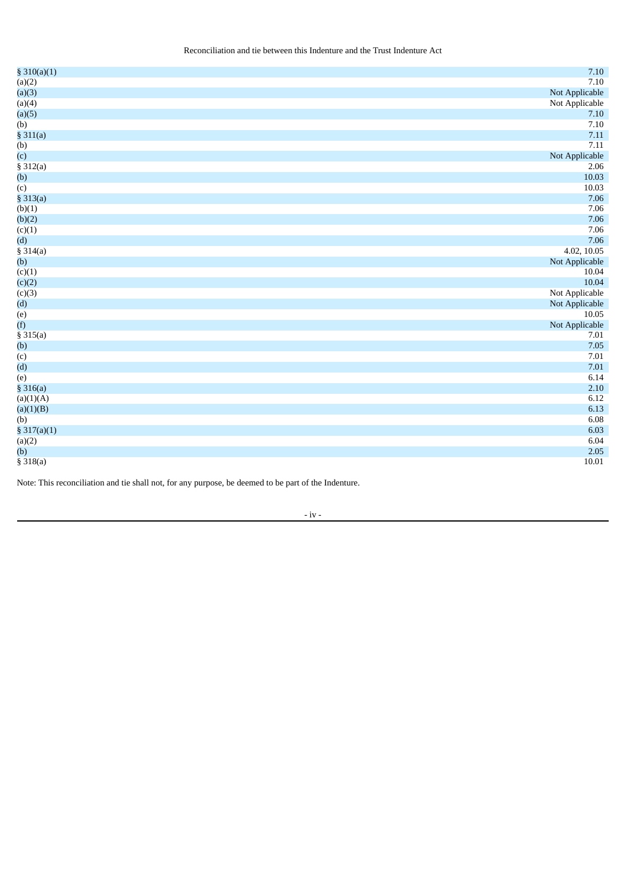Reconciliation and tie between this Indenture and the Trust Indenture Act

| | |
|---|---|
| § 310(a)(1) | 7.10 |
| (a)(2) | 7.10 |
| (a)(3) | Not Applicable |
| (a)(4) | Not Applicable |
| (a)(5) | 7.10 |
| (b) | 7.10 |
| § 311(a) | 7.11 |
| (b) | 7.11 |
| (c) | Not Applicable |
| § 312(a) | 2.06 |
| (b) | 10.03 |
| (c) | 10.03 |
| § 313(a) | 7.06 |
| (b)(1) | 7.06 |
| (b)(2) | 7.06 |
| (c)(1) | 7.06 |
| (d) | 7.06 |
| § 314(a) | 4.02, 10.05 |
| (b) | Not Applicable |
| (c)(1) | 10.04 |
| (c)(2) | 10.04 |
| (c)(3) | Not Applicable |
| (d) | Not Applicable |
| (e) | 10.05 |
| (f) | Not Applicable |
| § 315(a) | 7.01 |
| (b) | 7.05 |
| (c) | 7.01 |
| (d) | 7.01 |
| (e) | 6.14 |
| § 316(a) | 2.10 |
| (a)(1)(A) | 6.12 |
| (a)(1)(B) | 6.13 |
| (b) | 6.08 |
| § 317(a)(1) | 6.03 |
| (a)(2) | 6.04 |
| (b) | 2.05 |
| § 318(a) | 10.01 |

Note: This reconciliation and tie shall not, for any purpose, be deemed to be part of the Indenture.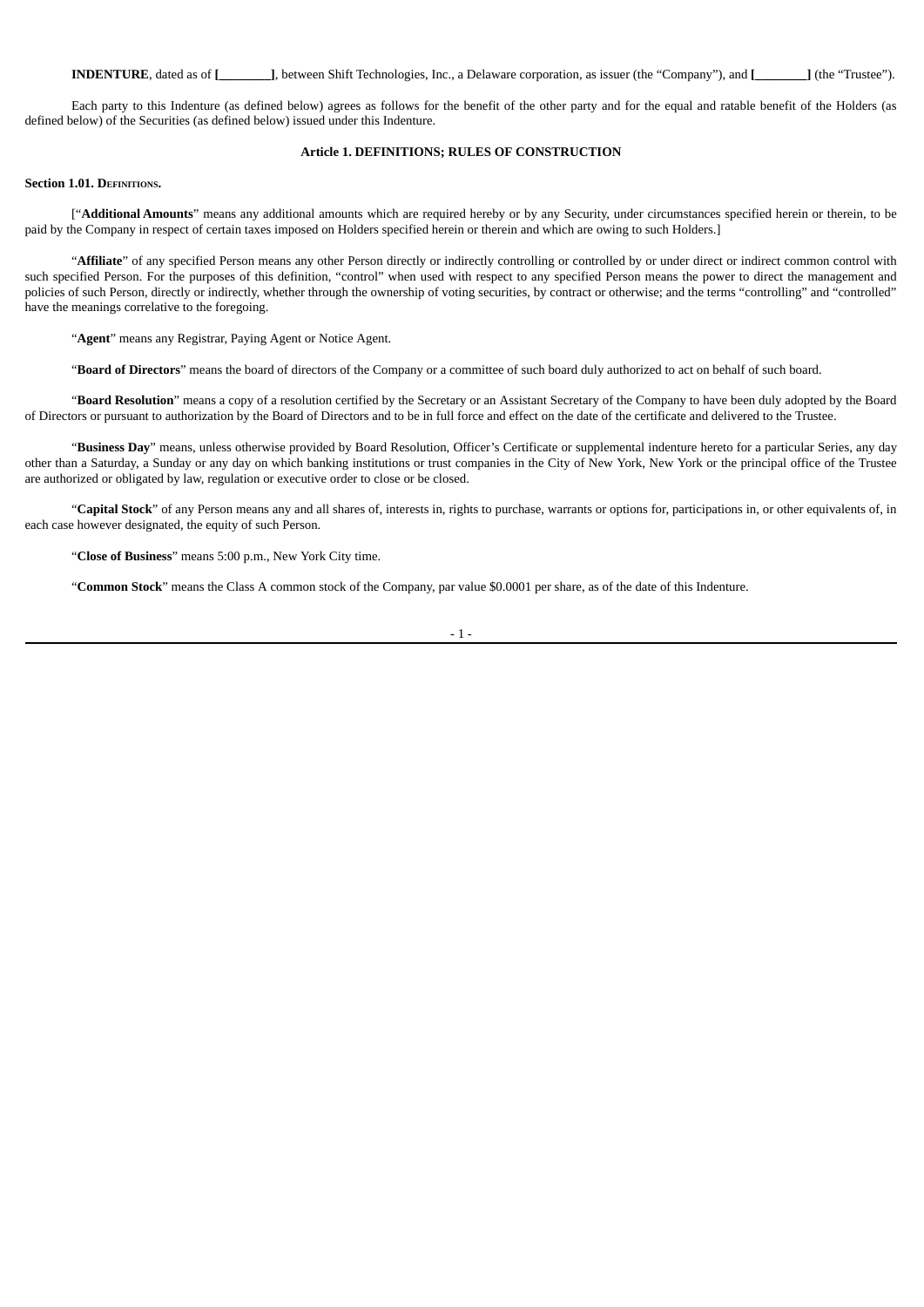**INDENTURE**, dated as of **[________]**, between Shift Technologies, Inc., a Delaware corporation, as issuer (the "Company"), and **[________]** (the "Trustee").

Each party to this Indenture (as defined below) agrees as follows for the benefit of the other party and for the equal and ratable benefit of the Holders (as defined below) of the Securities (as defined below) issued under this Indenture.

### Article 1. DEFINITIONS; RULES OF CONSTRUCTION

**Section 1.01. Definitions.**

["**Additional Amounts**" means any additional amounts which are required hereby or by any Security, under circumstances specified herein or therein, to be paid by the Company in respect of certain taxes imposed on Holders specified herein or therein and which are owing to such Holders.]

"**Affiliate**" of any specified Person means any other Person directly or indirectly controlling or controlled by or under direct or indirect common control with such specified Person. For the purposes of this definition, "control" when used with respect to any specified Person means the power to direct the management and policies of such Person, directly or indirectly, whether through the ownership of voting securities, by contract or otherwise; and the terms "controlling" and "controlled" have the meanings correlative to the foregoing.

"**Agent**" means any Registrar, Paying Agent or Notice Agent.

"**Board of Directors**" means the board of directors of the Company or a committee of such board duly authorized to act on behalf of such board.

"**Board Resolution**" means a copy of a resolution certified by the Secretary or an Assistant Secretary of the Company to have been duly adopted by the Board of Directors or pursuant to authorization by the Board of Directors and to be in full force and effect on the date of the certificate and delivered to the Trustee.

"**Business Day**" means, unless otherwise provided by Board Resolution, Officer's Certificate or supplemental indenture hereto for a particular Series, any day other than a Saturday, a Sunday or any day on which banking institutions or trust companies in the City of New York, New York or the principal office of the Trustee are authorized or obligated by law, regulation or executive order to close or be closed.

"**Capital Stock**" of any Person means any and all shares of, interests in, rights to purchase, warrants or options for, participations in, or other equivalents of, in each case however designated, the equity of such Person.

"**Close of Business**" means 5:00 p.m., New York City time.

"**Common Stock**" means the Class A common stock of the Company, par value $0.0001 per share, as of the date of this Indenture.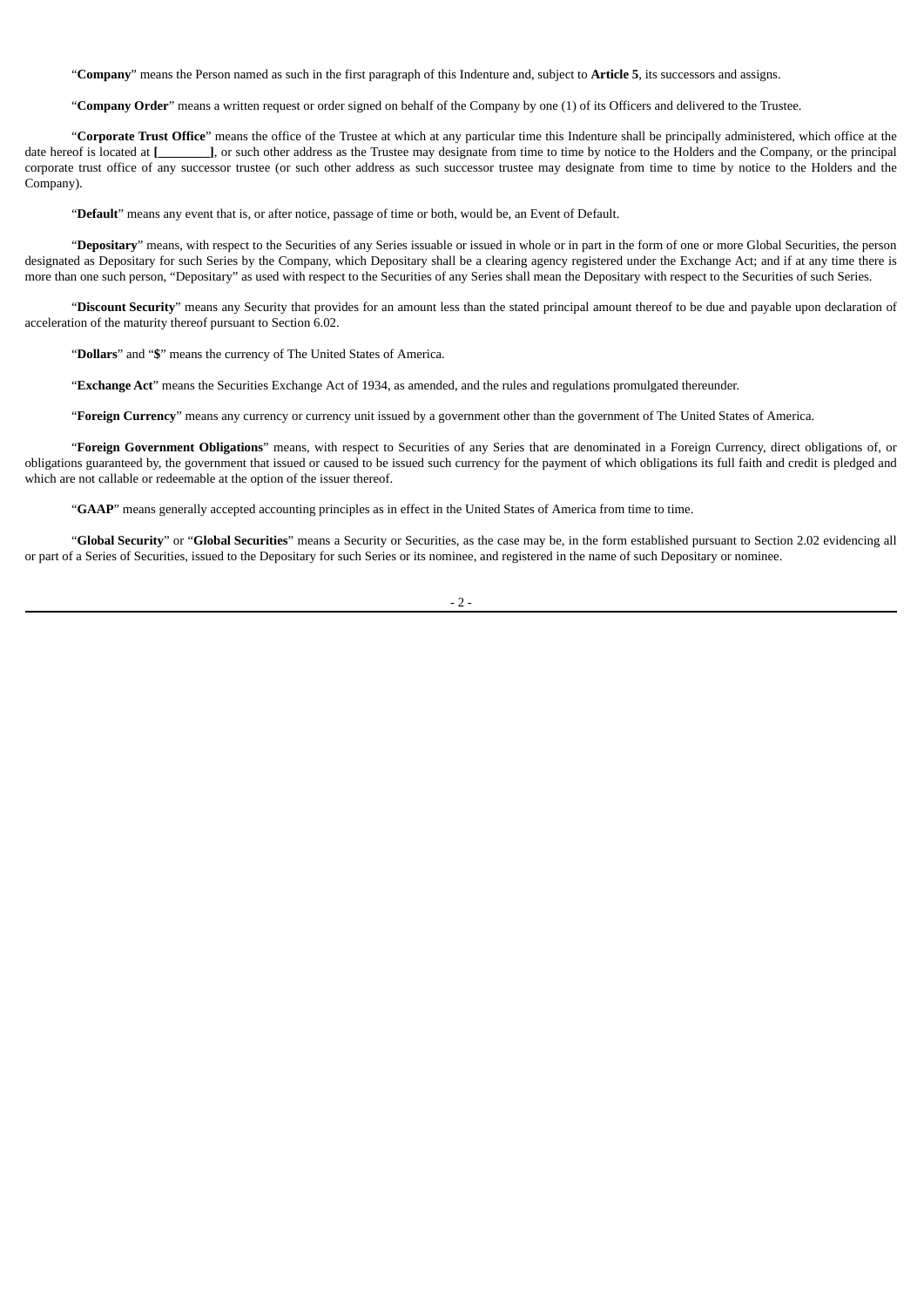"**Company**" means the Person named as such in the first paragraph of this Indenture and, subject to **Article 5**, its successors and assigns.

"**Company Order**" means a written request or order signed on behalf of the Company by one (1) of its Officers and delivered to the Trustee.

"**Corporate Trust Office**" means the office of the Trustee at which at any particular time this Indenture shall be principally administered, which office at the date hereof is located at **[________]**, or such other address as the Trustee may designate from time to time by notice to the Holders and the Company, or the principal corporate trust office of any successor trustee (or such other address as such successor trustee may designate from time to time by notice to the Holders and the Company).

"**Default**" means any event that is, or after notice, passage of time or both, would be, an Event of Default.

"**Depositary**" means, with respect to the Securities of any Series issuable or issued in whole or in part in the form of one or more Global Securities, the person designated as Depositary for such Series by the Company, which Depositary shall be a clearing agency registered under the Exchange Act; and if at any time there is more than one such person, "Depositary" as used with respect to the Securities of any Series shall mean the Depositary with respect to the Securities of such Series.

"**Discount Security**" means any Security that provides for an amount less than the stated principal amount thereof to be due and payable upon declaration of acceleration of the maturity thereof pursuant to Section 6.02.

"**Dollars**" and "**$**" means the currency of The United States of America.

"**Exchange Act**" means the Securities Exchange Act of 1934, as amended, and the rules and regulations promulgated thereunder.

"**Foreign Currency**" means any currency or currency unit issued by a government other than the government of The United States of America.

"**Foreign Government Obligations**" means, with respect to Securities of any Series that are denominated in a Foreign Currency, direct obligations of, or obligations guaranteed by, the government that issued or caused to be issued such currency for the payment of which obligations its full faith and credit is pledged and which are not callable or redeemable at the option of the issuer thereof.

"**GAAP**" means generally accepted accounting principles as in effect in the United States of America from time to time.

"**Global Security**" or "**Global Securities**" means a Security or Securities, as the case may be, in the form established pursuant to Section 2.02 evidencing all or part of a Series of Securities, issued to the Depositary for such Series or its nominee, and registered in the name of such Depositary or nominee.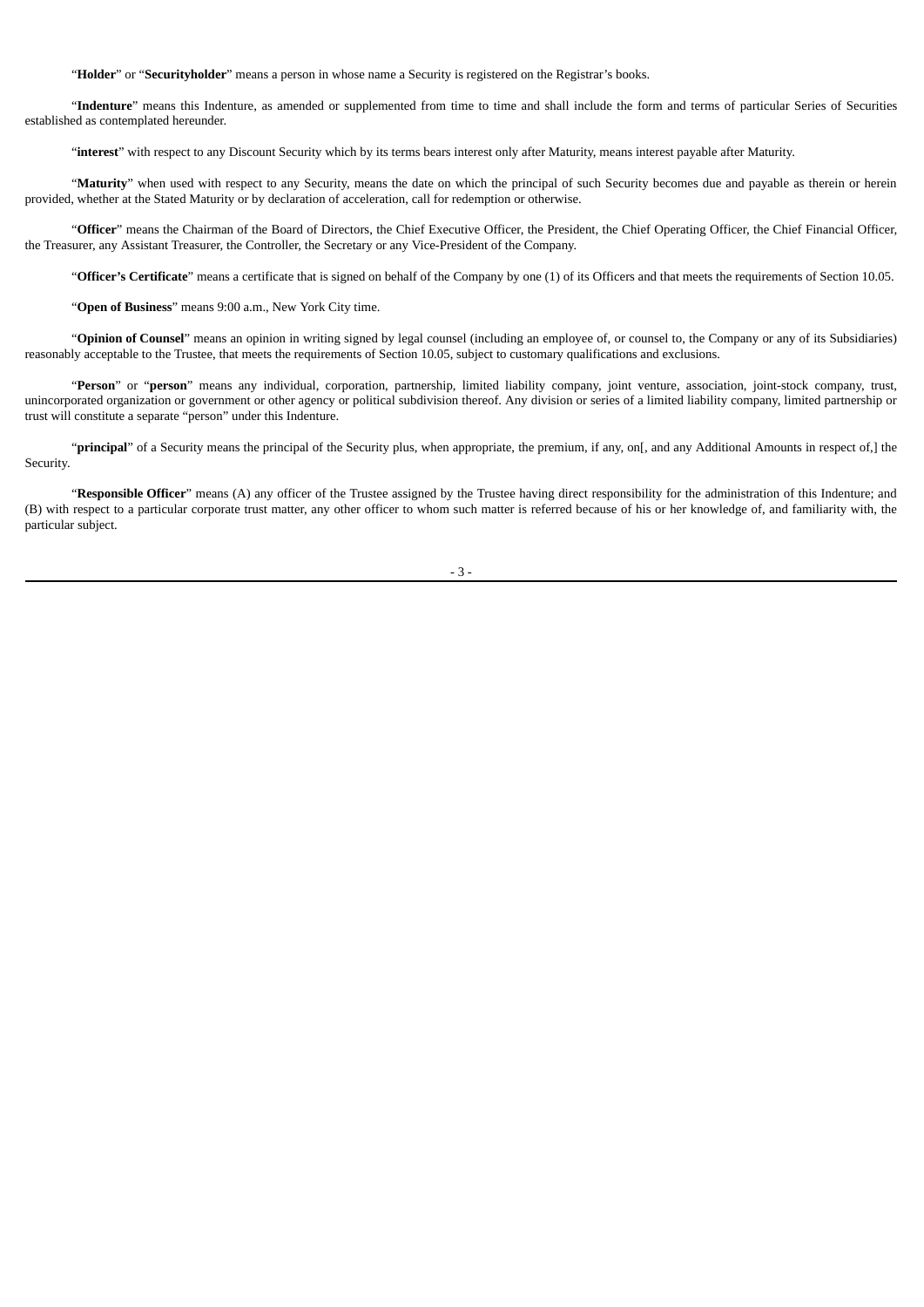"**Holder**" or "**Securityholder**" means a person in whose name a Security is registered on the Registrar's books.

"**Indenture**" means this Indenture, as amended or supplemented from time to time and shall include the form and terms of particular Series of Securities established as contemplated hereunder.

"**interest**" with respect to any Discount Security which by its terms bears interest only after Maturity, means interest payable after Maturity.

"**Maturity**" when used with respect to any Security, means the date on which the principal of such Security becomes due and payable as therein or herein provided, whether at the Stated Maturity or by declaration of acceleration, call for redemption or otherwise.

"**Officer**" means the Chairman of the Board of Directors, the Chief Executive Officer, the President, the Chief Operating Officer, the Chief Financial Officer, the Treasurer, any Assistant Treasurer, the Controller, the Secretary or any Vice-President of the Company.

"**Officer's Certificate**" means a certificate that is signed on behalf of the Company by one (1) of its Officers and that meets the requirements of Section 10.05.

"**Open of Business**" means 9:00 a.m., New York City time.

"**Opinion of Counsel**" means an opinion in writing signed by legal counsel (including an employee of, or counsel to, the Company or any of its Subsidiaries) reasonably acceptable to the Trustee, that meets the requirements of Section 10.05, subject to customary qualifications and exclusions.

"**Person**" or "**person**" means any individual, corporation, partnership, limited liability company, joint venture, association, joint-stock company, trust, unincorporated organization or government or other agency or political subdivision thereof. Any division or series of a limited liability company, limited partnership or trust will constitute a separate "person" under this Indenture.

"**principal**" of a Security means the principal of the Security plus, when appropriate, the premium, if any, on[, and any Additional Amounts in respect of,] the Security.

"**Responsible Officer**" means (A) any officer of the Trustee assigned by the Trustee having direct responsibility for the administration of this Indenture; and (B) with respect to a particular corporate trust matter, any other officer to whom such matter is referred because of his or her knowledge of, and familiarity with, the particular subject.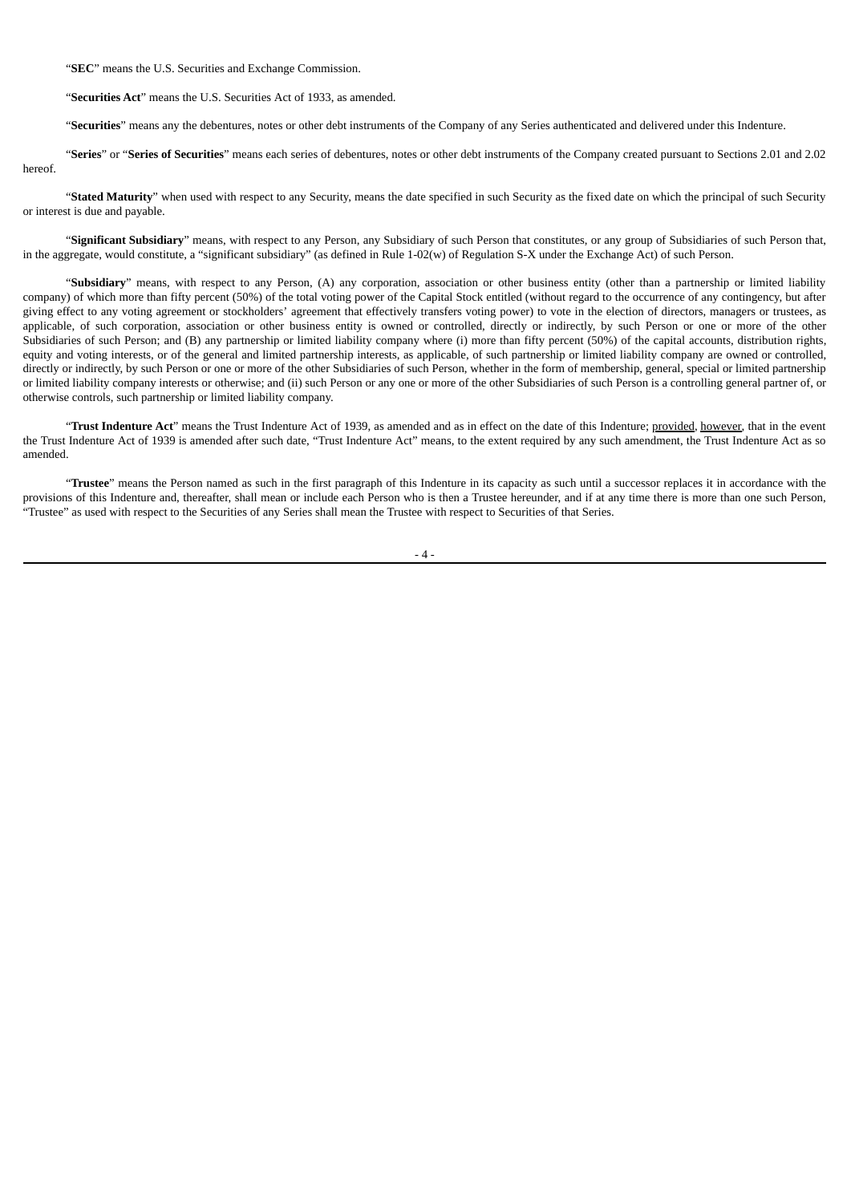"**SEC**" means the U.S. Securities and Exchange Commission.

"**Securities Act**" means the U.S. Securities Act of 1933, as amended.

"**Securities**" means any the debentures, notes or other debt instruments of the Company of any Series authenticated and delivered under this Indenture.

"**Series**" or "**Series of Securities**" means each series of debentures, notes or other debt instruments of the Company created pursuant to Sections 2.01 and 2.02 hereof.

"**Stated Maturity**" when used with respect to any Security, means the date specified in such Security as the fixed date on which the principal of such Security or interest is due and payable.

"**Significant Subsidiary**" means, with respect to any Person, any Subsidiary of such Person that constitutes, or any group of Subsidiaries of such Person that, in the aggregate, would constitute, a "significant subsidiary" (as defined in Rule 1-02(w) of Regulation S-X under the Exchange Act) of such Person.

"**Subsidiary**" means, with respect to any Person, (A) any corporation, association or other business entity (other than a partnership or limited liability company) of which more than fifty percent (50%) of the total voting power of the Capital Stock entitled (without regard to the occurrence of any contingency, but after giving effect to any voting agreement or stockholders' agreement that effectively transfers voting power) to vote in the election of directors, managers or trustees, as applicable, of such corporation, association or other business entity is owned or controlled, directly or indirectly, by such Person or one or more of the other Subsidiaries of such Person; and (B) any partnership or limited liability company where (i) more than fifty percent (50%) of the capital accounts, distribution rights, equity and voting interests, or of the general and limited partnership interests, as applicable, of such partnership or limited liability company are owned or controlled, directly or indirectly, by such Person or one or more of the other Subsidiaries of such Person, whether in the form of membership, general, special or limited partnership or limited liability company interests or otherwise; and (ii) such Person or any one or more of the other Subsidiaries of such Person is a controlling general partner of, or otherwise controls, such partnership or limited liability company.

"**Trust Indenture Act**" means the Trust Indenture Act of 1939, as amended and as in effect on the date of this Indenture; provided, however, that in the event the Trust Indenture Act of 1939 is amended after such date, "Trust Indenture Act" means, to the extent required by any such amendment, the Trust Indenture Act as so amended.

"**Trustee**" means the Person named as such in the first paragraph of this Indenture in its capacity as such until a successor replaces it in accordance with the provisions of this Indenture and, thereafter, shall mean or include each Person who is then a Trustee hereunder, and if at any time there is more than one such Person, "Trustee" as used with respect to the Securities of any Series shall mean the Trustee with respect to Securities of that Series.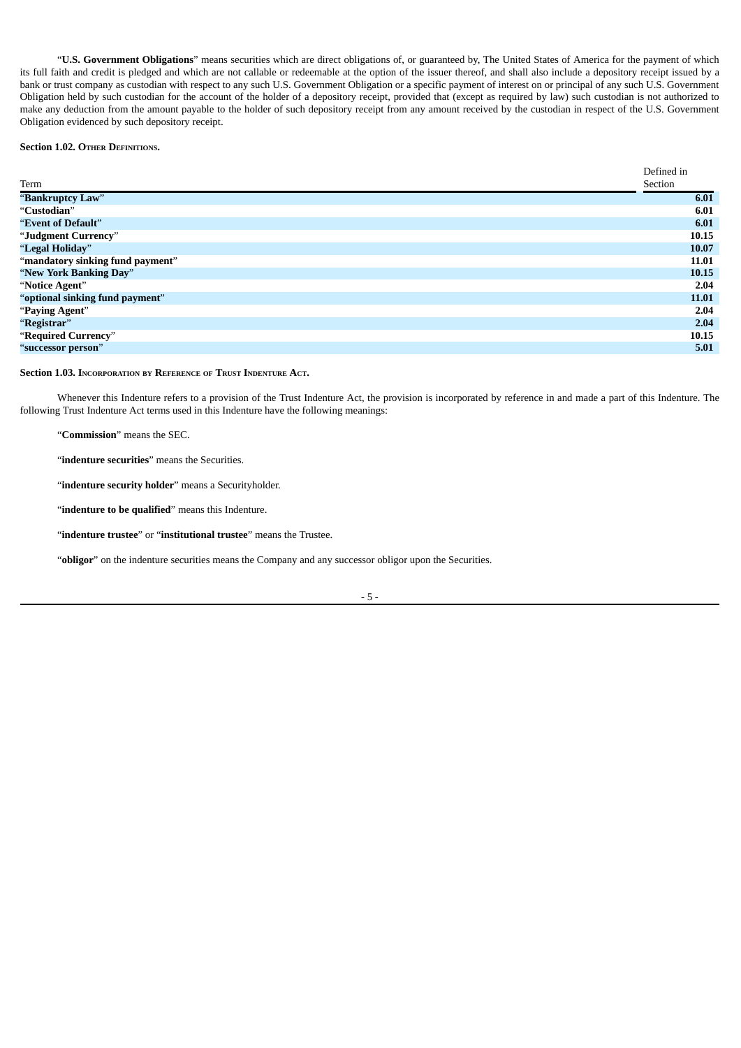"**U.S. Government Obligations**" means securities which are direct obligations of, or guaranteed by, The United States of America for the payment of which its full faith and credit is pledged and which are not callable or redeemable at the option of the issuer thereof, and shall also include a depository receipt issued by a bank or trust company as custodian with respect to any such U.S. Government Obligation or a specific payment of interest on or principal of any such U.S. Government Obligation held by such custodian for the account of the holder of a depository receipt, provided that (except as required by law) such custodian is not authorized to make any deduction from the amount payable to the holder of such depository receipt from any amount received by the custodian in respect of the U.S. Government Obligation evidenced by such depository receipt.

**Section 1.02. Other Definitions.**

| Term | Defined in Section |
|---|---|
| "**Bankruptcy Law**" | **6.01** |
| "**Custodian**" | **6.01** |
| "**Event of Default**" | **6.01** |
| "**Judgment Currency**" | **10.15** |
| "**Legal Holiday**" | **10.07** |
| "**mandatory sinking fund payment**" | **11.01** |
| "**New York Banking Day**" | **10.15** |
| "**Notice Agent**" | **2.04** |
| "**optional sinking fund payment**" | **11.01** |
| "**Paying Agent**" | **2.04** |
| "**Registrar**" | **2.04** |
| "**Required Currency**" | **10.15** |
| "**successor person**" | **5.01** |

**Section 1.03. Incorporation by Reference of Trust Indenture Act.**

Whenever this Indenture refers to a provision of the Trust Indenture Act, the provision is incorporated by reference in and made a part of this Indenture. The following Trust Indenture Act terms used in this Indenture have the following meanings:

"**Commission**" means the SEC.

"**indenture securities**" means the Securities.

"**indenture security holder**" means a Securityholder.

"**indenture to be qualified**" means this Indenture.

"**indenture trustee**" or "**institutional trustee**" means the Trustee.

"**obligor**" on the indenture securities means the Company and any successor obligor upon the Securities.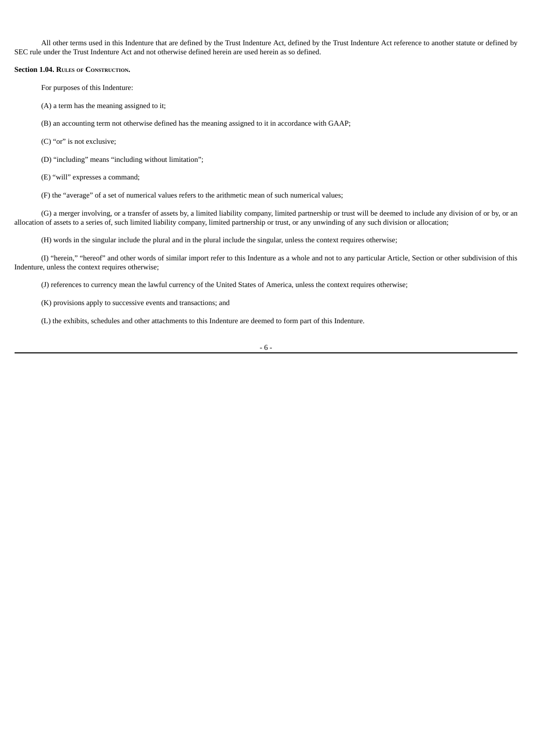All other terms used in this Indenture that are defined by the Trust Indenture Act, defined by the Trust Indenture Act reference to another statute or defined by SEC rule under the Trust Indenture Act and not otherwise defined herein are used herein as so defined.

**Section 1.04. Rules of Construction.**

For purposes of this Indenture:

(A) a term has the meaning assigned to it;

(B) an accounting term not otherwise defined has the meaning assigned to it in accordance with GAAP;

(C) "or" is not exclusive;

(D) "including" means "including without limitation";

(E) "will" expresses a command;

(F) the "average" of a set of numerical values refers to the arithmetic mean of such numerical values;

(G) a merger involving, or a transfer of assets by, a limited liability company, limited partnership or trust will be deemed to include any division of or by, or an allocation of assets to a series of, such limited liability company, limited partnership or trust, or any unwinding of any such division or allocation;

(H) words in the singular include the plural and in the plural include the singular, unless the context requires otherwise;

(I) "herein," "hereof" and other words of similar import refer to this Indenture as a whole and not to any particular Article, Section or other subdivision of this Indenture, unless the context requires otherwise;

(J) references to currency mean the lawful currency of the United States of America, unless the context requires otherwise;

(K) provisions apply to successive events and transactions; and

(L) the exhibits, schedules and other attachments to this Indenture are deemed to form part of this Indenture.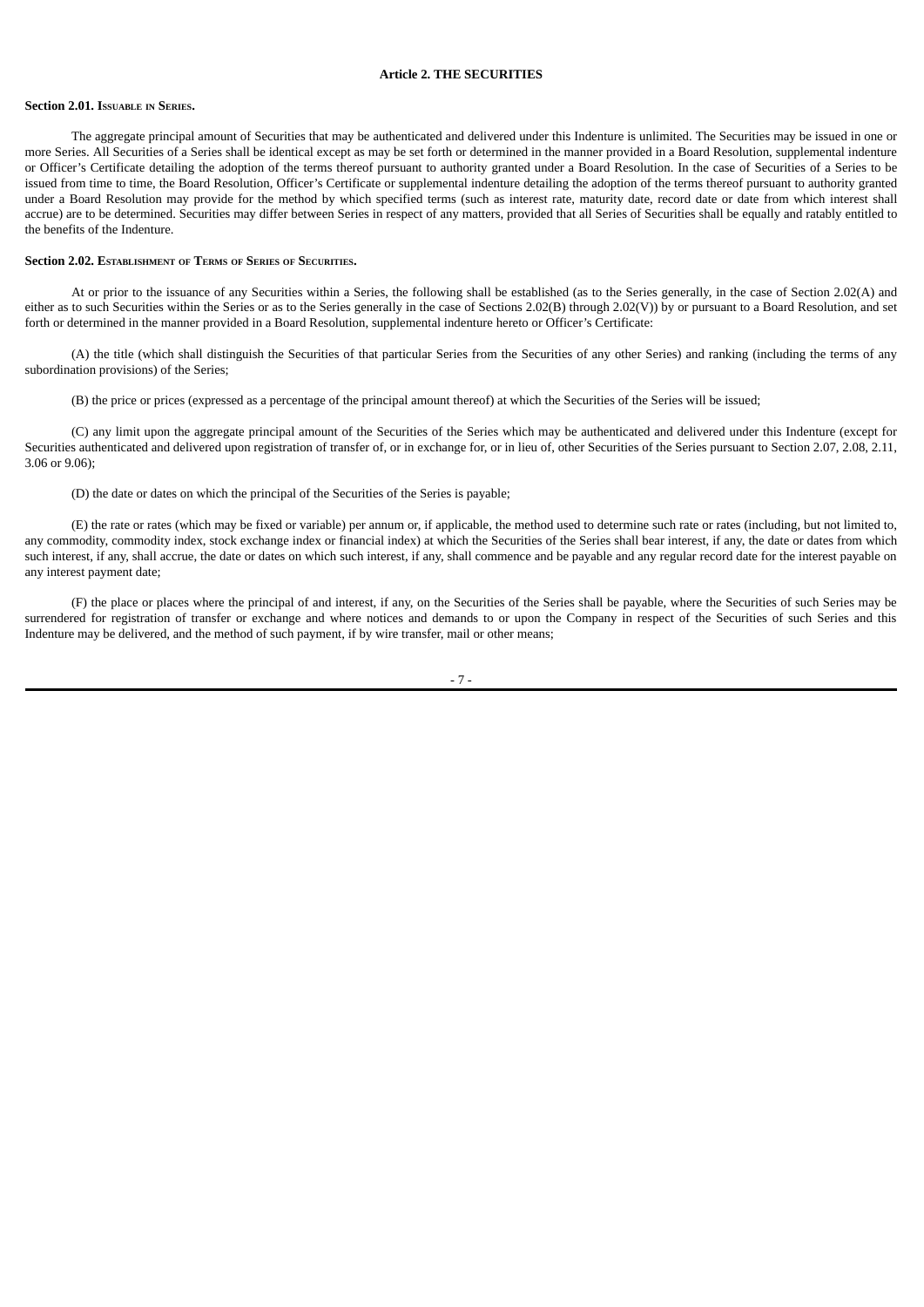# Article 2. THE SECURITIES

**Section 2.01. Issuable in Series.**

The aggregate principal amount of Securities that may be authenticated and delivered under this Indenture is unlimited. The Securities may be issued in one or more Series. All Securities of a Series shall be identical except as may be set forth or determined in the manner provided in a Board Resolution, supplemental indenture or Officer's Certificate detailing the adoption of the terms thereof pursuant to authority granted under a Board Resolution. In the case of Securities of a Series to be issued from time to time, the Board Resolution, Officer's Certificate or supplemental indenture detailing the adoption of the terms thereof pursuant to authority granted under a Board Resolution may provide for the method by which specified terms (such as interest rate, maturity date, record date or date from which interest shall accrue) are to be determined. Securities may differ between Series in respect of any matters, provided that all Series of Securities shall be equally and ratably entitled to the benefits of the Indenture.

**Section 2.02. Establishment of Terms of Series of Securities.**

At or prior to the issuance of any Securities within a Series, the following shall be established (as to the Series generally, in the case of Section 2.02(A) and either as to such Securities within the Series or as to the Series generally in the case of Sections 2.02(B) through 2.02(V)) by or pursuant to a Board Resolution, and set forth or determined in the manner provided in a Board Resolution, supplemental indenture hereto or Officer's Certificate:

(A) the title (which shall distinguish the Securities of that particular Series from the Securities of any other Series) and ranking (including the terms of any subordination provisions) of the Series;

(B) the price or prices (expressed as a percentage of the principal amount thereof) at which the Securities of the Series will be issued;

(C) any limit upon the aggregate principal amount of the Securities of the Series which may be authenticated and delivered under this Indenture (except for Securities authenticated and delivered upon registration of transfer of, or in exchange for, or in lieu of, other Securities of the Series pursuant to Section 2.07, 2.08, 2.11, 3.06 or 9.06);

(D) the date or dates on which the principal of the Securities of the Series is payable;

(E) the rate or rates (which may be fixed or variable) per annum or, if applicable, the method used to determine such rate or rates (including, but not limited to, any commodity, commodity index, stock exchange index or financial index) at which the Securities of the Series shall bear interest, if any, the date or dates from which such interest, if any, shall accrue, the date or dates on which such interest, if any, shall commence and be payable and any regular record date for the interest payable on any interest payment date;

(F) the place or places where the principal of and interest, if any, on the Securities of the Series shall be payable, where the Securities of such Series may be surrendered for registration of transfer or exchange and where notices and demands to or upon the Company in respect of the Securities of such Series and this Indenture may be delivered, and the method of such payment, if by wire transfer, mail or other means;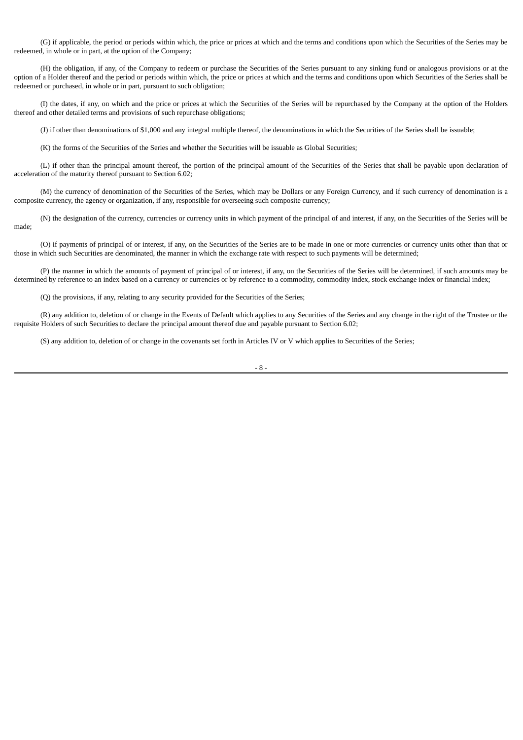(G) if applicable, the period or periods within which, the price or prices at which and the terms and conditions upon which the Securities of the Series may be redeemed, in whole or in part, at the option of the Company;

(H) the obligation, if any, of the Company to redeem or purchase the Securities of the Series pursuant to any sinking fund or analogous provisions or at the option of a Holder thereof and the period or periods within which, the price or prices at which and the terms and conditions upon which Securities of the Series shall be redeemed or purchased, in whole or in part, pursuant to such obligation;

(I) the dates, if any, on which and the price or prices at which the Securities of the Series will be repurchased by the Company at the option of the Holders thereof and other detailed terms and provisions of such repurchase obligations;

(J) if other than denominations of $1,000 and any integral multiple thereof, the denominations in which the Securities of the Series shall be issuable;

(K) the forms of the Securities of the Series and whether the Securities will be issuable as Global Securities;

(L) if other than the principal amount thereof, the portion of the principal amount of the Securities of the Series that shall be payable upon declaration of acceleration of the maturity thereof pursuant to Section 6.02;

(M) the currency of denomination of the Securities of the Series, which may be Dollars or any Foreign Currency, and if such currency of denomination is a composite currency, the agency or organization, if any, responsible for overseeing such composite currency;

(N) the designation of the currency, currencies or currency units in which payment of the principal of and interest, if any, on the Securities of the Series will be made;

(O) if payments of principal of or interest, if any, on the Securities of the Series are to be made in one or more currencies or currency units other than that or those in which such Securities are denominated, the manner in which the exchange rate with respect to such payments will be determined;

(P) the manner in which the amounts of payment of principal of or interest, if any, on the Securities of the Series will be determined, if such amounts may be determined by reference to an index based on a currency or currencies or by reference to a commodity, commodity index, stock exchange index or financial index;

(Q) the provisions, if any, relating to any security provided for the Securities of the Series;

(R) any addition to, deletion of or change in the Events of Default which applies to any Securities of the Series and any change in the right of the Trustee or the requisite Holders of such Securities to declare the principal amount thereof due and payable pursuant to Section 6.02;

(S) any addition to, deletion of or change in the covenants set forth in Articles IV or V which applies to Securities of the Series;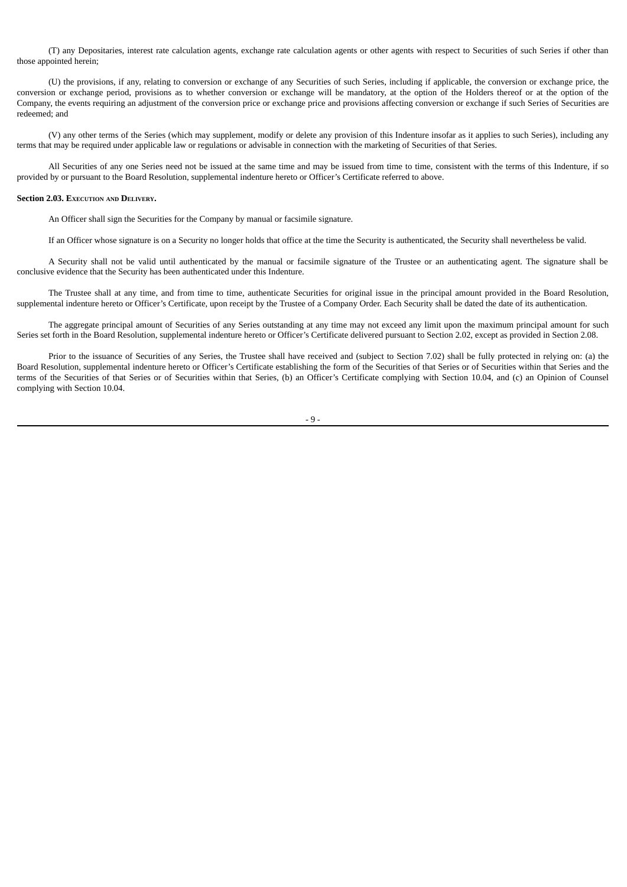(T) any Depositaries, interest rate calculation agents, exchange rate calculation agents or other agents with respect to Securities of such Series if other than those appointed herein;

(U) the provisions, if any, relating to conversion or exchange of any Securities of such Series, including if applicable, the conversion or exchange price, the conversion or exchange period, provisions as to whether conversion or exchange will be mandatory, at the option of the Holders thereof or at the option of the Company, the events requiring an adjustment of the conversion price or exchange price and provisions affecting conversion or exchange if such Series of Securities are redeemed; and

(V) any other terms of the Series (which may supplement, modify or delete any provision of this Indenture insofar as it applies to such Series), including any terms that may be required under applicable law or regulations or advisable in connection with the marketing of Securities of that Series.

All Securities of any one Series need not be issued at the same time and may be issued from time to time, consistent with the terms of this Indenture, if so provided by or pursuant to the Board Resolution, supplemental indenture hereto or Officer's Certificate referred to above.

**Section 2.03. Execution and Delivery.**

An Officer shall sign the Securities for the Company by manual or facsimile signature.

If an Officer whose signature is on a Security no longer holds that office at the time the Security is authenticated, the Security shall nevertheless be valid.

A Security shall not be valid until authenticated by the manual or facsimile signature of the Trustee or an authenticating agent. The signature shall be conclusive evidence that the Security has been authenticated under this Indenture.

The Trustee shall at any time, and from time to time, authenticate Securities for original issue in the principal amount provided in the Board Resolution, supplemental indenture hereto or Officer's Certificate, upon receipt by the Trustee of a Company Order. Each Security shall be dated the date of its authentication.

The aggregate principal amount of Securities of any Series outstanding at any time may not exceed any limit upon the maximum principal amount for such Series set forth in the Board Resolution, supplemental indenture hereto or Officer's Certificate delivered pursuant to Section 2.02, except as provided in Section 2.08.

Prior to the issuance of Securities of any Series, the Trustee shall have received and (subject to Section 7.02) shall be fully protected in relying on: (a) the Board Resolution, supplemental indenture hereto or Officer's Certificate establishing the form of the Securities of that Series or of Securities within that Series and the terms of the Securities of that Series or of Securities within that Series, (b) an Officer's Certificate complying with Section 10.04, and (c) an Opinion of Counsel complying with Section 10.04.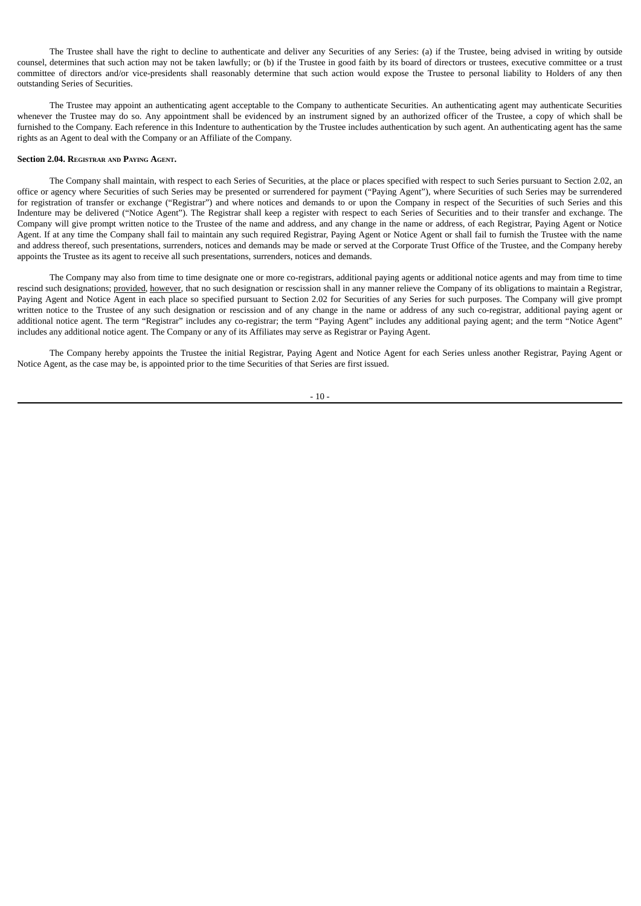The Trustee shall have the right to decline to authenticate and deliver any Securities of any Series: (a) if the Trustee, being advised in writing by outside counsel, determines that such action may not be taken lawfully; or (b) if the Trustee in good faith by its board of directors or trustees, executive committee or a trust committee of directors and/or vice-presidents shall reasonably determine that such action would expose the Trustee to personal liability to Holders of any then outstanding Series of Securities.

The Trustee may appoint an authenticating agent acceptable to the Company to authenticate Securities. An authenticating agent may authenticate Securities whenever the Trustee may do so. Any appointment shall be evidenced by an instrument signed by an authorized officer of the Trustee, a copy of which shall be furnished to the Company. Each reference in this Indenture to authentication by the Trustee includes authentication by such agent. An authenticating agent has the same rights as an Agent to deal with the Company or an Affiliate of the Company.

**Section 2.04. Registrar and Paying Agent.**

The Company shall maintain, with respect to each Series of Securities, at the place or places specified with respect to such Series pursuant to Section 2.02, an office or agency where Securities of such Series may be presented or surrendered for payment ("Paying Agent"), where Securities of such Series may be surrendered for registration of transfer or exchange ("Registrar") and where notices and demands to or upon the Company in respect of the Securities of such Series and this Indenture may be delivered ("Notice Agent"). The Registrar shall keep a register with respect to each Series of Securities and to their transfer and exchange. The Company will give prompt written notice to the Trustee of the name and address, and any change in the name or address, of each Registrar, Paying Agent or Notice Agent. If at any time the Company shall fail to maintain any such required Registrar, Paying Agent or Notice Agent or shall fail to furnish the Trustee with the name and address thereof, such presentations, surrenders, notices and demands may be made or served at the Corporate Trust Office of the Trustee, and the Company hereby appoints the Trustee as its agent to receive all such presentations, surrenders, notices and demands.

The Company may also from time to time designate one or more co-registrars, additional paying agents or additional notice agents and may from time to time rescind such designations; provided, however, that no such designation or rescission shall in any manner relieve the Company of its obligations to maintain a Registrar, Paying Agent and Notice Agent in each place so specified pursuant to Section 2.02 for Securities of any Series for such purposes. The Company will give prompt written notice to the Trustee of any such designation or rescission and of any change in the name or address of any such co-registrar, additional paying agent or additional notice agent. The term "Registrar" includes any co-registrar; the term "Paying Agent" includes any additional paying agent; and the term "Notice Agent" includes any additional notice agent. The Company or any of its Affiliates may serve as Registrar or Paying Agent.

The Company hereby appoints the Trustee the initial Registrar, Paying Agent and Notice Agent for each Series unless another Registrar, Paying Agent or Notice Agent, as the case may be, is appointed prior to the time Securities of that Series are first issued.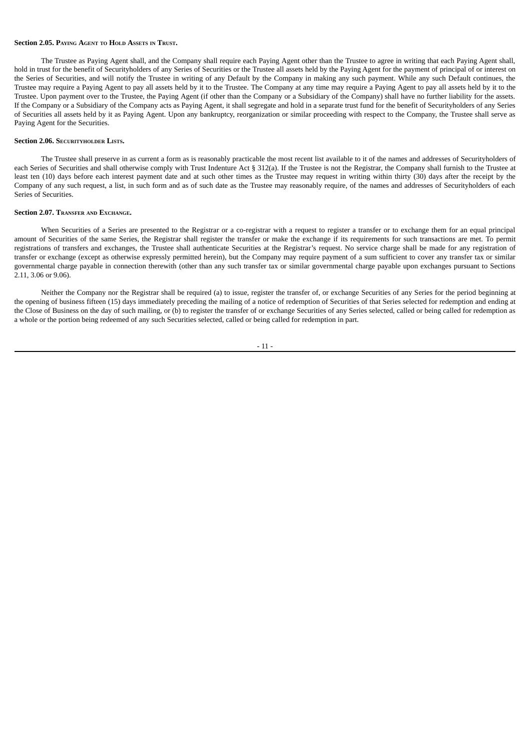**Section 2.05. Paying Agent to Hold Assets in Trust.**

The Trustee as Paying Agent shall, and the Company shall require each Paying Agent other than the Trustee to agree in writing that each Paying Agent shall, hold in trust for the benefit of Securityholders of any Series of Securities or the Trustee all assets held by the Paying Agent for the payment of principal of or interest on the Series of Securities, and will notify the Trustee in writing of any Default by the Company in making any such payment. While any such Default continues, the Trustee may require a Paying Agent to pay all assets held by it to the Trustee. The Company at any time may require a Paying Agent to pay all assets held by it to the Trustee. Upon payment over to the Trustee, the Paying Agent (if other than the Company or a Subsidiary of the Company) shall have no further liability for the assets. If the Company or a Subsidiary of the Company acts as Paying Agent, it shall segregate and hold in a separate trust fund for the benefit of Securityholders of any Series of Securities all assets held by it as Paying Agent. Upon any bankruptcy, reorganization or similar proceeding with respect to the Company, the Trustee shall serve as Paying Agent for the Securities.

**Section 2.06. Securityholder Lists.**

The Trustee shall preserve in as current a form as is reasonably practicable the most recent list available to it of the names and addresses of Securityholders of each Series of Securities and shall otherwise comply with Trust Indenture Act § 312(a). If the Trustee is not the Registrar, the Company shall furnish to the Trustee at least ten (10) days before each interest payment date and at such other times as the Trustee may request in writing within thirty (30) days after the receipt by the Company of any such request, a list, in such form and as of such date as the Trustee may reasonably require, of the names and addresses of Securityholders of each Series of Securities.

**Section 2.07. Transfer and Exchange.**

When Securities of a Series are presented to the Registrar or a co-registrar with a request to register a transfer or to exchange them for an equal principal amount of Securities of the same Series, the Registrar shall register the transfer or make the exchange if its requirements for such transactions are met. To permit registrations of transfers and exchanges, the Trustee shall authenticate Securities at the Registrar's request. No service charge shall be made for any registration of transfer or exchange (except as otherwise expressly permitted herein), but the Company may require payment of a sum sufficient to cover any transfer tax or similar governmental charge payable in connection therewith (other than any such transfer tax or similar governmental charge payable upon exchanges pursuant to Sections 2.11, 3.06 or 9.06).

Neither the Company nor the Registrar shall be required (a) to issue, register the transfer of, or exchange Securities of any Series for the period beginning at the opening of business fifteen (15) days immediately preceding the mailing of a notice of redemption of Securities of that Series selected for redemption and ending at the Close of Business on the day of such mailing, or (b) to register the transfer of or exchange Securities of any Series selected, called or being called for redemption as a whole or the portion being redeemed of any such Securities selected, called or being called for redemption in part.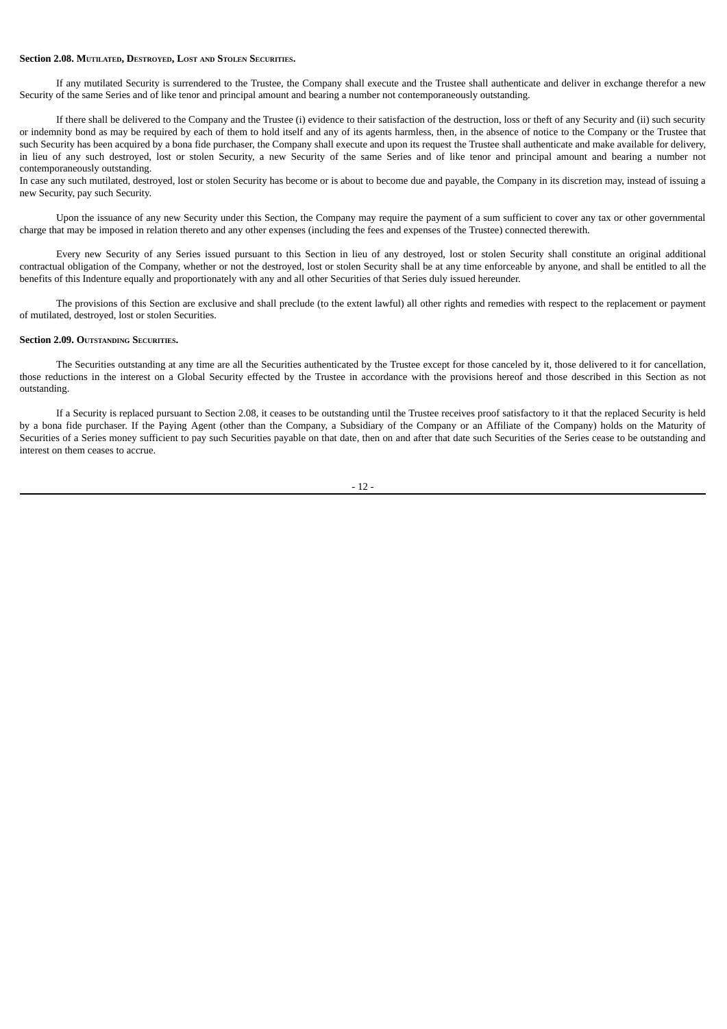**Section 2.08. Mutilated, Destroyed, Lost and Stolen Securities.**

If any mutilated Security is surrendered to the Trustee, the Company shall execute and the Trustee shall authenticate and deliver in exchange therefor a new Security of the same Series and of like tenor and principal amount and bearing a number not contemporaneously outstanding.

If there shall be delivered to the Company and the Trustee (i) evidence to their satisfaction of the destruction, loss or theft of any Security and (ii) such security or indemnity bond as may be required by each of them to hold itself and any of its agents harmless, then, in the absence of notice to the Company or the Trustee that such Security has been acquired by a bona fide purchaser, the Company shall execute and upon its request the Trustee shall authenticate and make available for delivery, in lieu of any such destroyed, lost or stolen Security, a new Security of the same Series and of like tenor and principal amount and bearing a number not contemporaneously outstanding.
In case any such mutilated, destroyed, lost or stolen Security has become or is about to become due and payable, the Company in its discretion may, instead of issuing a new Security, pay such Security.

Upon the issuance of any new Security under this Section, the Company may require the payment of a sum sufficient to cover any tax or other governmental charge that may be imposed in relation thereto and any other expenses (including the fees and expenses of the Trustee) connected therewith.

Every new Security of any Series issued pursuant to this Section in lieu of any destroyed, lost or stolen Security shall constitute an original additional contractual obligation of the Company, whether or not the destroyed, lost or stolen Security shall be at any time enforceable by anyone, and shall be entitled to all the benefits of this Indenture equally and proportionately with any and all other Securities of that Series duly issued hereunder.

The provisions of this Section are exclusive and shall preclude (to the extent lawful) all other rights and remedies with respect to the replacement or payment of mutilated, destroyed, lost or stolen Securities.

**Section 2.09. Outstanding Securities.**

The Securities outstanding at any time are all the Securities authenticated by the Trustee except for those canceled by it, those delivered to it for cancellation, those reductions in the interest on a Global Security effected by the Trustee in accordance with the provisions hereof and those described in this Section as not outstanding.

If a Security is replaced pursuant to Section 2.08, it ceases to be outstanding until the Trustee receives proof satisfactory to it that the replaced Security is held by a bona fide purchaser. If the Paying Agent (other than the Company, a Subsidiary of the Company or an Affiliate of the Company) holds on the Maturity of Securities of a Series money sufficient to pay such Securities payable on that date, then on and after that date such Securities of the Series cease to be outstanding and interest on them ceases to accrue.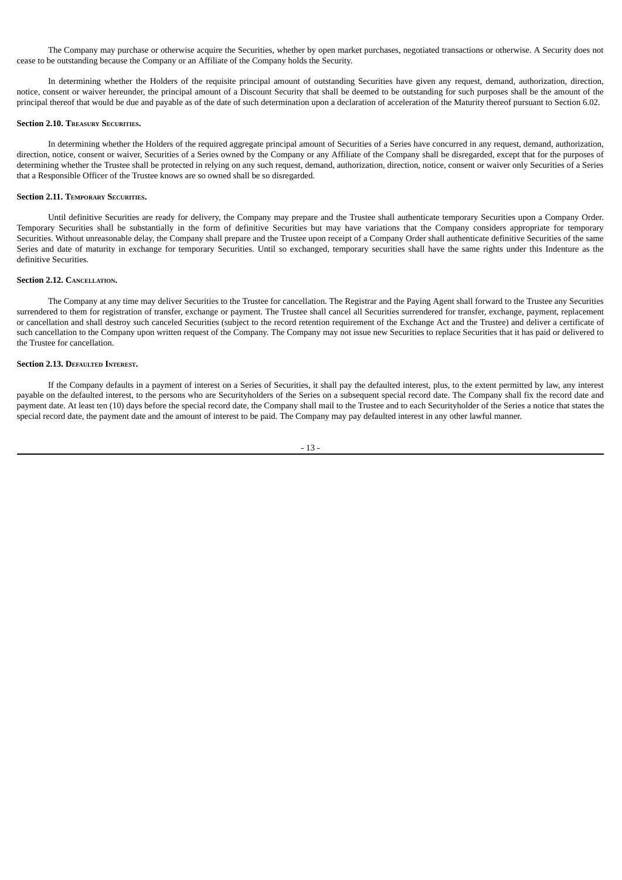The Company may purchase or otherwise acquire the Securities, whether by open market purchases, negotiated transactions or otherwise. A Security does not cease to be outstanding because the Company or an Affiliate of the Company holds the Security.

In determining whether the Holders of the requisite principal amount of outstanding Securities have given any request, demand, authorization, direction, notice, consent or waiver hereunder, the principal amount of a Discount Security that shall be deemed to be outstanding for such purposes shall be the amount of the principal thereof that would be due and payable as of the date of such determination upon a declaration of acceleration of the Maturity thereof pursuant to Section 6.02.

**Section 2.10. Treasury Securities.**

In determining whether the Holders of the required aggregate principal amount of Securities of a Series have concurred in any request, demand, authorization, direction, notice, consent or waiver, Securities of a Series owned by the Company or any Affiliate of the Company shall be disregarded, except that for the purposes of determining whether the Trustee shall be protected in relying on any such request, demand, authorization, direction, notice, consent or waiver only Securities of a Series that a Responsible Officer of the Trustee knows are so owned shall be so disregarded.

**Section 2.11. Temporary Securities.**

Until definitive Securities are ready for delivery, the Company may prepare and the Trustee shall authenticate temporary Securities upon a Company Order. Temporary Securities shall be substantially in the form of definitive Securities but may have variations that the Company considers appropriate for temporary Securities. Without unreasonable delay, the Company shall prepare and the Trustee upon receipt of a Company Order shall authenticate definitive Securities of the same Series and date of maturity in exchange for temporary Securities. Until so exchanged, temporary securities shall have the same rights under this Indenture as the definitive Securities.

**Section 2.12. Cancellation.**

The Company at any time may deliver Securities to the Trustee for cancellation. The Registrar and the Paying Agent shall forward to the Trustee any Securities surrendered to them for registration of transfer, exchange or payment. The Trustee shall cancel all Securities surrendered for transfer, exchange, payment, replacement or cancellation and shall destroy such canceled Securities (subject to the record retention requirement of the Exchange Act and the Trustee) and deliver a certificate of such cancellation to the Company upon written request of the Company. The Company may not issue new Securities to replace Securities that it has paid or delivered to the Trustee for cancellation.

**Section 2.13. Defaulted Interest.**

If the Company defaults in a payment of interest on a Series of Securities, it shall pay the defaulted interest, plus, to the extent permitted by law, any interest payable on the defaulted interest, to the persons who are Securityholders of the Series on a subsequent special record date. The Company shall fix the record date and payment date. At least ten (10) days before the special record date, the Company shall mail to the Trustee and to each Securityholder of the Series a notice that states the special record date, the payment date and the amount of interest to be paid. The Company may pay defaulted interest in any other lawful manner.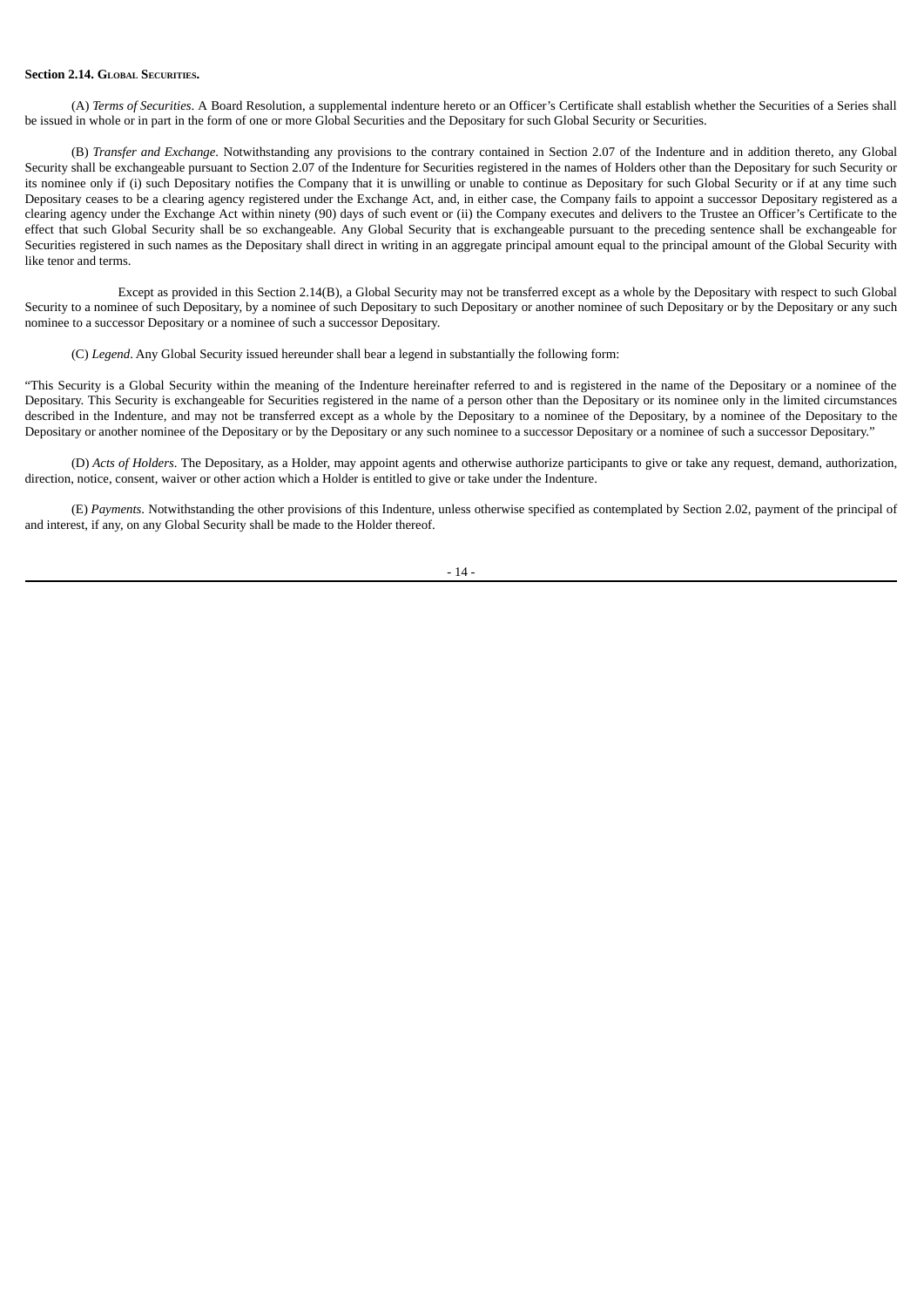**Section 2.14. Global Securities.**

(A) *Terms of Securities*. A Board Resolution, a supplemental indenture hereto or an Officer's Certificate shall establish whether the Securities of a Series shall be issued in whole or in part in the form of one or more Global Securities and the Depositary for such Global Security or Securities.

(B) *Transfer and Exchange*. Notwithstanding any provisions to the contrary contained in Section 2.07 of the Indenture and in addition thereto, any Global Security shall be exchangeable pursuant to Section 2.07 of the Indenture for Securities registered in the names of Holders other than the Depositary for such Security or its nominee only if (i) such Depositary notifies the Company that it is unwilling or unable to continue as Depositary for such Global Security or if at any time such Depositary ceases to be a clearing agency registered under the Exchange Act, and, in either case, the Company fails to appoint a successor Depositary registered as a clearing agency under the Exchange Act within ninety (90) days of such event or (ii) the Company executes and delivers to the Trustee an Officer's Certificate to the effect that such Global Security shall be so exchangeable. Any Global Security that is exchangeable pursuant to the preceding sentence shall be exchangeable for Securities registered in such names as the Depositary shall direct in writing in an aggregate principal amount equal to the principal amount of the Global Security with like tenor and terms.

Except as provided in this Section 2.14(B), a Global Security may not be transferred except as a whole by the Depositary with respect to such Global Security to a nominee of such Depositary, by a nominee of such Depositary to such Depositary or another nominee of such Depositary or by the Depositary or any such nominee to a successor Depositary or a nominee of such a successor Depositary.

(C) *Legend*. Any Global Security issued hereunder shall bear a legend in substantially the following form:

"This Security is a Global Security within the meaning of the Indenture hereinafter referred to and is registered in the name of the Depositary or a nominee of the Depositary. This Security is exchangeable for Securities registered in the name of a person other than the Depositary or its nominee only in the limited circumstances described in the Indenture, and may not be transferred except as a whole by the Depositary to a nominee of the Depositary, by a nominee of the Depositary to the Depositary or another nominee of the Depositary or by the Depositary or any such nominee to a successor Depositary or a nominee of such a successor Depositary."

(D) *Acts of Holders*. The Depositary, as a Holder, may appoint agents and otherwise authorize participants to give or take any request, demand, authorization, direction, notice, consent, waiver or other action which a Holder is entitled to give or take under the Indenture.

(E) *Payments*. Notwithstanding the other provisions of this Indenture, unless otherwise specified as contemplated by Section 2.02, payment of the principal of and interest, if any, on any Global Security shall be made to the Holder thereof.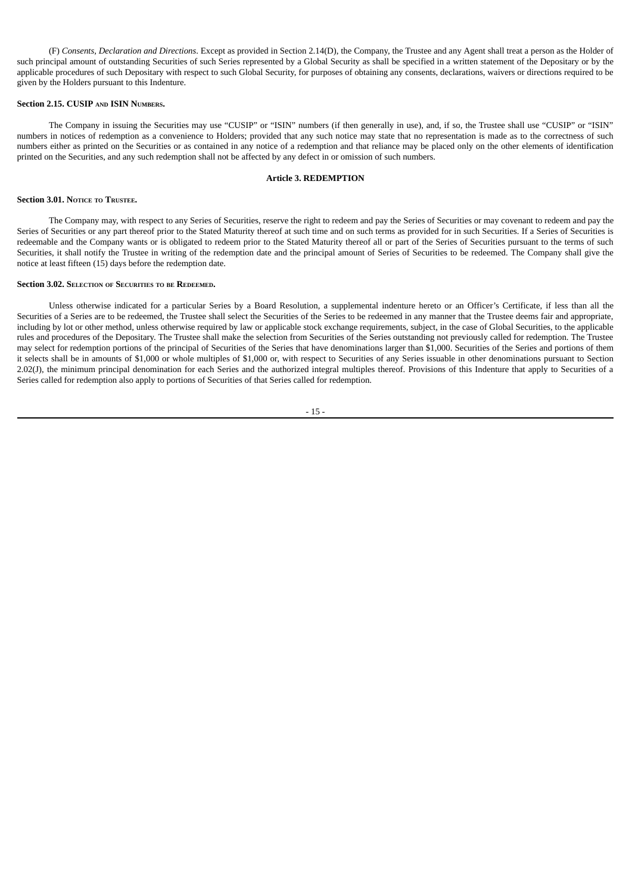(F) *Consents, Declaration and Directions*. Except as provided in Section 2.14(D), the Company, the Trustee and any Agent shall treat a person as the Holder of such principal amount of outstanding Securities of such Series represented by a Global Security as shall be specified in a written statement of the Depositary or by the applicable procedures of such Depositary with respect to such Global Security, for purposes of obtaining any consents, declarations, waivers or directions required to be given by the Holders pursuant to this Indenture.

**Section 2.15. CUSIP and ISIN Numbers.**

The Company in issuing the Securities may use "CUSIP" or "ISIN" numbers (if then generally in use), and, if so, the Trustee shall use "CUSIP" or "ISIN" numbers in notices of redemption as a convenience to Holders; provided that any such notice may state that no representation is made as to the correctness of such numbers either as printed on the Securities or as contained in any notice of a redemption and that reliance may be placed only on the other elements of identification printed on the Securities, and any such redemption shall not be affected by any defect in or omission of such numbers.

## Article 3. REDEMPTION

**Section 3.01. Notice to Trustee.**

The Company may, with respect to any Series of Securities, reserve the right to redeem and pay the Series of Securities or may covenant to redeem and pay the Series of Securities or any part thereof prior to the Stated Maturity thereof at such time and on such terms as provided for in such Securities. If a Series of Securities is redeemable and the Company wants or is obligated to redeem prior to the Stated Maturity thereof all or part of the Series of Securities pursuant to the terms of such Securities, it shall notify the Trustee in writing of the redemption date and the principal amount of Series of Securities to be redeemed. The Company shall give the notice at least fifteen (15) days before the redemption date.

**Section 3.02. Selection of Securities to be Redeemed.**

Unless otherwise indicated for a particular Series by a Board Resolution, a supplemental indenture hereto or an Officer's Certificate, if less than all the Securities of a Series are to be redeemed, the Trustee shall select the Securities of the Series to be redeemed in any manner that the Trustee deems fair and appropriate, including by lot or other method, unless otherwise required by law or applicable stock exchange requirements, subject, in the case of Global Securities, to the applicable rules and procedures of the Depositary. The Trustee shall make the selection from Securities of the Series outstanding not previously called for redemption. The Trustee may select for redemption portions of the principal of Securities of the Series that have denominations larger than $1,000. Securities of the Series and portions of them it selects shall be in amounts of $1,000 or whole multiples of $1,000 or, with respect to Securities of any Series issuable in other denominations pursuant to Section 2.02(J), the minimum principal denomination for each Series and the authorized integral multiples thereof. Provisions of this Indenture that apply to Securities of a Series called for redemption also apply to portions of Securities of that Series called for redemption.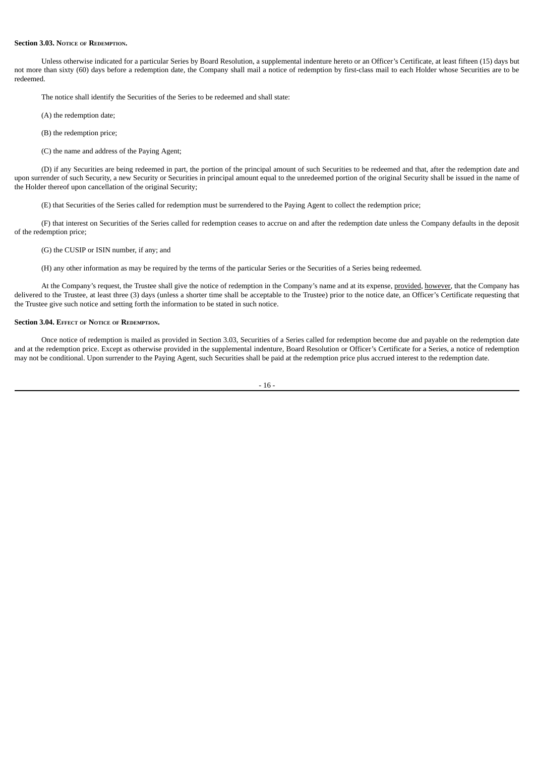**Section 3.03. Notice of Redemption.**

Unless otherwise indicated for a particular Series by Board Resolution, a supplemental indenture hereto or an Officer's Certificate, at least fifteen (15) days but not more than sixty (60) days before a redemption date, the Company shall mail a notice of redemption by first-class mail to each Holder whose Securities are to be redeemed.

The notice shall identify the Securities of the Series to be redeemed and shall state:

(A) the redemption date;

(B) the redemption price;

(C) the name and address of the Paying Agent;

(D) if any Securities are being redeemed in part, the portion of the principal amount of such Securities to be redeemed and that, after the redemption date and upon surrender of such Security, a new Security or Securities in principal amount equal to the unredeemed portion of the original Security shall be issued in the name of the Holder thereof upon cancellation of the original Security;

(E) that Securities of the Series called for redemption must be surrendered to the Paying Agent to collect the redemption price;

(F) that interest on Securities of the Series called for redemption ceases to accrue on and after the redemption date unless the Company defaults in the deposit of the redemption price;

(G) the CUSIP or ISIN number, if any; and

(H) any other information as may be required by the terms of the particular Series or the Securities of a Series being redeemed.

At the Company's request, the Trustee shall give the notice of redemption in the Company's name and at its expense, provided, however, that the Company has delivered to the Trustee, at least three (3) days (unless a shorter time shall be acceptable to the Trustee) prior to the notice date, an Officer's Certificate requesting that the Trustee give such notice and setting forth the information to be stated in such notice.

**Section 3.04. Effect of Notice of Redemption.**

Once notice of redemption is mailed as provided in Section 3.03, Securities of a Series called for redemption become due and payable on the redemption date and at the redemption price. Except as otherwise provided in the supplemental indenture, Board Resolution or Officer's Certificate for a Series, a notice of redemption may not be conditional. Upon surrender to the Paying Agent, such Securities shall be paid at the redemption price plus accrued interest to the redemption date.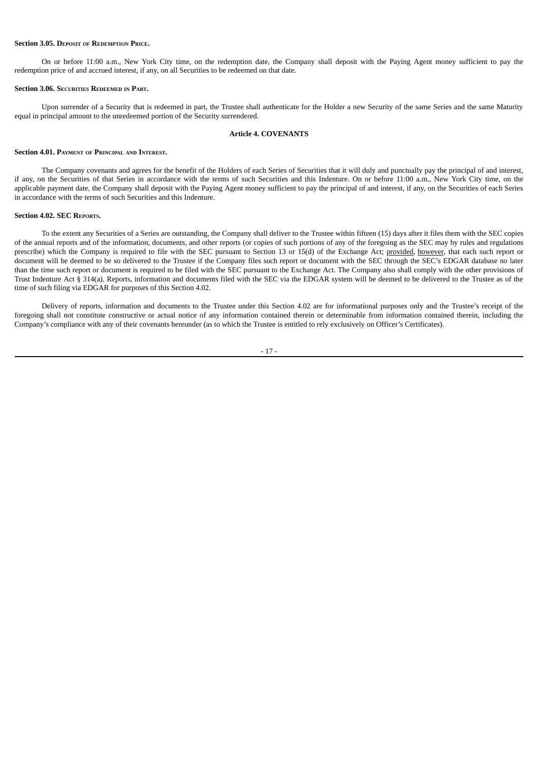**Section 3.05. Deposit of Redemption Price.**

On or before 11:00 a.m., New York City time, on the redemption date, the Company shall deposit with the Paying Agent money sufficient to pay the redemption price of and accrued interest, if any, on all Securities to be redeemed on that date.

**Section 3.06. Securities Redeemed in Part.**

Upon surrender of a Security that is redeemed in part, the Trustee shall authenticate for the Holder a new Security of the same Series and the same Maturity equal in principal amount to the unredeemed portion of the Security surrendered.

**Article 4. COVENANTS**

**Section 4.01. Payment of Principal and Interest.**

The Company covenants and agrees for the benefit of the Holders of each Series of Securities that it will duly and punctually pay the principal of and interest, if any, on the Securities of that Series in accordance with the terms of such Securities and this Indenture. On or before 11:00 a.m., New York City time, on the applicable payment date, the Company shall deposit with the Paying Agent money sufficient to pay the principal of and interest, if any, on the Securities of each Series in accordance with the terms of such Securities and this Indenture.

**Section 4.02. SEC Reports.**

To the extent any Securities of a Series are outstanding, the Company shall deliver to the Trustee within fifteen (15) days after it files them with the SEC copies of the annual reports and of the information, documents, and other reports (or copies of such portions of any of the foregoing as the SEC may by rules and regulations prescribe) which the Company is required to file with the SEC pursuant to Section 13 or 15(d) of the Exchange Act; provided, however, that each such report or document will be deemed to be so delivered to the Trustee if the Company files such report or document with the SEC through the SEC's EDGAR database no later than the time such report or document is required to be filed with the SEC pursuant to the Exchange Act. The Company also shall comply with the other provisions of Trust Indenture Act § 314(a). Reports, information and documents filed with the SEC via the EDGAR system will be deemed to be delivered to the Trustee as of the time of such filing via EDGAR for purposes of this Section 4.02.

Delivery of reports, information and documents to the Trustee under this Section 4.02 are for informational purposes only and the Trustee's receipt of the foregoing shall not constitute constructive or actual notice of any information contained therein or determinable from information contained therein, including the Company's compliance with any of their covenants hereunder (as to which the Trustee is entitled to rely exclusively on Officer's Certificates).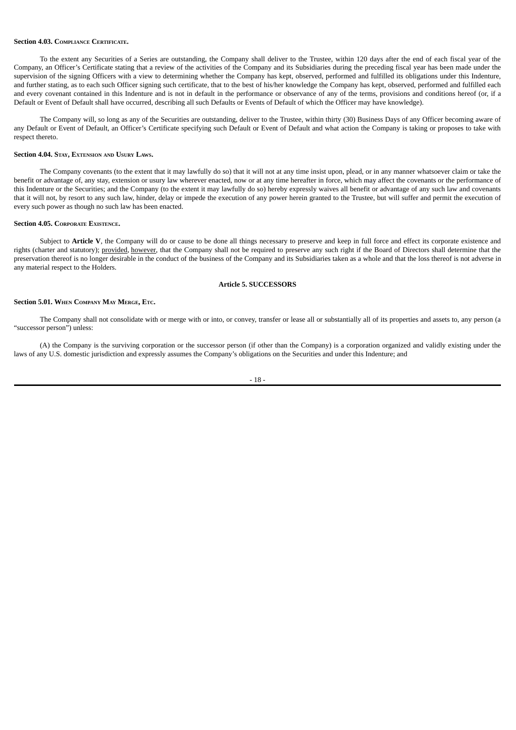**Section 4.03. Compliance Certificate.**

To the extent any Securities of a Series are outstanding, the Company shall deliver to the Trustee, within 120 days after the end of each fiscal year of the Company, an Officer's Certificate stating that a review of the activities of the Company and its Subsidiaries during the preceding fiscal year has been made under the supervision of the signing Officers with a view to determining whether the Company has kept, observed, performed and fulfilled its obligations under this Indenture, and further stating, as to each such Officer signing such certificate, that to the best of his/her knowledge the Company has kept, observed, performed and fulfilled each and every covenant contained in this Indenture and is not in default in the performance or observance of any of the terms, provisions and conditions hereof (or, if a Default or Event of Default shall have occurred, describing all such Defaults or Events of Default of which the Officer may have knowledge).

The Company will, so long as any of the Securities are outstanding, deliver to the Trustee, within thirty (30) Business Days of any Officer becoming aware of any Default or Event of Default, an Officer's Certificate specifying such Default or Event of Default and what action the Company is taking or proposes to take with respect thereto.

**Section 4.04. Stay, Extension and Usury Laws.**

The Company covenants (to the extent that it may lawfully do so) that it will not at any time insist upon, plead, or in any manner whatsoever claim or take the benefit or advantage of, any stay, extension or usury law wherever enacted, now or at any time hereafter in force, which may affect the covenants or the performance of this Indenture or the Securities; and the Company (to the extent it may lawfully do so) hereby expressly waives all benefit or advantage of any such law and covenants that it will not, by resort to any such law, hinder, delay or impede the execution of any power herein granted to the Trustee, but will suffer and permit the execution of every such power as though no such law has been enacted.

**Section 4.05. Corporate Existence.**

Subject to **Article V**, the Company will do or cause to be done all things necessary to preserve and keep in full force and effect its corporate existence and rights (charter and statutory); provided, however, that the Company shall not be required to preserve any such right if the Board of Directors shall determine that the preservation thereof is no longer desirable in the conduct of the business of the Company and its Subsidiaries taken as a whole and that the loss thereof is not adverse in any material respect to the Holders.

## Article 5. SUCCESSORS

**Section 5.01. When Company May Merge, Etc.**

The Company shall not consolidate with or merge with or into, or convey, transfer or lease all or substantially all of its properties and assets to, any person (a "successor person") unless:

(A) the Company is the surviving corporation or the successor person (if other than the Company) is a corporation organized and validly existing under the laws of any U.S. domestic jurisdiction and expressly assumes the Company's obligations on the Securities and under this Indenture; and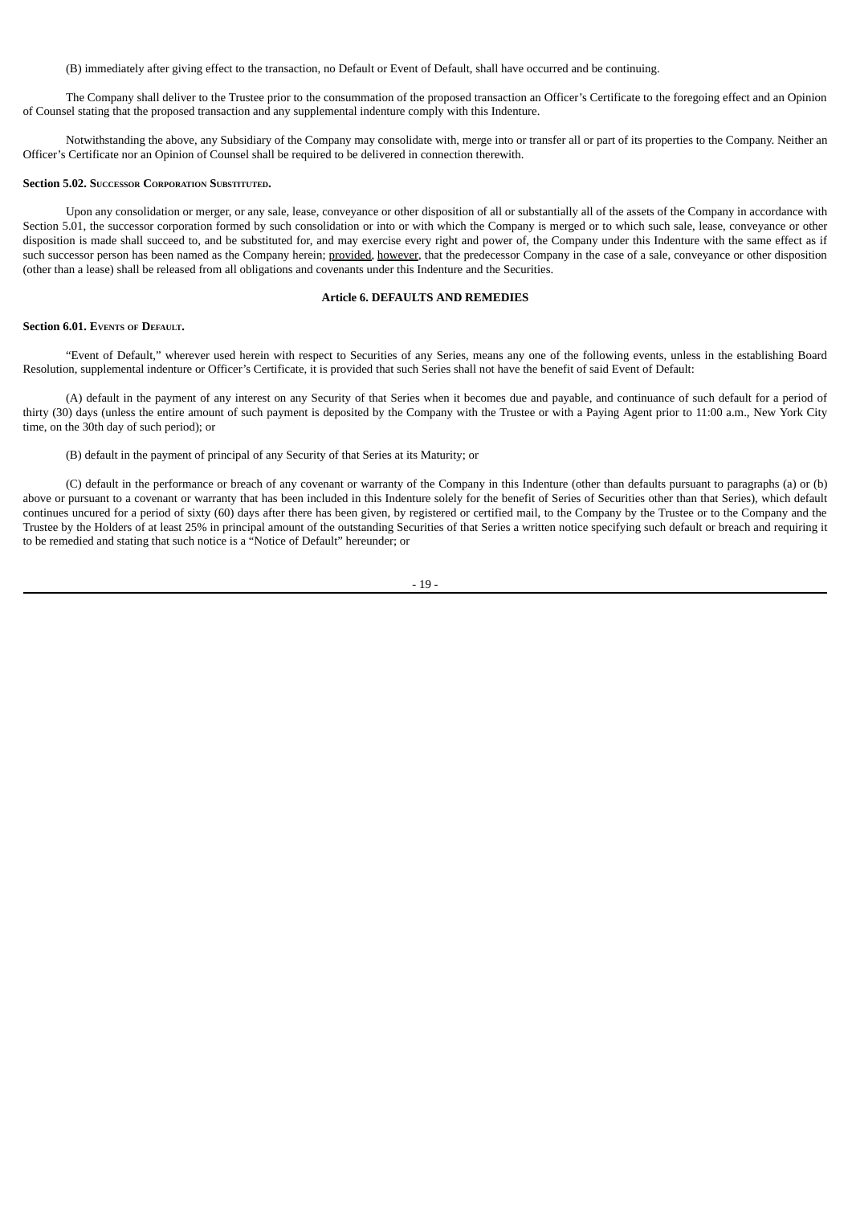(B) immediately after giving effect to the transaction, no Default or Event of Default, shall have occurred and be continuing.

The Company shall deliver to the Trustee prior to the consummation of the proposed transaction an Officer's Certificate to the foregoing effect and an Opinion of Counsel stating that the proposed transaction and any supplemental indenture comply with this Indenture.

Notwithstanding the above, any Subsidiary of the Company may consolidate with, merge into or transfer all or part of its properties to the Company. Neither an Officer's Certificate nor an Opinion of Counsel shall be required to be delivered in connection therewith.

**Section 5.02. Successor Corporation Substituted.**

Upon any consolidation or merger, or any sale, lease, conveyance or other disposition of all or substantially all of the assets of the Company in accordance with Section 5.01, the successor corporation formed by such consolidation or into or with which the Company is merged or to which such sale, lease, conveyance or other disposition is made shall succeed to, and be substituted for, and may exercise every right and power of, the Company under this Indenture with the same effect as if such successor person has been named as the Company herein; provided, however, that the predecessor Company in the case of a sale, conveyance or other disposition (other than a lease) shall be released from all obligations and covenants under this Indenture and the Securities.

## Article 6. DEFAULTS AND REMEDIES

**Section 6.01. Events of Default.**

"Event of Default," wherever used herein with respect to Securities of any Series, means any one of the following events, unless in the establishing Board Resolution, supplemental indenture or Officer's Certificate, it is provided that such Series shall not have the benefit of said Event of Default:

(A) default in the payment of any interest on any Security of that Series when it becomes due and payable, and continuance of such default for a period of thirty (30) days (unless the entire amount of such payment is deposited by the Company with the Trustee or with a Paying Agent prior to 11:00 a.m., New York City time, on the 30th day of such period); or

(B) default in the payment of principal of any Security of that Series at its Maturity; or

(C) default in the performance or breach of any covenant or warranty of the Company in this Indenture (other than defaults pursuant to paragraphs (a) or (b) above or pursuant to a covenant or warranty that has been included in this Indenture solely for the benefit of Series of Securities other than that Series), which default continues uncured for a period of sixty (60) days after there has been given, by registered or certified mail, to the Company by the Trustee or to the Company and the Trustee by the Holders of at least 25% in principal amount of the outstanding Securities of that Series a written notice specifying such default or breach and requiring it to be remedied and stating that such notice is a "Notice of Default" hereunder; or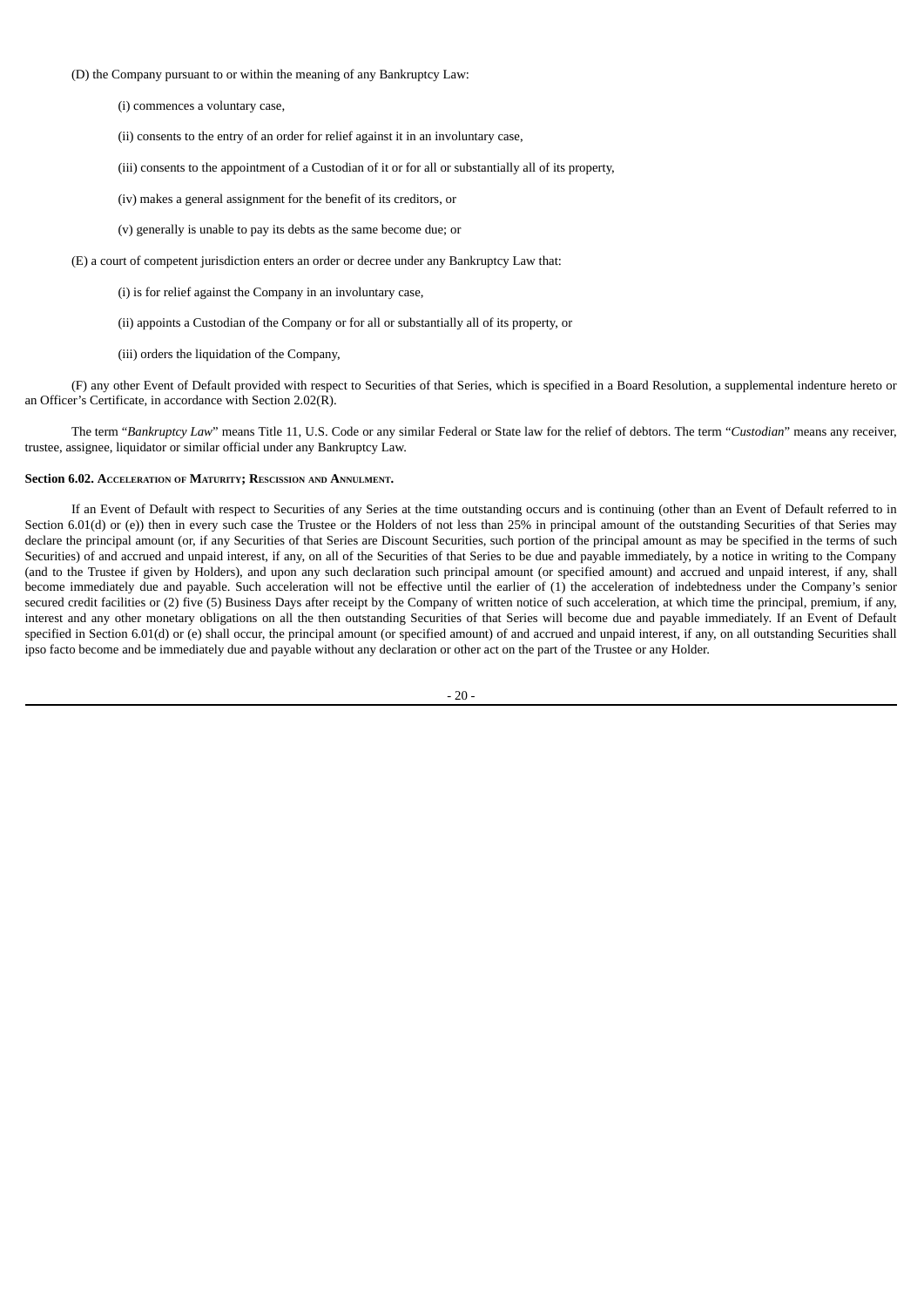(D) the Company pursuant to or within the meaning of any Bankruptcy Law:

(i) commences a voluntary case,

(ii) consents to the entry of an order for relief against it in an involuntary case,

(iii) consents to the appointment of a Custodian of it or for all or substantially all of its property,

(iv) makes a general assignment for the benefit of its creditors, or

(v) generally is unable to pay its debts as the same become due; or

(E) a court of competent jurisdiction enters an order or decree under any Bankruptcy Law that:

(i) is for relief against the Company in an involuntary case,

(ii) appoints a Custodian of the Company or for all or substantially all of its property, or

(iii) orders the liquidation of the Company,

(F) any other Event of Default provided with respect to Securities of that Series, which is specified in a Board Resolution, a supplemental indenture hereto or an Officer's Certificate, in accordance with Section 2.02(R).

The term "*Bankruptcy Law*" means Title 11, U.S. Code or any similar Federal or State law for the relief of debtors. The term "*Custodian*" means any receiver, trustee, assignee, liquidator or similar official under any Bankruptcy Law.

**Section 6.02. Acceleration of Maturity; Rescission and Annulment.**

If an Event of Default with respect to Securities of any Series at the time outstanding occurs and is continuing (other than an Event of Default referred to in Section 6.01(d) or (e)) then in every such case the Trustee or the Holders of not less than 25% in principal amount of the outstanding Securities of that Series may declare the principal amount (or, if any Securities of that Series are Discount Securities, such portion of the principal amount as may be specified in the terms of such Securities) of and accrued and unpaid interest, if any, on all of the Securities of that Series to be due and payable immediately, by a notice in writing to the Company (and to the Trustee if given by Holders), and upon any such declaration such principal amount (or specified amount) and accrued and unpaid interest, if any, shall become immediately due and payable. Such acceleration will not be effective until the earlier of (1) the acceleration of indebtedness under the Company's senior secured credit facilities or (2) five (5) Business Days after receipt by the Company of written notice of such acceleration, at which time the principal, premium, if any, interest and any other monetary obligations on all the then outstanding Securities of that Series will become due and payable immediately. If an Event of Default specified in Section 6.01(d) or (e) shall occur, the principal amount (or specified amount) of and accrued and unpaid interest, if any, on all outstanding Securities shall ipso facto become and be immediately due and payable without any declaration or other act on the part of the Trustee or any Holder.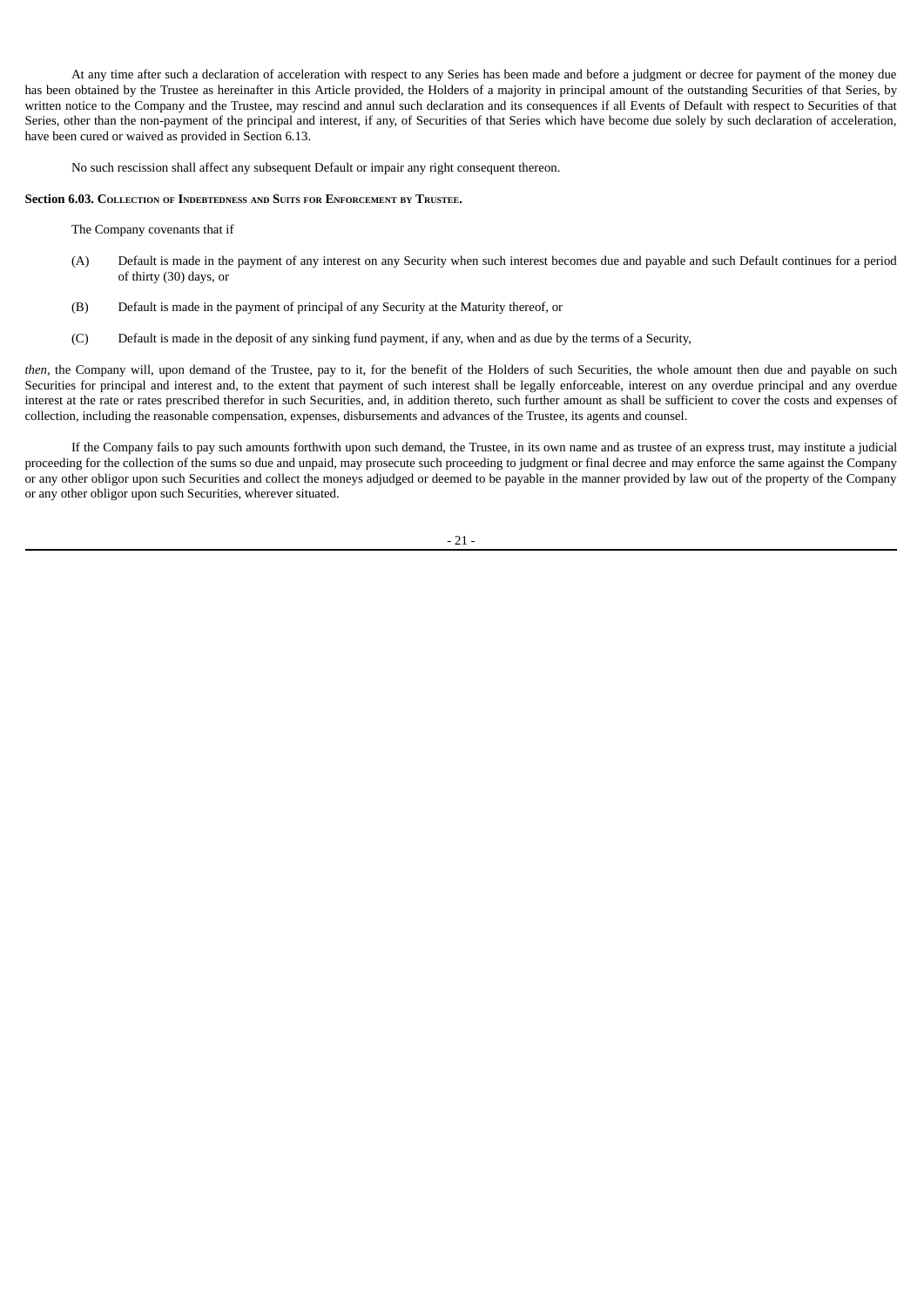At any time after such a declaration of acceleration with respect to any Series has been made and before a judgment or decree for payment of the money due has been obtained by the Trustee as hereinafter in this Article provided, the Holders of a majority in principal amount of the outstanding Securities of that Series, by written notice to the Company and the Trustee, may rescind and annul such declaration and its consequences if all Events of Default with respect to Securities of that Series, other than the non-payment of the principal and interest, if any, of Securities of that Series which have become due solely by such declaration of acceleration, have been cured or waived as provided in Section 6.13.

No such rescission shall affect any subsequent Default or impair any right consequent thereon.

**Section 6.03. Collection of Indebtedness and Suits for Enforcement by Trustee.**

The Company covenants that if

(A) Default is made in the payment of any interest on any Security when such interest becomes due and payable and such Default continues for a period of thirty (30) days, or

(B) Default is made in the payment of principal of any Security at the Maturity thereof, or

(C) Default is made in the deposit of any sinking fund payment, if any, when and as due by the terms of a Security,

*then*, the Company will, upon demand of the Trustee, pay to it, for the benefit of the Holders of such Securities, the whole amount then due and payable on such Securities for principal and interest and, to the extent that payment of such interest shall be legally enforceable, interest on any overdue principal and any overdue interest at the rate or rates prescribed therefor in such Securities, and, in addition thereto, such further amount as shall be sufficient to cover the costs and expenses of collection, including the reasonable compensation, expenses, disbursements and advances of the Trustee, its agents and counsel.

If the Company fails to pay such amounts forthwith upon such demand, the Trustee, in its own name and as trustee of an express trust, may institute a judicial proceeding for the collection of the sums so due and unpaid, may prosecute such proceeding to judgment or final decree and may enforce the same against the Company or any other obligor upon such Securities and collect the moneys adjudged or deemed to be payable in the manner provided by law out of the property of the Company or any other obligor upon such Securities, wherever situated.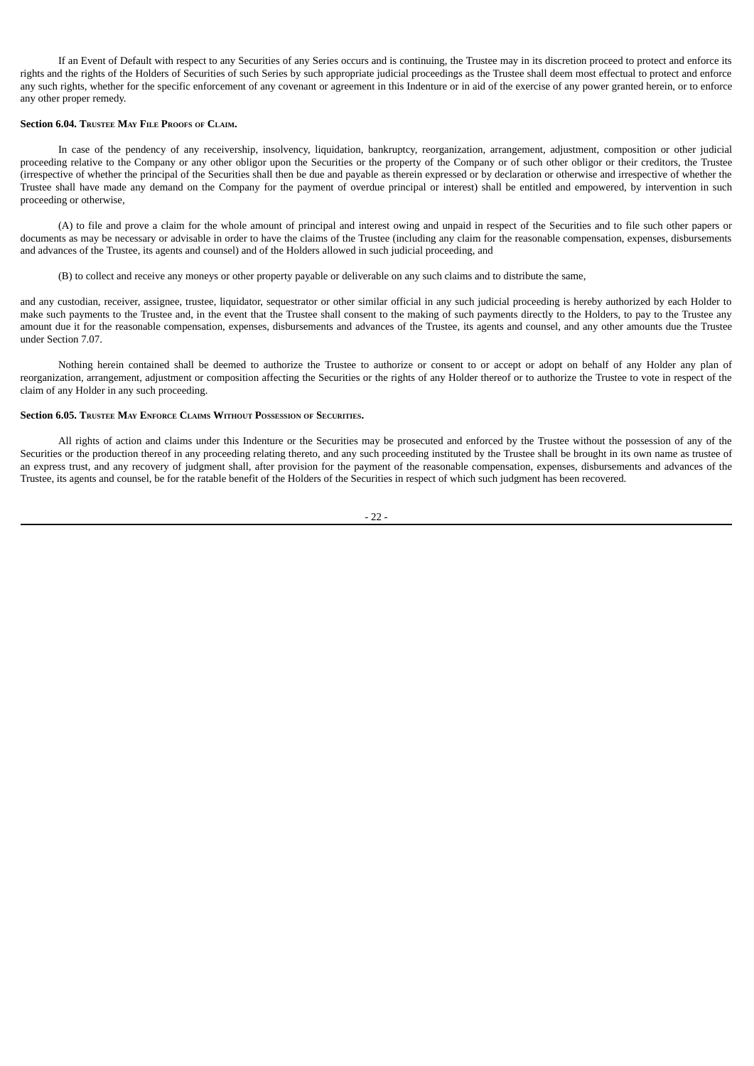If an Event of Default with respect to any Securities of any Series occurs and is continuing, the Trustee may in its discretion proceed to protect and enforce its rights and the rights of the Holders of Securities of such Series by such appropriate judicial proceedings as the Trustee shall deem most effectual to protect and enforce any such rights, whether for the specific enforcement of any covenant or agreement in this Indenture or in aid of the exercise of any power granted herein, or to enforce any other proper remedy.

**Section 6.04. Trustee May File Proofs of Claim.**

In case of the pendency of any receivership, insolvency, liquidation, bankruptcy, reorganization, arrangement, adjustment, composition or other judicial proceeding relative to the Company or any other obligor upon the Securities or the property of the Company or of such other obligor or their creditors, the Trustee (irrespective of whether the principal of the Securities shall then be due and payable as therein expressed or by declaration or otherwise and irrespective of whether the Trustee shall have made any demand on the Company for the payment of overdue principal or interest) shall be entitled and empowered, by intervention in such proceeding or otherwise,

(A) to file and prove a claim for the whole amount of principal and interest owing and unpaid in respect of the Securities and to file such other papers or documents as may be necessary or advisable in order to have the claims of the Trustee (including any claim for the reasonable compensation, expenses, disbursements and advances of the Trustee, its agents and counsel) and of the Holders allowed in such judicial proceeding, and

(B) to collect and receive any moneys or other property payable or deliverable on any such claims and to distribute the same,

and any custodian, receiver, assignee, trustee, liquidator, sequestrator or other similar official in any such judicial proceeding is hereby authorized by each Holder to make such payments to the Trustee and, in the event that the Trustee shall consent to the making of such payments directly to the Holders, to pay to the Trustee any amount due it for the reasonable compensation, expenses, disbursements and advances of the Trustee, its agents and counsel, and any other amounts due the Trustee under Section 7.07.

Nothing herein contained shall be deemed to authorize the Trustee to authorize or consent to or accept or adopt on behalf of any Holder any plan of reorganization, arrangement, adjustment or composition affecting the Securities or the rights of any Holder thereof or to authorize the Trustee to vote in respect of the claim of any Holder in any such proceeding.

**Section 6.05. Trustee May Enforce Claims Without Possession of Securities.**

All rights of action and claims under this Indenture or the Securities may be prosecuted and enforced by the Trustee without the possession of any of the Securities or the production thereof in any proceeding relating thereto, and any such proceeding instituted by the Trustee shall be brought in its own name as trustee of an express trust, and any recovery of judgment shall, after provision for the payment of the reasonable compensation, expenses, disbursements and advances of the Trustee, its agents and counsel, be for the ratable benefit of the Holders of the Securities in respect of which such judgment has been recovered.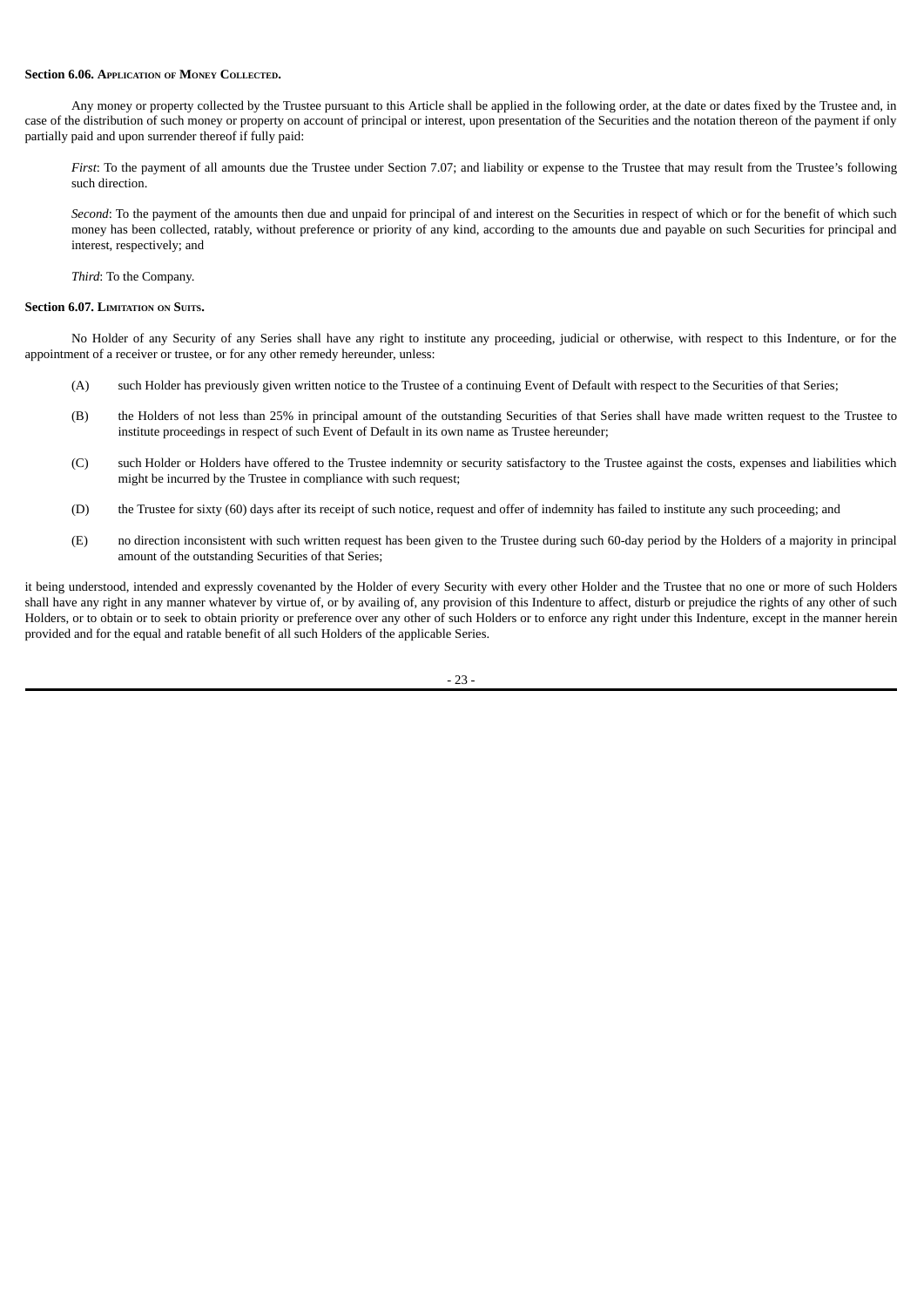**Section 6.06. Application of Money Collected.**

Any money or property collected by the Trustee pursuant to this Article shall be applied in the following order, at the date or dates fixed by the Trustee and, in case of the distribution of such money or property on account of principal or interest, upon presentation of the Securities and the notation thereon of the payment if only partially paid and upon surrender thereof if fully paid:

*First*: To the payment of all amounts due the Trustee under Section 7.07; and liability or expense to the Trustee that may result from the Trustee's following such direction.

*Second*: To the payment of the amounts then due and unpaid for principal of and interest on the Securities in respect of which or for the benefit of which such money has been collected, ratably, without preference or priority of any kind, according to the amounts due and payable on such Securities for principal and interest, respectively; and

*Third*: To the Company.

**Section 6.07. Limitation on Suits.**

No Holder of any Security of any Series shall have any right to institute any proceeding, judicial or otherwise, with respect to this Indenture, or for the appointment of a receiver or trustee, or for any other remedy hereunder, unless:

(A) such Holder has previously given written notice to the Trustee of a continuing Event of Default with respect to the Securities of that Series;

(B) the Holders of not less than 25% in principal amount of the outstanding Securities of that Series shall have made written request to the Trustee to institute proceedings in respect of such Event of Default in its own name as Trustee hereunder;

(C) such Holder or Holders have offered to the Trustee indemnity or security satisfactory to the Trustee against the costs, expenses and liabilities which might be incurred by the Trustee in compliance with such request;

(D) the Trustee for sixty (60) days after its receipt of such notice, request and offer of indemnity has failed to institute any such proceeding; and

(E) no direction inconsistent with such written request has been given to the Trustee during such 60-day period by the Holders of a majority in principal amount of the outstanding Securities of that Series;

it being understood, intended and expressly covenanted by the Holder of every Security with every other Holder and the Trustee that no one or more of such Holders shall have any right in any manner whatever by virtue of, or by availing of, any provision of this Indenture to affect, disturb or prejudice the rights of any other of such Holders, or to obtain or to seek to obtain priority or preference over any other of such Holders or to enforce any right under this Indenture, except in the manner herein provided and for the equal and ratable benefit of all such Holders of the applicable Series.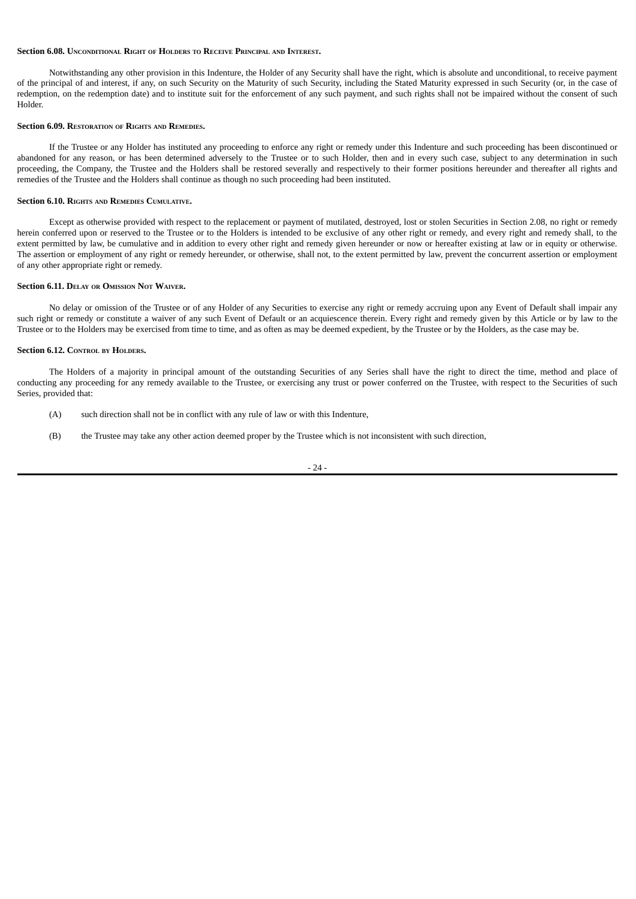**Section 6.08. Unconditional Right of Holders to Receive Principal and Interest.**

Notwithstanding any other provision in this Indenture, the Holder of any Security shall have the right, which is absolute and unconditional, to receive payment of the principal of and interest, if any, on such Security on the Maturity of such Security, including the Stated Maturity expressed in such Security (or, in the case of redemption, on the redemption date) and to institute suit for the enforcement of any such payment, and such rights shall not be impaired without the consent of such Holder.

**Section 6.09. Restoration of Rights and Remedies.**

If the Trustee or any Holder has instituted any proceeding to enforce any right or remedy under this Indenture and such proceeding has been discontinued or abandoned for any reason, or has been determined adversely to the Trustee or to such Holder, then and in every such case, subject to any determination in such proceeding, the Company, the Trustee and the Holders shall be restored severally and respectively to their former positions hereunder and thereafter all rights and remedies of the Trustee and the Holders shall continue as though no such proceeding had been instituted.

**Section 6.10. Rights and Remedies Cumulative.**

Except as otherwise provided with respect to the replacement or payment of mutilated, destroyed, lost or stolen Securities in Section 2.08, no right or remedy herein conferred upon or reserved to the Trustee or to the Holders is intended to be exclusive of any other right or remedy, and every right and remedy shall, to the extent permitted by law, be cumulative and in addition to every other right and remedy given hereunder or now or hereafter existing at law or in equity or otherwise. The assertion or employment of any right or remedy hereunder, or otherwise, shall not, to the extent permitted by law, prevent the concurrent assertion or employment of any other appropriate right or remedy.

**Section 6.11. Delay or Omission Not Waiver.**

No delay or omission of the Trustee or of any Holder of any Securities to exercise any right or remedy accruing upon any Event of Default shall impair any such right or remedy or constitute a waiver of any such Event of Default or an acquiescence therein. Every right and remedy given by this Article or by law to the Trustee or to the Holders may be exercised from time to time, and as often as may be deemed expedient, by the Trustee or by the Holders, as the case may be.

**Section 6.12. Control by Holders.**

The Holders of a majority in principal amount of the outstanding Securities of any Series shall have the right to direct the time, method and place of conducting any proceeding for any remedy available to the Trustee, or exercising any trust or power conferred on the Trustee, with respect to the Securities of such Series, provided that:

(A) such direction shall not be in conflict with any rule of law or with this Indenture,

(B) the Trustee may take any other action deemed proper by the Trustee which is not inconsistent with such direction,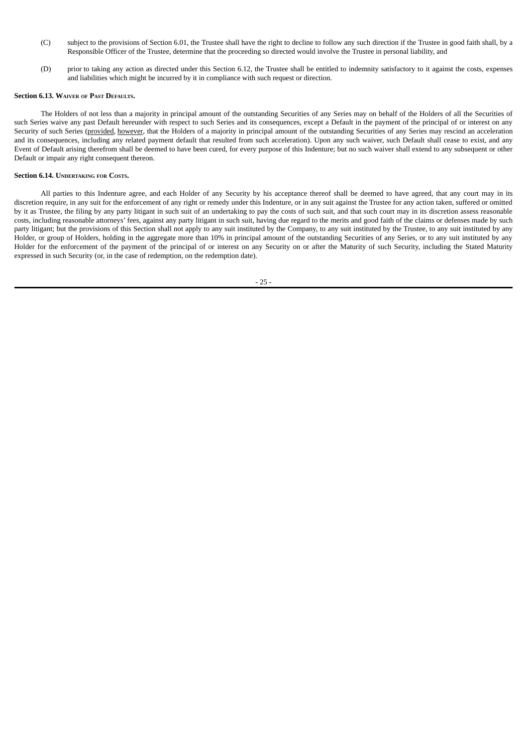(C) subject to the provisions of Section 6.01, the Trustee shall have the right to decline to follow any such direction if the Trustee in good faith shall, by a Responsible Officer of the Trustee, determine that the proceeding so directed would involve the Trustee in personal liability, and

(D) prior to taking any action as directed under this Section 6.12, the Trustee shall be entitled to indemnity satisfactory to it against the costs, expenses and liabilities which might be incurred by it in compliance with such request or direction.

**Section 6.13. Waiver of Past Defaults.**

The Holders of not less than a majority in principal amount of the outstanding Securities of any Series may on behalf of the Holders of all the Securities of such Series waive any past Default hereunder with respect to such Series and its consequences, except a Default in the payment of the principal of or interest on any Security of such Series (provided, however, that the Holders of a majority in principal amount of the outstanding Securities of any Series may rescind an acceleration and its consequences, including any related payment default that resulted from such acceleration). Upon any such waiver, such Default shall cease to exist, and any Event of Default arising therefrom shall be deemed to have been cured, for every purpose of this Indenture; but no such waiver shall extend to any subsequent or other Default or impair any right consequent thereon.

**Section 6.14. Undertaking for Costs.**

All parties to this Indenture agree, and each Holder of any Security by his acceptance thereof shall be deemed to have agreed, that any court may in its discretion require, in any suit for the enforcement of any right or remedy under this Indenture, or in any suit against the Trustee for any action taken, suffered or omitted by it as Trustee, the filing by any party litigant in such suit of an undertaking to pay the costs of such suit, and that such court may in its discretion assess reasonable costs, including reasonable attorneys' fees, against any party litigant in such suit, having due regard to the merits and good faith of the claims or defenses made by such party litigant; but the provisions of this Section shall not apply to any suit instituted by the Company, to any suit instituted by the Trustee, to any suit instituted by any Holder, or group of Holders, holding in the aggregate more than 10% in principal amount of the outstanding Securities of any Series, or to any suit instituted by any Holder for the enforcement of the payment of the principal of or interest on any Security on or after the Maturity of such Security, including the Stated Maturity expressed in such Security (or, in the case of redemption, on the redemption date).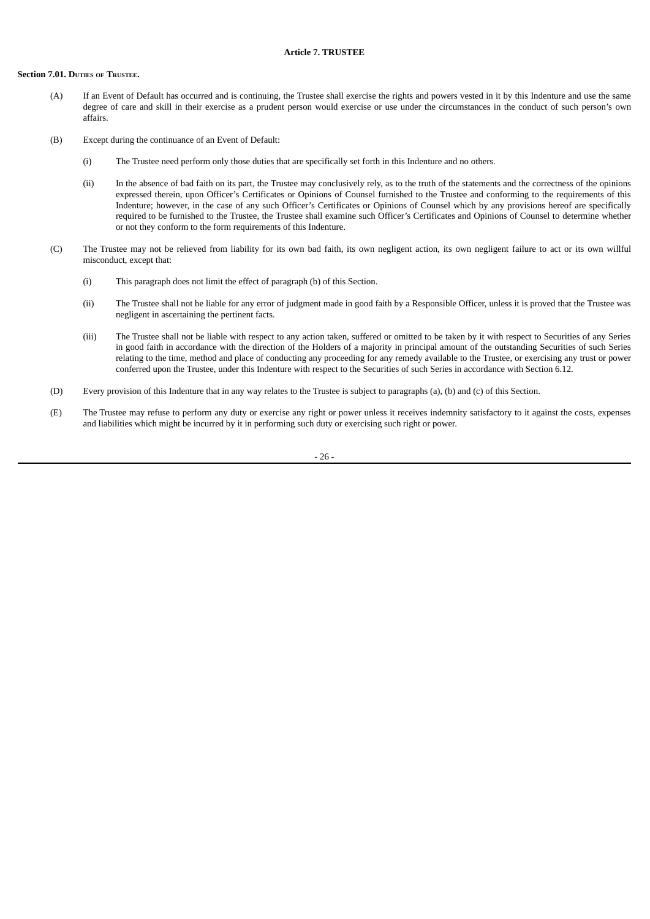## Article 7. TRUSTEE

**Section 7.01. Duties of Trustee.**

(A) If an Event of Default has occurred and is continuing, the Trustee shall exercise the rights and powers vested in it by this Indenture and use the same degree of care and skill in their exercise as a prudent person would exercise or use under the circumstances in the conduct of such person's own affairs.

(B) Except during the continuance of an Event of Default:

(i) The Trustee need perform only those duties that are specifically set forth in this Indenture and no others.

(ii) In the absence of bad faith on its part, the Trustee may conclusively rely, as to the truth of the statements and the correctness of the opinions expressed therein, upon Officer's Certificates or Opinions of Counsel furnished to the Trustee and conforming to the requirements of this Indenture; however, in the case of any such Officer's Certificates or Opinions of Counsel which by any provisions hereof are specifically required to be furnished to the Trustee, the Trustee shall examine such Officer's Certificates and Opinions of Counsel to determine whether or not they conform to the form requirements of this Indenture.

(C) The Trustee may not be relieved from liability for its own bad faith, its own negligent action, its own negligent failure to act or its own willful misconduct, except that:

(i) This paragraph does not limit the effect of paragraph (b) of this Section.

(ii) The Trustee shall not be liable for any error of judgment made in good faith by a Responsible Officer, unless it is proved that the Trustee was negligent in ascertaining the pertinent facts.

(iii) The Trustee shall not be liable with respect to any action taken, suffered or omitted to be taken by it with respect to Securities of any Series in good faith in accordance with the direction of the Holders of a majority in principal amount of the outstanding Securities of such Series relating to the time, method and place of conducting any proceeding for any remedy available to the Trustee, or exercising any trust or power conferred upon the Trustee, under this Indenture with respect to the Securities of such Series in accordance with Section 6.12.

(D) Every provision of this Indenture that in any way relates to the Trustee is subject to paragraphs (a), (b) and (c) of this Section.

(E) The Trustee may refuse to perform any duty or exercise any right or power unless it receives indemnity satisfactory to it against the costs, expenses and liabilities which might be incurred by it in performing such duty or exercising such right or power.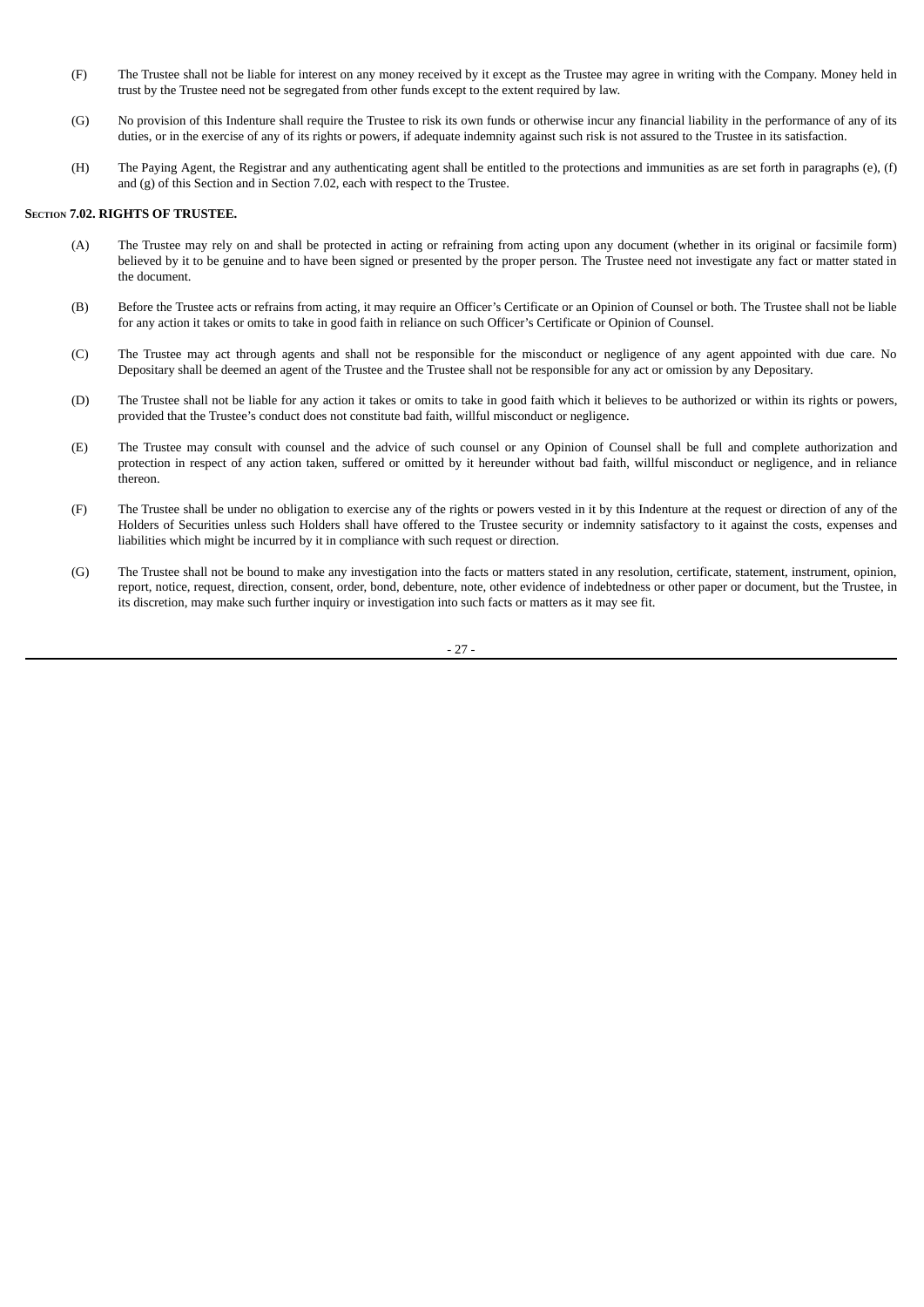(F) The Trustee shall not be liable for interest on any money received by it except as the Trustee may agree in writing with the Company. Money held in trust by the Trustee need not be segregated from other funds except to the extent required by law.

(G) No provision of this Indenture shall require the Trustee to risk its own funds or otherwise incur any financial liability in the performance of any of its duties, or in the exercise of any of its rights or powers, if adequate indemnity against such risk is not assured to the Trustee in its satisfaction.

(H) The Paying Agent, the Registrar and any authenticating agent shall be entitled to the protections and immunities as are set forth in paragraphs (e), (f) and (g) of this Section and in Section 7.02, each with respect to the Trustee.

**Section 7.02. RIGHTS OF TRUSTEE.**

(A) The Trustee may rely on and shall be protected in acting or refraining from acting upon any document (whether in its original or facsimile form) believed by it to be genuine and to have been signed or presented by the proper person. The Trustee need not investigate any fact or matter stated in the document.

(B) Before the Trustee acts or refrains from acting, it may require an Officer's Certificate or an Opinion of Counsel or both. The Trustee shall not be liable for any action it takes or omits to take in good faith in reliance on such Officer's Certificate or Opinion of Counsel.

(C) The Trustee may act through agents and shall not be responsible for the misconduct or negligence of any agent appointed with due care. No Depositary shall be deemed an agent of the Trustee and the Trustee shall not be responsible for any act or omission by any Depositary.

(D) The Trustee shall not be liable for any action it takes or omits to take in good faith which it believes to be authorized or within its rights or powers, provided that the Trustee's conduct does not constitute bad faith, willful misconduct or negligence.

(E) The Trustee may consult with counsel and the advice of such counsel or any Opinion of Counsel shall be full and complete authorization and protection in respect of any action taken, suffered or omitted by it hereunder without bad faith, willful misconduct or negligence, and in reliance thereon.

(F) The Trustee shall be under no obligation to exercise any of the rights or powers vested in it by this Indenture at the request or direction of any of the Holders of Securities unless such Holders shall have offered to the Trustee security or indemnity satisfactory to it against the costs, expenses and liabilities which might be incurred by it in compliance with such request or direction.

(G) The Trustee shall not be bound to make any investigation into the facts or matters stated in any resolution, certificate, statement, instrument, opinion, report, notice, request, direction, consent, order, bond, debenture, note, other evidence of indebtedness or other paper or document, but the Trustee, in its discretion, may make such further inquiry or investigation into such facts or matters as it may see fit.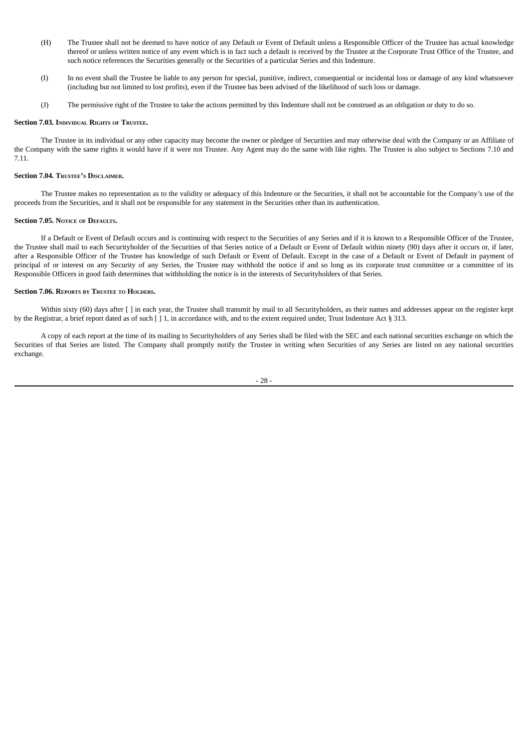(H) The Trustee shall not be deemed to have notice of any Default or Event of Default unless a Responsible Officer of the Trustee has actual knowledge thereof or unless written notice of any event which is in fact such a default is received by the Trustee at the Corporate Trust Office of the Trustee, and such notice references the Securities generally or the Securities of a particular Series and this Indenture.

(I) In no event shall the Trustee be liable to any person for special, punitive, indirect, consequential or incidental loss or damage of any kind whatsoever (including but not limited to lost profits), even if the Trustee has been advised of the likelihood of such loss or damage.

(J) The permissive right of the Trustee to take the actions permitted by this Indenture shall not be construed as an obligation or duty to do so.

**Section 7.03. Individual Rights of Trustee.**

The Trustee in its individual or any other capacity may become the owner or pledgee of Securities and may otherwise deal with the Company or an Affiliate of the Company with the same rights it would have if it were not Trustee. Any Agent may do the same with like rights. The Trustee is also subject to Sections 7.10 and 7.11.

**Section 7.04. Trustee's Disclaimer.**

The Trustee makes no representation as to the validity or adequacy of this Indenture or the Securities, it shall not be accountable for the Company's use of the proceeds from the Securities, and it shall not be responsible for any statement in the Securities other than its authentication.

**Section 7.05. Notice of Defaults.**

If a Default or Event of Default occurs and is continuing with respect to the Securities of any Series and if it is known to a Responsible Officer of the Trustee, the Trustee shall mail to each Securityholder of the Securities of that Series notice of a Default or Event of Default within ninety (90) days after it occurs or, if later, after a Responsible Officer of the Trustee has knowledge of such Default or Event of Default. Except in the case of a Default or Event of Default in payment of principal of or interest on any Security of any Series, the Trustee may withhold the notice if and so long as its corporate trust committee or a committee of its Responsible Officers in good faith determines that withholding the notice is in the interests of Securityholders of that Series.

**Section 7.06. Reports by Trustee to Holders.**

Within sixty (60) days after [ ] in each year, the Trustee shall transmit by mail to all Securityholders, as their names and addresses appear on the register kept by the Registrar, a brief report dated as of such [ ] 1, in accordance with, and to the extent required under, Trust Indenture Act § 313.

A copy of each report at the time of its mailing to Securityholders of any Series shall be filed with the SEC and each national securities exchange on which the Securities of that Series are listed. The Company shall promptly notify the Trustee in writing when Securities of any Series are listed on any national securities exchange.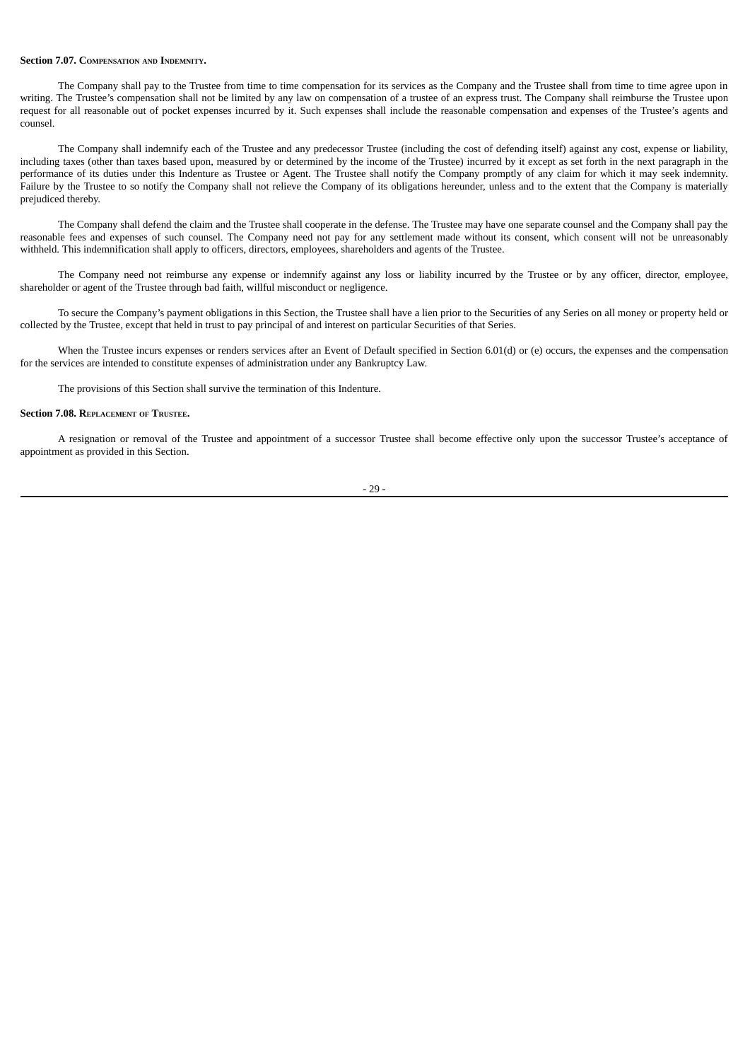**Section 7.07. Compensation and Indemnity.**

The Company shall pay to the Trustee from time to time compensation for its services as the Company and the Trustee shall from time to time agree upon in writing. The Trustee's compensation shall not be limited by any law on compensation of a trustee of an express trust. The Company shall reimburse the Trustee upon request for all reasonable out of pocket expenses incurred by it. Such expenses shall include the reasonable compensation and expenses of the Trustee's agents and counsel.

The Company shall indemnify each of the Trustee and any predecessor Trustee (including the cost of defending itself) against any cost, expense or liability, including taxes (other than taxes based upon, measured by or determined by the income of the Trustee) incurred by it except as set forth in the next paragraph in the performance of its duties under this Indenture as Trustee or Agent. The Trustee shall notify the Company promptly of any claim for which it may seek indemnity. Failure by the Trustee to so notify the Company shall not relieve the Company of its obligations hereunder, unless and to the extent that the Company is materially prejudiced thereby.

The Company shall defend the claim and the Trustee shall cooperate in the defense. The Trustee may have one separate counsel and the Company shall pay the reasonable fees and expenses of such counsel. The Company need not pay for any settlement made without its consent, which consent will not be unreasonably withheld. This indemnification shall apply to officers, directors, employees, shareholders and agents of the Trustee.

The Company need not reimburse any expense or indemnify against any loss or liability incurred by the Trustee or by any officer, director, employee, shareholder or agent of the Trustee through bad faith, willful misconduct or negligence.

To secure the Company's payment obligations in this Section, the Trustee shall have a lien prior to the Securities of any Series on all money or property held or collected by the Trustee, except that held in trust to pay principal of and interest on particular Securities of that Series.

When the Trustee incurs expenses or renders services after an Event of Default specified in Section 6.01(d) or (e) occurs, the expenses and the compensation for the services are intended to constitute expenses of administration under any Bankruptcy Law.

The provisions of this Section shall survive the termination of this Indenture.

**Section 7.08. Replacement of Trustee.**

A resignation or removal of the Trustee and appointment of a successor Trustee shall become effective only upon the successor Trustee's acceptance of appointment as provided in this Section.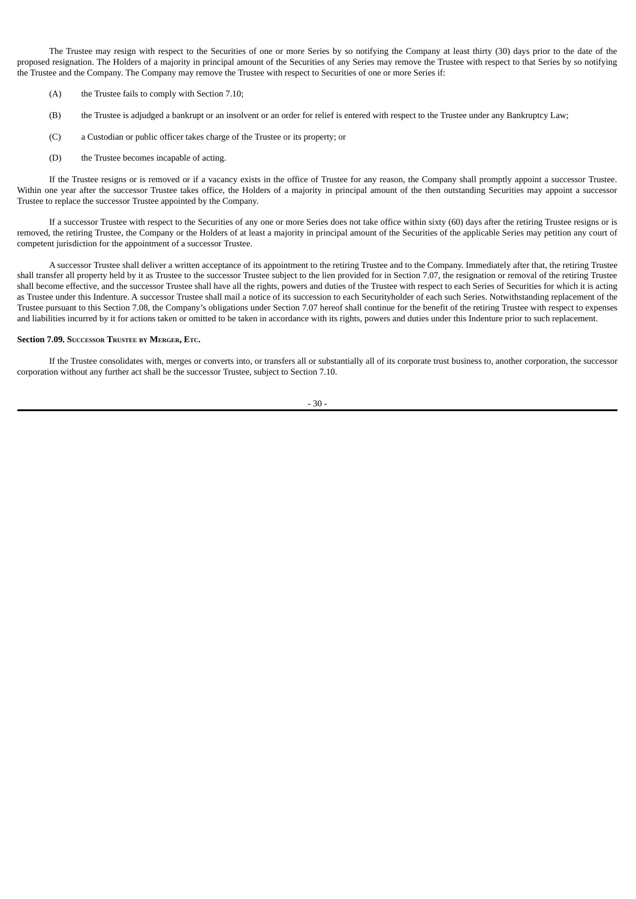The Trustee may resign with respect to the Securities of one or more Series by so notifying the Company at least thirty (30) days prior to the date of the proposed resignation. The Holders of a majority in principal amount of the Securities of any Series may remove the Trustee with respect to that Series by so notifying the Trustee and the Company. The Company may remove the Trustee with respect to Securities of one or more Series if:

(A) the Trustee fails to comply with Section 7.10;

(B) the Trustee is adjudged a bankrupt or an insolvent or an order for relief is entered with respect to the Trustee under any Bankruptcy Law;

(C) a Custodian or public officer takes charge of the Trustee or its property; or

(D) the Trustee becomes incapable of acting.

If the Trustee resigns or is removed or if a vacancy exists in the office of Trustee for any reason, the Company shall promptly appoint a successor Trustee. Within one year after the successor Trustee takes office, the Holders of a majority in principal amount of the then outstanding Securities may appoint a successor Trustee to replace the successor Trustee appointed by the Company.

If a successor Trustee with respect to the Securities of any one or more Series does not take office within sixty (60) days after the retiring Trustee resigns or is removed, the retiring Trustee, the Company or the Holders of at least a majority in principal amount of the Securities of the applicable Series may petition any court of competent jurisdiction for the appointment of a successor Trustee.

A successor Trustee shall deliver a written acceptance of its appointment to the retiring Trustee and to the Company. Immediately after that, the retiring Trustee shall transfer all property held by it as Trustee to the successor Trustee subject to the lien provided for in Section 7.07, the resignation or removal of the retiring Trustee shall become effective, and the successor Trustee shall have all the rights, powers and duties of the Trustee with respect to each Series of Securities for which it is acting as Trustee under this Indenture. A successor Trustee shall mail a notice of its succession to each Securityholder of each such Series. Notwithstanding replacement of the Trustee pursuant to this Section 7.08, the Company's obligations under Section 7.07 hereof shall continue for the benefit of the retiring Trustee with respect to expenses and liabilities incurred by it for actions taken or omitted to be taken in accordance with its rights, powers and duties under this Indenture prior to such replacement.

**Section 7.09. Successor Trustee by Merger, Etc.**

If the Trustee consolidates with, merges or converts into, or transfers all or substantially all of its corporate trust business to, another corporation, the successor corporation without any further act shall be the successor Trustee, subject to Section 7.10.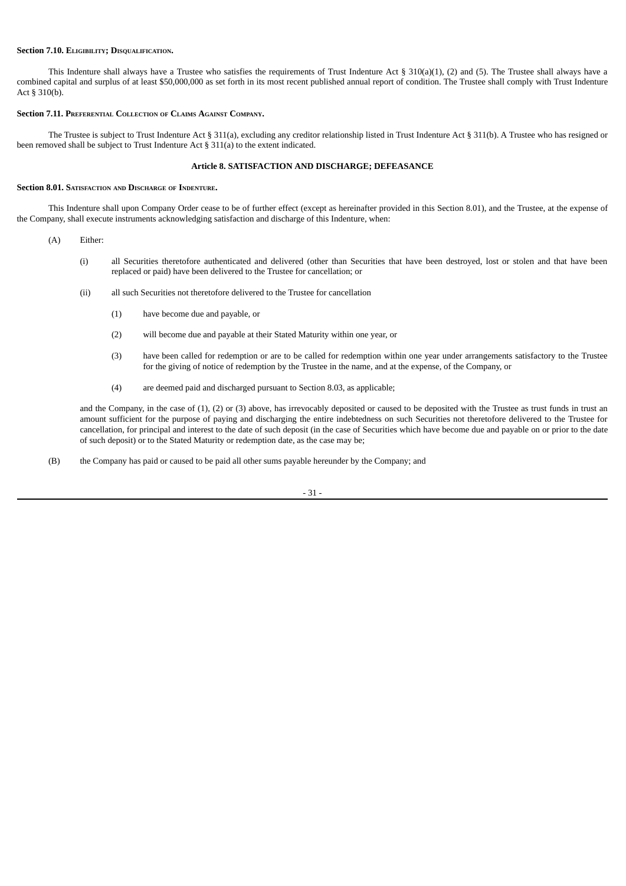**Section 7.10. Eligibility; Disqualification.**

This Indenture shall always have a Trustee who satisfies the requirements of Trust Indenture Act § 310(a)(1), (2) and (5). The Trustee shall always have a combined capital and surplus of at least $50,000,000 as set forth in its most recent published annual report of condition. The Trustee shall comply with Trust Indenture Act § 310(b).

**Section 7.11. Preferential Collection of Claims Against Company.**

The Trustee is subject to Trust Indenture Act § 311(a), excluding any creditor relationship listed in Trust Indenture Act § 311(b). A Trustee who has resigned or been removed shall be subject to Trust Indenture Act § 311(a) to the extent indicated.

## Article 8. SATISFACTION AND DISCHARGE; DEFEASANCE

**Section 8.01. Satisfaction and Discharge of Indenture.**

This Indenture shall upon Company Order cease to be of further effect (except as hereinafter provided in this Section 8.01), and the Trustee, at the expense of the Company, shall execute instruments acknowledging satisfaction and discharge of this Indenture, when:

(A) Either:

(i) all Securities theretofore authenticated and delivered (other than Securities that have been destroyed, lost or stolen and that have been replaced or paid) have been delivered to the Trustee for cancellation; or

(ii) all such Securities not theretofore delivered to the Trustee for cancellation

(1) have become due and payable, or

(2) will become due and payable at their Stated Maturity within one year, or

(3) have been called for redemption or are to be called for redemption within one year under arrangements satisfactory to the Trustee for the giving of notice of redemption by the Trustee in the name, and at the expense, of the Company, or

(4) are deemed paid and discharged pursuant to Section 8.03, as applicable;

and the Company, in the case of (1), (2) or (3) above, has irrevocably deposited or caused to be deposited with the Trustee as trust funds in trust an amount sufficient for the purpose of paying and discharging the entire indebtedness on such Securities not theretofore delivered to the Trustee for cancellation, for principal and interest to the date of such deposit (in the case of Securities which have become due and payable on or prior to the date of such deposit) or to the Stated Maturity or redemption date, as the case may be;

(B) the Company has paid or caused to be paid all other sums payable hereunder by the Company; and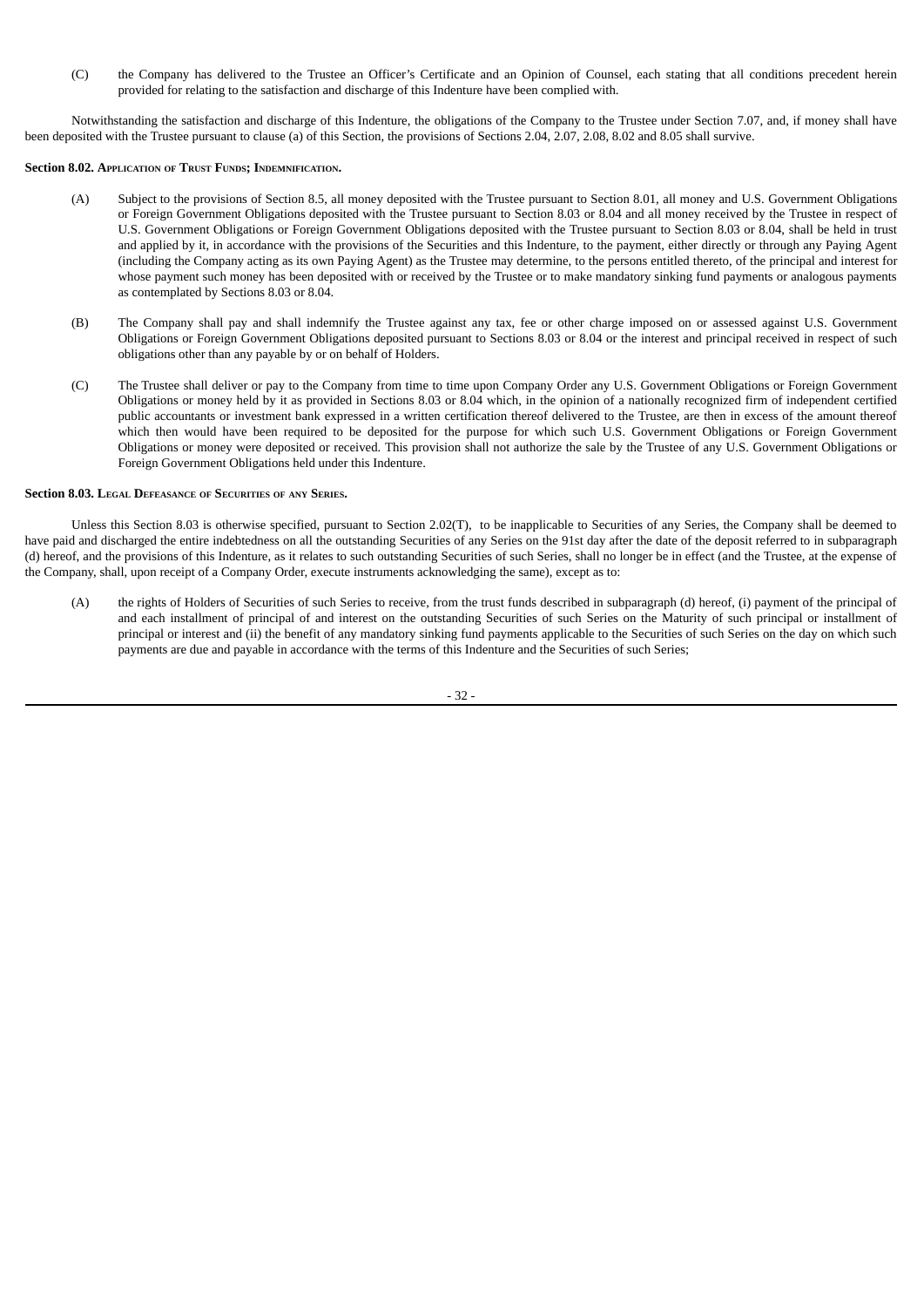(C) the Company has delivered to the Trustee an Officer's Certificate and an Opinion of Counsel, each stating that all conditions precedent herein provided for relating to the satisfaction and discharge of this Indenture have been complied with.

Notwithstanding the satisfaction and discharge of this Indenture, the obligations of the Company to the Trustee under Section 7.07, and, if money shall have been deposited with the Trustee pursuant to clause (a) of this Section, the provisions of Sections 2.04, 2.07, 2.08, 8.02 and 8.05 shall survive.

**Section 8.02. Application of Trust Funds; Indemnification.**

(A) Subject to the provisions of Section 8.5, all money deposited with the Trustee pursuant to Section 8.01, all money and U.S. Government Obligations or Foreign Government Obligations deposited with the Trustee pursuant to Section 8.03 or 8.04 and all money received by the Trustee in respect of U.S. Government Obligations or Foreign Government Obligations deposited with the Trustee pursuant to Section 8.03 or 8.04, shall be held in trust and applied by it, in accordance with the provisions of the Securities and this Indenture, to the payment, either directly or through any Paying Agent (including the Company acting as its own Paying Agent) as the Trustee may determine, to the persons entitled thereto, of the principal and interest for whose payment such money has been deposited with or received by the Trustee or to make mandatory sinking fund payments or analogous payments as contemplated by Sections 8.03 or 8.04.

(B) The Company shall pay and shall indemnify the Trustee against any tax, fee or other charge imposed on or assessed against U.S. Government Obligations or Foreign Government Obligations deposited pursuant to Sections 8.03 or 8.04 or the interest and principal received in respect of such obligations other than any payable by or on behalf of Holders.

(C) The Trustee shall deliver or pay to the Company from time to time upon Company Order any U.S. Government Obligations or Foreign Government Obligations or money held by it as provided in Sections 8.03 or 8.04 which, in the opinion of a nationally recognized firm of independent certified public accountants or investment bank expressed in a written certification thereof delivered to the Trustee, are then in excess of the amount thereof which then would have been required to be deposited for the purpose for which such U.S. Government Obligations or Foreign Government Obligations or money were deposited or received. This provision shall not authorize the sale by the Trustee of any U.S. Government Obligations or Foreign Government Obligations held under this Indenture.

**Section 8.03. Legal Defeasance of Securities of any Series.**

Unless this Section 8.03 is otherwise specified, pursuant to Section 2.02(T), to be inapplicable to Securities of any Series, the Company shall be deemed to have paid and discharged the entire indebtedness on all the outstanding Securities of any Series on the 91st day after the date of the deposit referred to in subparagraph (d) hereof, and the provisions of this Indenture, as it relates to such outstanding Securities of such Series, shall no longer be in effect (and the Trustee, at the expense of the Company, shall, upon receipt of a Company Order, execute instruments acknowledging the same), except as to:

(A) the rights of Holders of Securities of such Series to receive, from the trust funds described in subparagraph (d) hereof, (i) payment of the principal of and each installment of principal of and interest on the outstanding Securities of such Series on the Maturity of such principal or installment of principal or interest and (ii) the benefit of any mandatory sinking fund payments applicable to the Securities of such Series on the day on which such payments are due and payable in accordance with the terms of this Indenture and the Securities of such Series;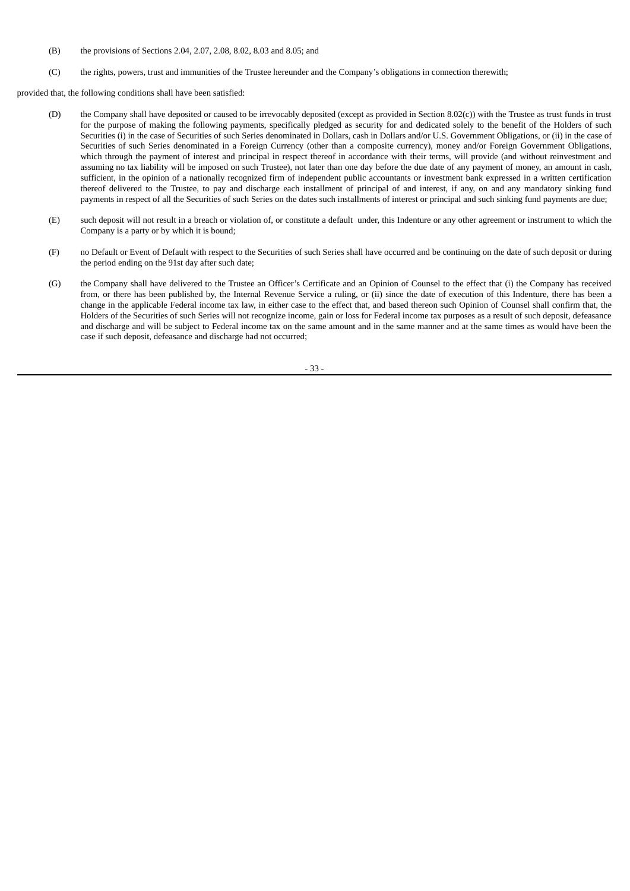(B) the provisions of Sections 2.04, 2.07, 2.08, 8.02, 8.03 and 8.05; and

(C) the rights, powers, trust and immunities of the Trustee hereunder and the Company's obligations in connection therewith;

provided that, the following conditions shall have been satisfied:

(D) the Company shall have deposited or caused to be irrevocably deposited (except as provided in Section 8.02(c)) with the Trustee as trust funds in trust for the purpose of making the following payments, specifically pledged as security for and dedicated solely to the benefit of the Holders of such Securities (i) in the case of Securities of such Series denominated in Dollars, cash in Dollars and/or U.S. Government Obligations, or (ii) in the case of Securities of such Series denominated in a Foreign Currency (other than a composite currency), money and/or Foreign Government Obligations, which through the payment of interest and principal in respect thereof in accordance with their terms, will provide (and without reinvestment and assuming no tax liability will be imposed on such Trustee), not later than one day before the due date of any payment of money, an amount in cash, sufficient, in the opinion of a nationally recognized firm of independent public accountants or investment bank expressed in a written certification thereof delivered to the Trustee, to pay and discharge each installment of principal of and interest, if any, on and any mandatory sinking fund payments in respect of all the Securities of such Series on the dates such installments of interest or principal and such sinking fund payments are due;

(E) such deposit will not result in a breach or violation of, or constitute a default under, this Indenture or any other agreement or instrument to which the Company is a party or by which it is bound;

(F) no Default or Event of Default with respect to the Securities of such Series shall have occurred and be continuing on the date of such deposit or during the period ending on the 91st day after such date;

(G) the Company shall have delivered to the Trustee an Officer's Certificate and an Opinion of Counsel to the effect that (i) the Company has received from, or there has been published by, the Internal Revenue Service a ruling, or (ii) since the date of execution of this Indenture, there has been a change in the applicable Federal income tax law, in either case to the effect that, and based thereon such Opinion of Counsel shall confirm that, the Holders of the Securities of such Series will not recognize income, gain or loss for Federal income tax purposes as a result of such deposit, defeasance and discharge and will be subject to Federal income tax on the same amount and in the same manner and at the same times as would have been the case if such deposit, defeasance and discharge had not occurred;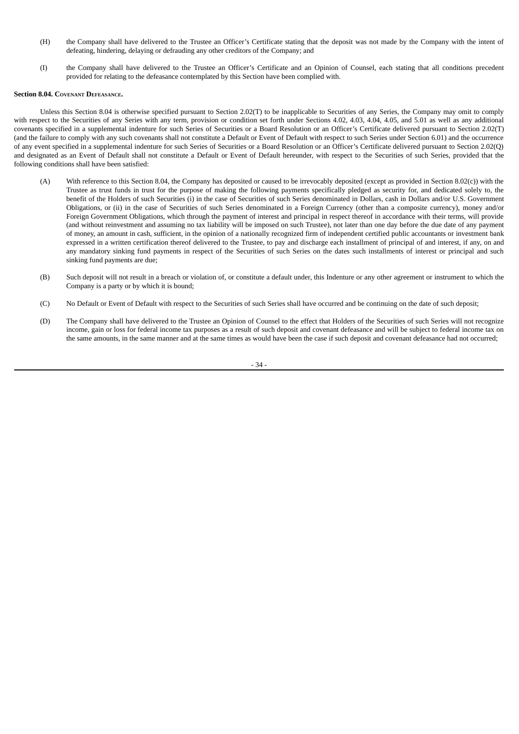(H) the Company shall have delivered to the Trustee an Officer's Certificate stating that the deposit was not made by the Company with the intent of defeating, hindering, delaying or defrauding any other creditors of the Company; and

(I) the Company shall have delivered to the Trustee an Officer's Certificate and an Opinion of Counsel, each stating that all conditions precedent provided for relating to the defeasance contemplated by this Section have been complied with.

**Section 8.04. Covenant Defeasance.**

Unless this Section 8.04 is otherwise specified pursuant to Section 2.02(T) to be inapplicable to Securities of any Series, the Company may omit to comply with respect to the Securities of any Series with any term, provision or condition set forth under Sections 4.02, 4.03, 4.04, 4.05, and 5.01 as well as any additional covenants specified in a supplemental indenture for such Series of Securities or a Board Resolution or an Officer's Certificate delivered pursuant to Section 2.02(T) (and the failure to comply with any such covenants shall not constitute a Default or Event of Default with respect to such Series under Section 6.01) and the occurrence of any event specified in a supplemental indenture for such Series of Securities or a Board Resolution or an Officer's Certificate delivered pursuant to Section 2.02(Q) and designated as an Event of Default shall not constitute a Default or Event of Default hereunder, with respect to the Securities of such Series, provided that the following conditions shall have been satisfied:

(A) With reference to this Section 8.04, the Company has deposited or caused to be irrevocably deposited (except as provided in Section 8.02(c)) with the Trustee as trust funds in trust for the purpose of making the following payments specifically pledged as security for, and dedicated solely to, the benefit of the Holders of such Securities (i) in the case of Securities of such Series denominated in Dollars, cash in Dollars and/or U.S. Government Obligations, or (ii) in the case of Securities of such Series denominated in a Foreign Currency (other than a composite currency), money and/or Foreign Government Obligations, which through the payment of interest and principal in respect thereof in accordance with their terms, will provide (and without reinvestment and assuming no tax liability will be imposed on such Trustee), not later than one day before the due date of any payment of money, an amount in cash, sufficient, in the opinion of a nationally recognized firm of independent certified public accountants or investment bank expressed in a written certification thereof delivered to the Trustee, to pay and discharge each installment of principal of and interest, if any, on and any mandatory sinking fund payments in respect of the Securities of such Series on the dates such installments of interest or principal and such sinking fund payments are due;

(B) Such deposit will not result in a breach or violation of, or constitute a default under, this Indenture or any other agreement or instrument to which the Company is a party or by which it is bound;

(C) No Default or Event of Default with respect to the Securities of such Series shall have occurred and be continuing on the date of such deposit;

(D) The Company shall have delivered to the Trustee an Opinion of Counsel to the effect that Holders of the Securities of such Series will not recognize income, gain or loss for federal income tax purposes as a result of such deposit and covenant defeasance and will be subject to federal income tax on the same amounts, in the same manner and at the same times as would have been the case if such deposit and covenant defeasance had not occurred;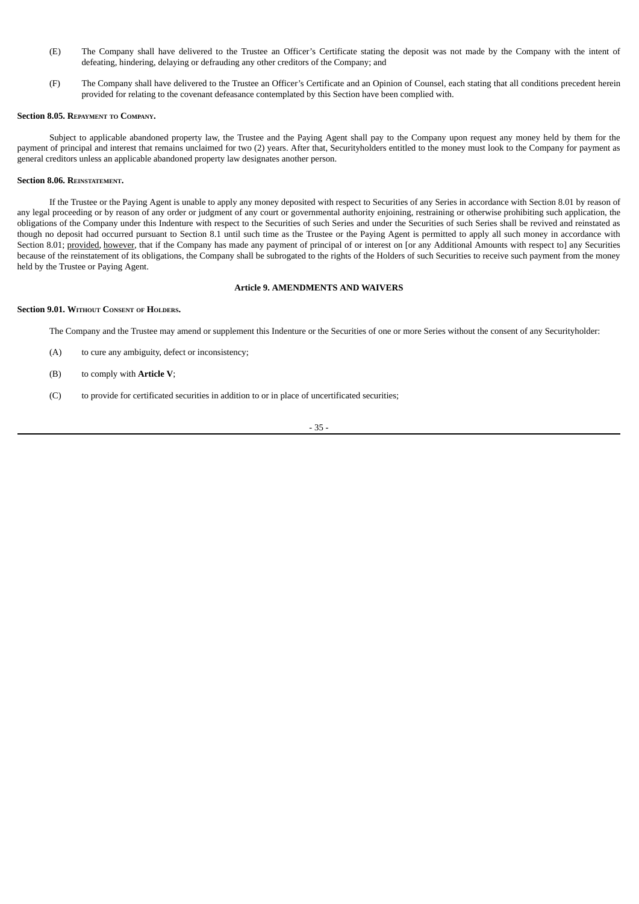(E) The Company shall have delivered to the Trustee an Officer's Certificate stating the deposit was not made by the Company with the intent of defeating, hindering, delaying or defrauding any other creditors of the Company; and

(F) The Company shall have delivered to the Trustee an Officer's Certificate and an Opinion of Counsel, each stating that all conditions precedent herein provided for relating to the covenant defeasance contemplated by this Section have been complied with.

**Section 8.05. Repayment to Company.**

Subject to applicable abandoned property law, the Trustee and the Paying Agent shall pay to the Company upon request any money held by them for the payment of principal and interest that remains unclaimed for two (2) years. After that, Securityholders entitled to the money must look to the Company for payment as general creditors unless an applicable abandoned property law designates another person.

**Section 8.06. Reinstatement.**

If the Trustee or the Paying Agent is unable to apply any money deposited with respect to Securities of any Series in accordance with Section 8.01 by reason of any legal proceeding or by reason of any order or judgment of any court or governmental authority enjoining, restraining or otherwise prohibiting such application, the obligations of the Company under this Indenture with respect to the Securities of such Series and under the Securities of such Series shall be revived and reinstated as though no deposit had occurred pursuant to Section 8.1 until such time as the Trustee or the Paying Agent is permitted to apply all such money in accordance with Section 8.01; provided, however, that if the Company has made any payment of principal of or interest on [or any Additional Amounts with respect to] any Securities because of the reinstatement of its obligations, the Company shall be subrogated to the rights of the Holders of such Securities to receive such payment from the money held by the Trustee or Paying Agent.

## Article 9. AMENDMENTS AND WAIVERS

**Section 9.01. Without Consent of Holders.**

The Company and the Trustee may amend or supplement this Indenture or the Securities of one or more Series without the consent of any Securityholder:

(A) to cure any ambiguity, defect or inconsistency;

(B) to comply with **Article V**;

(C) to provide for certificated securities in addition to or in place of uncertificated securities;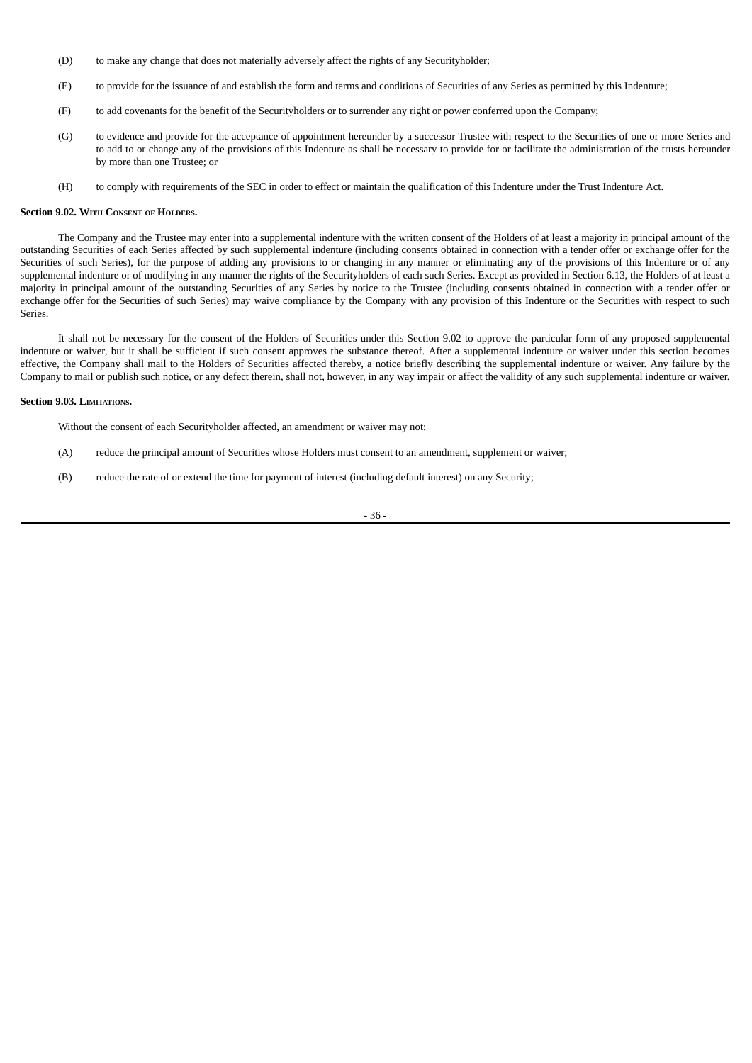(D) to make any change that does not materially adversely affect the rights of any Securityholder;

(E) to provide for the issuance of and establish the form and terms and conditions of Securities of any Series as permitted by this Indenture;

(F) to add covenants for the benefit of the Securityholders or to surrender any right or power conferred upon the Company;

(G) to evidence and provide for the acceptance of appointment hereunder by a successor Trustee with respect to the Securities of one or more Series and to add to or change any of the provisions of this Indenture as shall be necessary to provide for or facilitate the administration of the trusts hereunder by more than one Trustee; or

(H) to comply with requirements of the SEC in order to effect or maintain the qualification of this Indenture under the Trust Indenture Act.

**Section 9.02. With Consent of Holders.**

The Company and the Trustee may enter into a supplemental indenture with the written consent of the Holders of at least a majority in principal amount of the outstanding Securities of each Series affected by such supplemental indenture (including consents obtained in connection with a tender offer or exchange offer for the Securities of such Series), for the purpose of adding any provisions to or changing in any manner or eliminating any of the provisions of this Indenture or of any supplemental indenture or of modifying in any manner the rights of the Securityholders of each such Series. Except as provided in Section 6.13, the Holders of at least a majority in principal amount of the outstanding Securities of any Series by notice to the Trustee (including consents obtained in connection with a tender offer or exchange offer for the Securities of such Series) may waive compliance by the Company with any provision of this Indenture or the Securities with respect to such Series.

It shall not be necessary for the consent of the Holders of Securities under this Section 9.02 to approve the particular form of any proposed supplemental indenture or waiver, but it shall be sufficient if such consent approves the substance thereof. After a supplemental indenture or waiver under this section becomes effective, the Company shall mail to the Holders of Securities affected thereby, a notice briefly describing the supplemental indenture or waiver. Any failure by the Company to mail or publish such notice, or any defect therein, shall not, however, in any way impair or affect the validity of any such supplemental indenture or waiver.

**Section 9.03. Limitations.**

Without the consent of each Securityholder affected, an amendment or waiver may not:

(A) reduce the principal amount of Securities whose Holders must consent to an amendment, supplement or waiver;

(B) reduce the rate of or extend the time for payment of interest (including default interest) on any Security;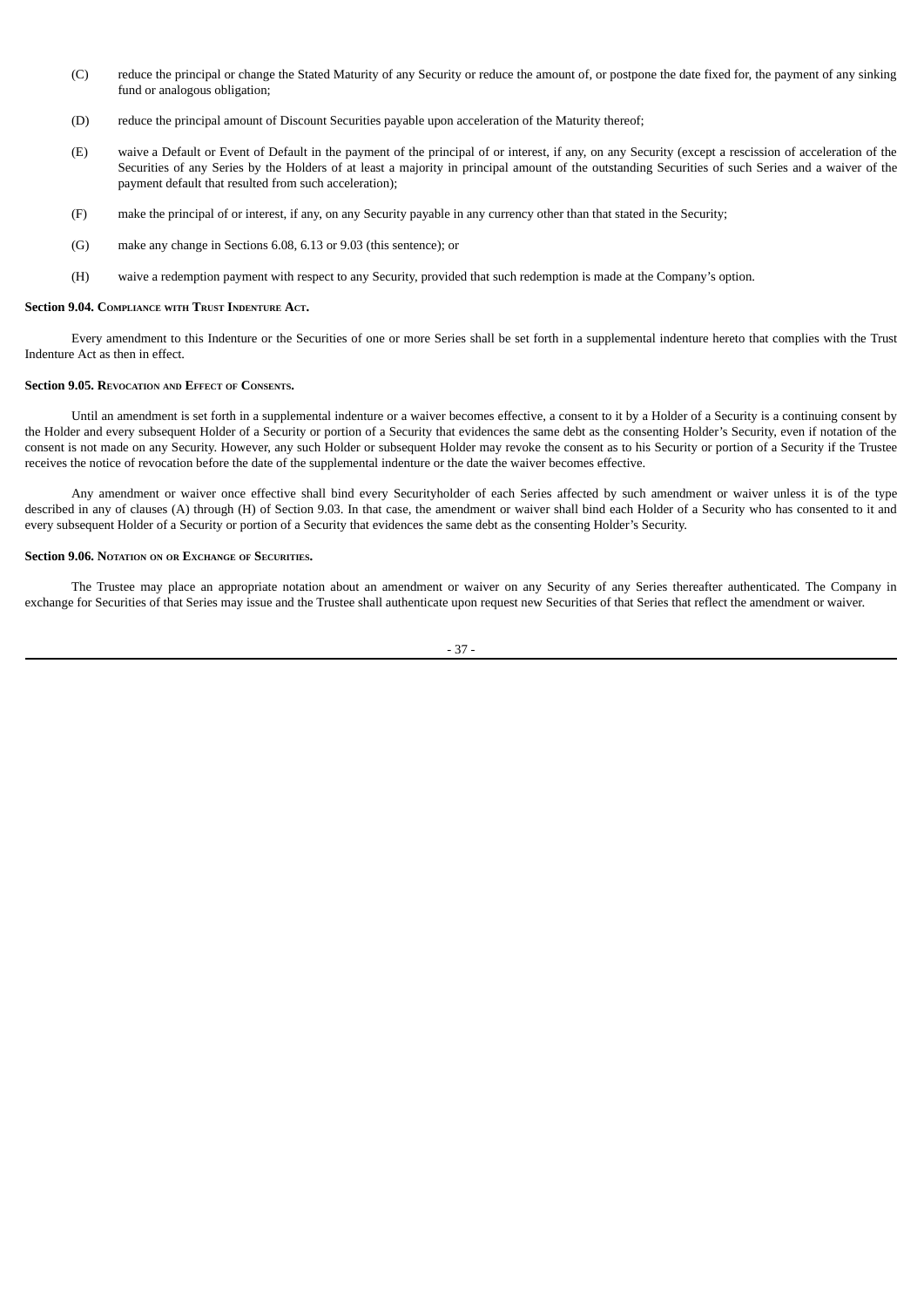(C) reduce the principal or change the Stated Maturity of any Security or reduce the amount of, or postpone the date fixed for, the payment of any sinking fund or analogous obligation;

(D) reduce the principal amount of Discount Securities payable upon acceleration of the Maturity thereof;

(E) waive a Default or Event of Default in the payment of the principal of or interest, if any, on any Security (except a rescission of acceleration of the Securities of any Series by the Holders of at least a majority in principal amount of the outstanding Securities of such Series and a waiver of the payment default that resulted from such acceleration);

(F) make the principal of or interest, if any, on any Security payable in any currency other than that stated in the Security;

(G) make any change in Sections 6.08, 6.13 or 9.03 (this sentence); or

(H) waive a redemption payment with respect to any Security, provided that such redemption is made at the Company's option.

**Section 9.04. Compliance with Trust Indenture Act.**

Every amendment to this Indenture or the Securities of one or more Series shall be set forth in a supplemental indenture hereto that complies with the Trust Indenture Act as then in effect.

**Section 9.05. Revocation and Effect of Consents.**

Until an amendment is set forth in a supplemental indenture or a waiver becomes effective, a consent to it by a Holder of a Security is a continuing consent by the Holder and every subsequent Holder of a Security or portion of a Security that evidences the same debt as the consenting Holder's Security, even if notation of the consent is not made on any Security. However, any such Holder or subsequent Holder may revoke the consent as to his Security or portion of a Security if the Trustee receives the notice of revocation before the date of the supplemental indenture or the date the waiver becomes effective.

Any amendment or waiver once effective shall bind every Securityholder of each Series affected by such amendment or waiver unless it is of the type described in any of clauses (A) through (H) of Section 9.03. In that case, the amendment or waiver shall bind each Holder of a Security who has consented to it and every subsequent Holder of a Security or portion of a Security that evidences the same debt as the consenting Holder's Security.

**Section 9.06. Notation on or Exchange of Securities.**

The Trustee may place an appropriate notation about an amendment or waiver on any Security of any Series thereafter authenticated. The Company in exchange for Securities of that Series may issue and the Trustee shall authenticate upon request new Securities of that Series that reflect the amendment or waiver.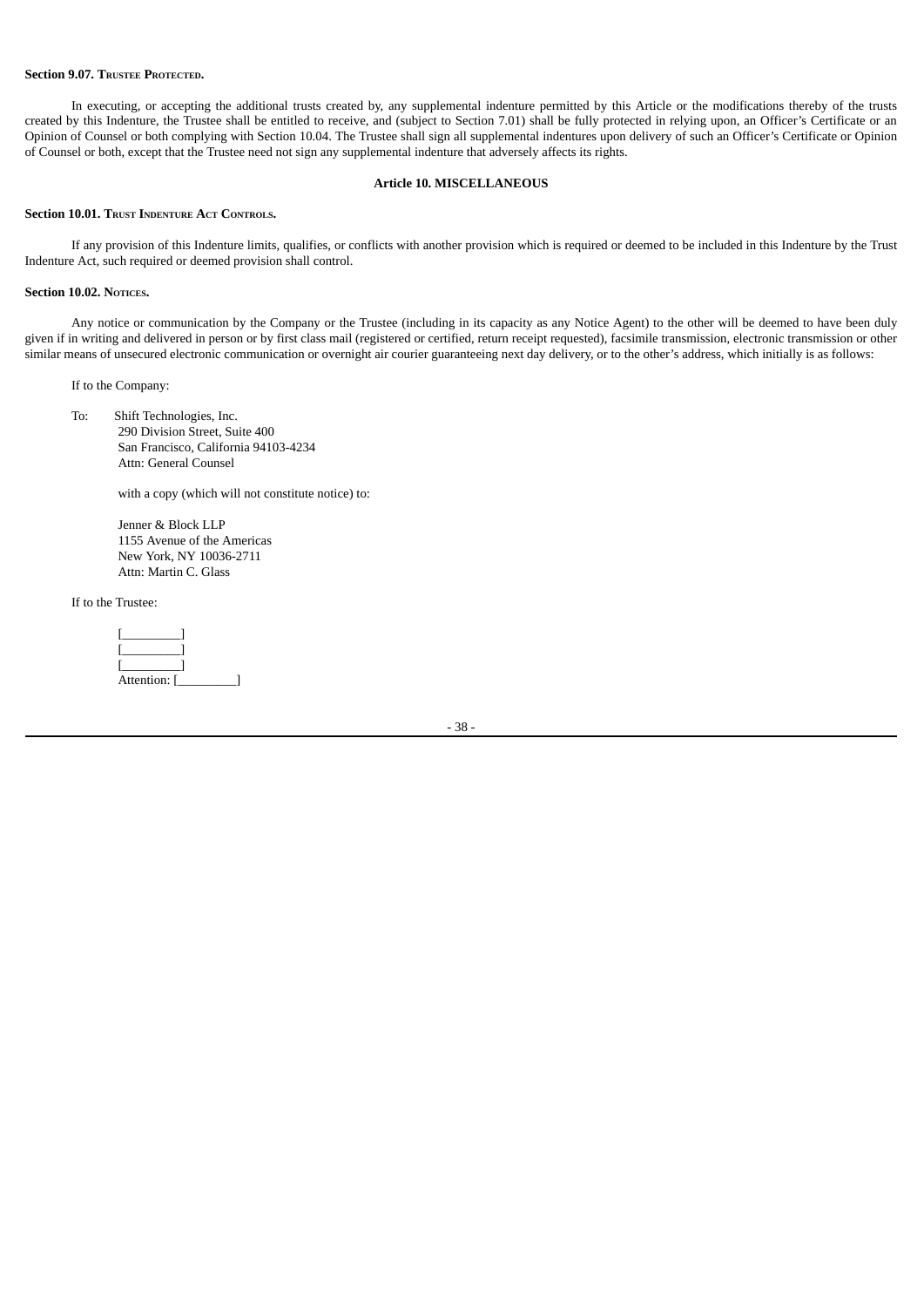**Section 9.07. Trustee Protected.**

In executing, or accepting the additional trusts created by, any supplemental indenture permitted by this Article or the modifications thereby of the trusts created by this Indenture, the Trustee shall be entitled to receive, and (subject to Section 7.01) shall be fully protected in relying upon, an Officer's Certificate or an Opinion of Counsel or both complying with Section 10.04. The Trustee shall sign all supplemental indentures upon delivery of such an Officer's Certificate or Opinion of Counsel or both, except that the Trustee need not sign any supplemental indenture that adversely affects its rights.

## Article 10. MISCELLANEOUS

**Section 10.01. Trust Indenture Act Controls.**

If any provision of this Indenture limits, qualifies, or conflicts with another provision which is required or deemed to be included in this Indenture by the Trust Indenture Act, such required or deemed provision shall control.

**Section 10.02. Notices.**

Any notice or communication by the Company or the Trustee (including in its capacity as any Notice Agent) to the other will be deemed to have been duly given if in writing and delivered in person or by first class mail (registered or certified, return receipt requested), facsimile transmission, electronic transmission or other similar means of unsecured electronic communication or overnight air courier guaranteeing next day delivery, or to the other's address, which initially is as follows:

If to the Company:

To: Shift Technologies, Inc.
290 Division Street, Suite 400
San Francisco, California 94103-4234
Attn: General Counsel

with a copy (which will not constitute notice) to:

Jenner & Block LLP
1155 Avenue of the Americas
New York, NY 10036-2711
Attn: Martin C. Glass

If to the Trustee:

[_________]
[_________]
[_________]
Attention: [_________]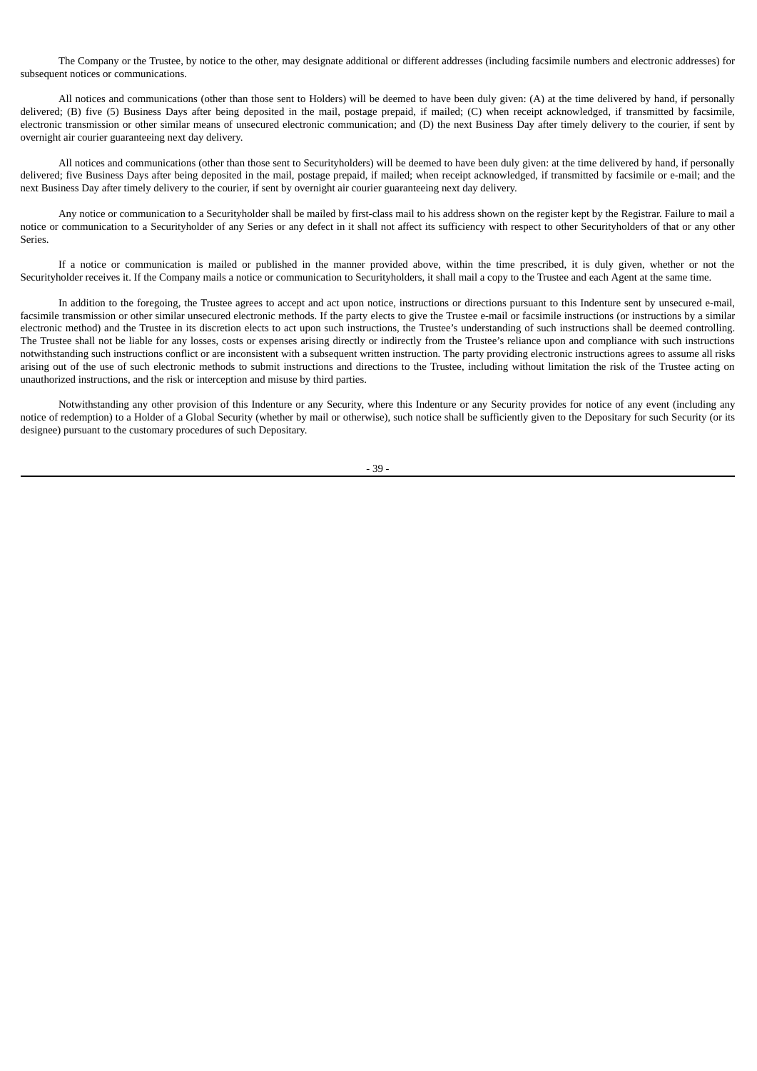The Company or the Trustee, by notice to the other, may designate additional or different addresses (including facsimile numbers and electronic addresses) for subsequent notices or communications.

All notices and communications (other than those sent to Holders) will be deemed to have been duly given: (A) at the time delivered by hand, if personally delivered; (B) five (5) Business Days after being deposited in the mail, postage prepaid, if mailed; (C) when receipt acknowledged, if transmitted by facsimile, electronic transmission or other similar means of unsecured electronic communication; and (D) the next Business Day after timely delivery to the courier, if sent by overnight air courier guaranteeing next day delivery.

All notices and communications (other than those sent to Securityholders) will be deemed to have been duly given: at the time delivered by hand, if personally delivered; five Business Days after being deposited in the mail, postage prepaid, if mailed; when receipt acknowledged, if transmitted by facsimile or e-mail; and the next Business Day after timely delivery to the courier, if sent by overnight air courier guaranteeing next day delivery.

Any notice or communication to a Securityholder shall be mailed by first-class mail to his address shown on the register kept by the Registrar. Failure to mail a notice or communication to a Securityholder of any Series or any defect in it shall not affect its sufficiency with respect to other Securityholders of that or any other Series.

If a notice or communication is mailed or published in the manner provided above, within the time prescribed, it is duly given, whether or not the Securityholder receives it. If the Company mails a notice or communication to Securityholders, it shall mail a copy to the Trustee and each Agent at the same time.

In addition to the foregoing, the Trustee agrees to accept and act upon notice, instructions or directions pursuant to this Indenture sent by unsecured e-mail, facsimile transmission or other similar unsecured electronic methods. If the party elects to give the Trustee e-mail or facsimile instructions (or instructions by a similar electronic method) and the Trustee in its discretion elects to act upon such instructions, the Trustee's understanding of such instructions shall be deemed controlling. The Trustee shall not be liable for any losses, costs or expenses arising directly or indirectly from the Trustee's reliance upon and compliance with such instructions notwithstanding such instructions conflict or are inconsistent with a subsequent written instruction. The party providing electronic instructions agrees to assume all risks arising out of the use of such electronic methods to submit instructions and directions to the Trustee, including without limitation the risk of the Trustee acting on unauthorized instructions, and the risk or interception and misuse by third parties.

Notwithstanding any other provision of this Indenture or any Security, where this Indenture or any Security provides for notice of any event (including any notice of redemption) to a Holder of a Global Security (whether by mail or otherwise), such notice shall be sufficiently given to the Depositary for such Security (or its designee) pursuant to the customary procedures of such Depositary.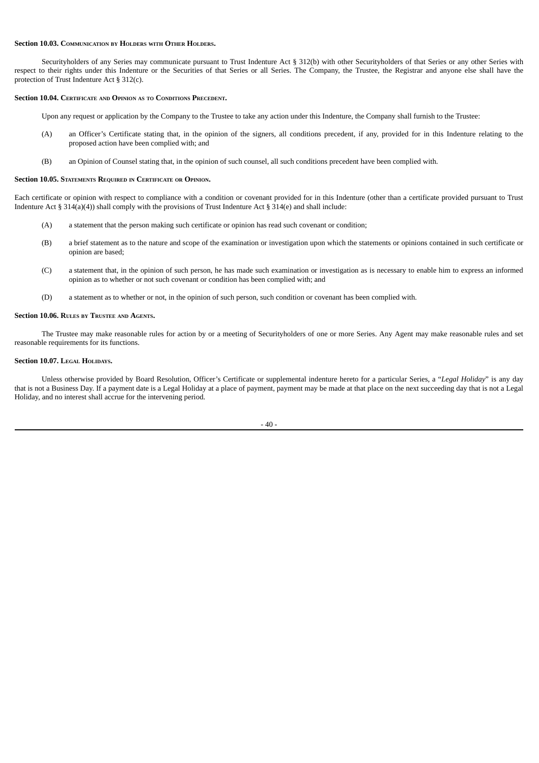**Section 10.03. Communication by Holders with Other Holders.**

Securityholders of any Series may communicate pursuant to Trust Indenture Act § 312(b) with other Securityholders of that Series or any other Series with respect to their rights under this Indenture or the Securities of that Series or all Series. The Company, the Trustee, the Registrar and anyone else shall have the protection of Trust Indenture Act § 312(c).

**Section 10.04. Certificate and Opinion as to Conditions Precedent.**

Upon any request or application by the Company to the Trustee to take any action under this Indenture, the Company shall furnish to the Trustee:

(A) an Officer's Certificate stating that, in the opinion of the signers, all conditions precedent, if any, provided for in this Indenture relating to the proposed action have been complied with; and

(B) an Opinion of Counsel stating that, in the opinion of such counsel, all such conditions precedent have been complied with.

**Section 10.05. Statements Required in Certificate or Opinion.**

Each certificate or opinion with respect to compliance with a condition or covenant provided for in this Indenture (other than a certificate provided pursuant to Trust Indenture Act § 314(a)(4)) shall comply with the provisions of Trust Indenture Act § 314(e) and shall include:

(A) a statement that the person making such certificate or opinion has read such covenant or condition;

(B) a brief statement as to the nature and scope of the examination or investigation upon which the statements or opinions contained in such certificate or opinion are based;

(C) a statement that, in the opinion of such person, he has made such examination or investigation as is necessary to enable him to express an informed opinion as to whether or not such covenant or condition has been complied with; and

(D) a statement as to whether or not, in the opinion of such person, such condition or covenant has been complied with.

**Section 10.06. Rules by Trustee and Agents.**

The Trustee may make reasonable rules for action by or a meeting of Securityholders of one or more Series. Any Agent may make reasonable rules and set reasonable requirements for its functions.

**Section 10.07. Legal Holidays.**

Unless otherwise provided by Board Resolution, Officer's Certificate or supplemental indenture hereto for a particular Series, a "*Legal Holiday*" is any day that is not a Business Day. If a payment date is a Legal Holiday at a place of payment, payment may be made at that place on the next succeeding day that is not a Legal Holiday, and no interest shall accrue for the intervening period.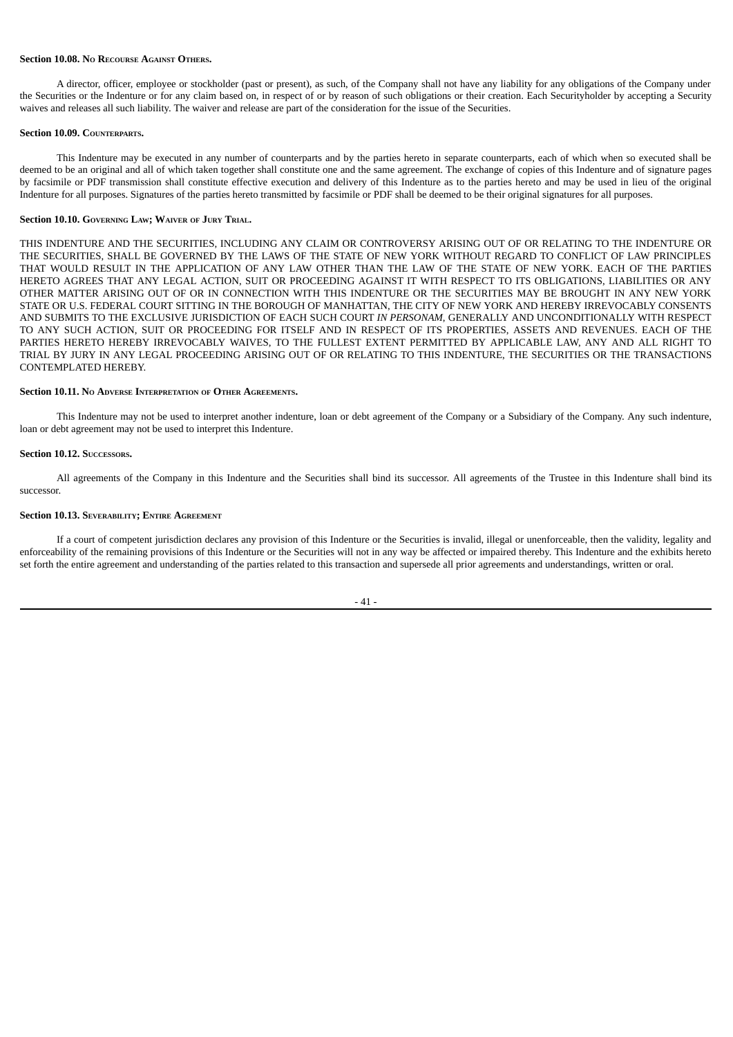**Section 10.08. No Recourse Against Others.**

A director, officer, employee or stockholder (past or present), as such, of the Company shall not have any liability for any obligations of the Company under the Securities or the Indenture or for any claim based on, in respect of or by reason of such obligations or their creation. Each Securityholder by accepting a Security waives and releases all such liability. The waiver and release are part of the consideration for the issue of the Securities.

**Section 10.09. Counterparts.**

This Indenture may be executed in any number of counterparts and by the parties hereto in separate counterparts, each of which when so executed shall be deemed to be an original and all of which taken together shall constitute one and the same agreement. The exchange of copies of this Indenture and of signature pages by facsimile or PDF transmission shall constitute effective execution and delivery of this Indenture as to the parties hereto and may be used in lieu of the original Indenture for all purposes. Signatures of the parties hereto transmitted by facsimile or PDF shall be deemed to be their original signatures for all purposes.

**Section 10.10. Governing Law; Waiver of Jury Trial.**

THIS INDENTURE AND THE SECURITIES, INCLUDING ANY CLAIM OR CONTROVERSY ARISING OUT OF OR RELATING TO THE INDENTURE OR THE SECURITIES, SHALL BE GOVERNED BY THE LAWS OF THE STATE OF NEW YORK WITHOUT REGARD TO CONFLICT OF LAW PRINCIPLES THAT WOULD RESULT IN THE APPLICATION OF ANY LAW OTHER THAN THE LAW OF THE STATE OF NEW YORK. EACH OF THE PARTIES HERETO AGREES THAT ANY LEGAL ACTION, SUIT OR PROCEEDING AGAINST IT WITH RESPECT TO ITS OBLIGATIONS, LIABILITIES OR ANY OTHER MATTER ARISING OUT OF OR IN CONNECTION WITH THIS INDENTURE OR THE SECURITIES MAY BE BROUGHT IN ANY NEW YORK STATE OR U.S. FEDERAL COURT SITTING IN THE BOROUGH OF MANHATTAN, THE CITY OF NEW YORK AND HEREBY IRREVOCABLY CONSENTS AND SUBMITS TO THE EXCLUSIVE JURISDICTION OF EACH SUCH COURT *IN PERSONAM*, GENERALLY AND UNCONDITIONALLY WITH RESPECT TO ANY SUCH ACTION, SUIT OR PROCEEDING FOR ITSELF AND IN RESPECT OF ITS PROPERTIES, ASSETS AND REVENUES. EACH OF THE PARTIES HERETO HEREBY IRREVOCABLY WAIVES, TO THE FULLEST EXTENT PERMITTED BY APPLICABLE LAW, ANY AND ALL RIGHT TO TRIAL BY JURY IN ANY LEGAL PROCEEDING ARISING OUT OF OR RELATING TO THIS INDENTURE, THE SECURITIES OR THE TRANSACTIONS CONTEMPLATED HEREBY.

**Section 10.11. No Adverse Interpretation of Other Agreements.**

This Indenture may not be used to interpret another indenture, loan or debt agreement of the Company or a Subsidiary of the Company. Any such indenture, loan or debt agreement may not be used to interpret this Indenture.

**Section 10.12. Successors.**

All agreements of the Company in this Indenture and the Securities shall bind its successor. All agreements of the Trustee in this Indenture shall bind its successor.

**Section 10.13. Severability; Entire Agreement**

If a court of competent jurisdiction declares any provision of this Indenture or the Securities is invalid, illegal or unenforceable, then the validity, legality and enforceability of the remaining provisions of this Indenture or the Securities will not in any way be affected or impaired thereby. This Indenture and the exhibits hereto set forth the entire agreement and understanding of the parties related to this transaction and supersede all prior agreements and understandings, written or oral.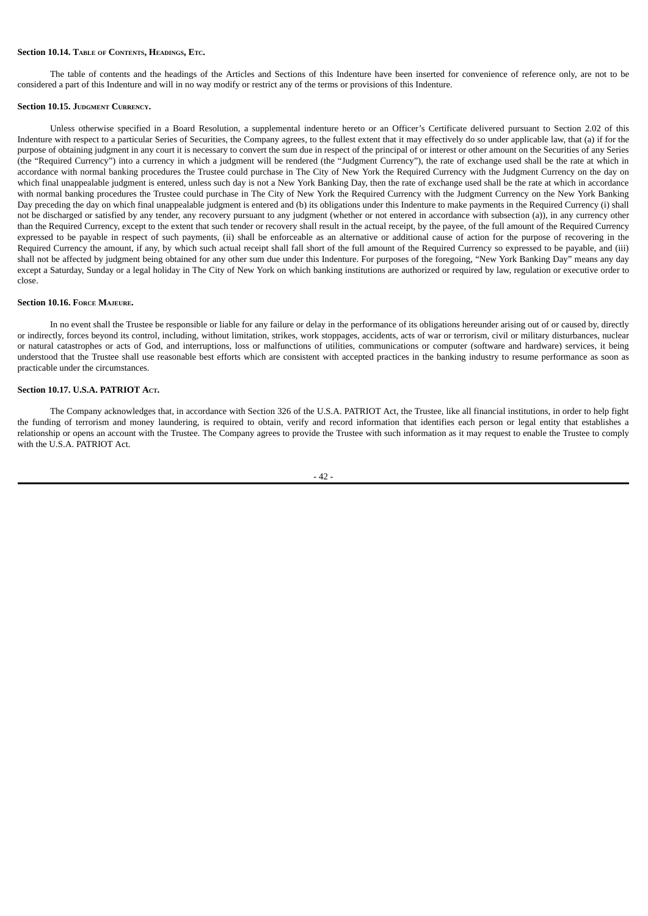**Section 10.14. Table of Contents, Headings, Etc.**

The table of contents and the headings of the Articles and Sections of this Indenture have been inserted for convenience of reference only, are not to be considered a part of this Indenture and will in no way modify or restrict any of the terms or provisions of this Indenture.

**Section 10.15. Judgment Currency.**

Unless otherwise specified in a Board Resolution, a supplemental indenture hereto or an Officer's Certificate delivered pursuant to Section 2.02 of this Indenture with respect to a particular Series of Securities, the Company agrees, to the fullest extent that it may effectively do so under applicable law, that (a) if for the purpose of obtaining judgment in any court it is necessary to convert the sum due in respect of the principal of or interest or other amount on the Securities of any Series (the "Required Currency") into a currency in which a judgment will be rendered (the "Judgment Currency"), the rate of exchange used shall be the rate at which in accordance with normal banking procedures the Trustee could purchase in The City of New York the Required Currency with the Judgment Currency on the day on which final unappealable judgment is entered, unless such day is not a New York Banking Day, then the rate of exchange used shall be the rate at which in accordance with normal banking procedures the Trustee could purchase in The City of New York the Required Currency with the Judgment Currency on the New York Banking Day preceding the day on which final unappealable judgment is entered and (b) its obligations under this Indenture to make payments in the Required Currency (i) shall not be discharged or satisfied by any tender, any recovery pursuant to any judgment (whether or not entered in accordance with subsection (a)), in any currency other than the Required Currency, except to the extent that such tender or recovery shall result in the actual receipt, by the payee, of the full amount of the Required Currency expressed to be payable in respect of such payments, (ii) shall be enforceable as an alternative or additional cause of action for the purpose of recovering in the Required Currency the amount, if any, by which such actual receipt shall fall short of the full amount of the Required Currency so expressed to be payable, and (iii) shall not be affected by judgment being obtained for any other sum due under this Indenture. For purposes of the foregoing, "New York Banking Day" means any day except a Saturday, Sunday or a legal holiday in The City of New York on which banking institutions are authorized or required by law, regulation or executive order to close.

**Section 10.16. Force Majeure.**

In no event shall the Trustee be responsible or liable for any failure or delay in the performance of its obligations hereunder arising out of or caused by, directly or indirectly, forces beyond its control, including, without limitation, strikes, work stoppages, accidents, acts of war or terrorism, civil or military disturbances, nuclear or natural catastrophes or acts of God, and interruptions, loss or malfunctions of utilities, communications or computer (software and hardware) services, it being understood that the Trustee shall use reasonable best efforts which are consistent with accepted practices in the banking industry to resume performance as soon as practicable under the circumstances.

**Section 10.17. U.S.A. PATRIOT Act.**

The Company acknowledges that, in accordance with Section 326 of the U.S.A. PATRIOT Act, the Trustee, like all financial institutions, in order to help fight the funding of terrorism and money laundering, is required to obtain, verify and record information that identifies each person or legal entity that establishes a relationship or opens an account with the Trustee. The Company agrees to provide the Trustee with such information as it may request to enable the Trustee to comply with the U.S.A. PATRIOT Act.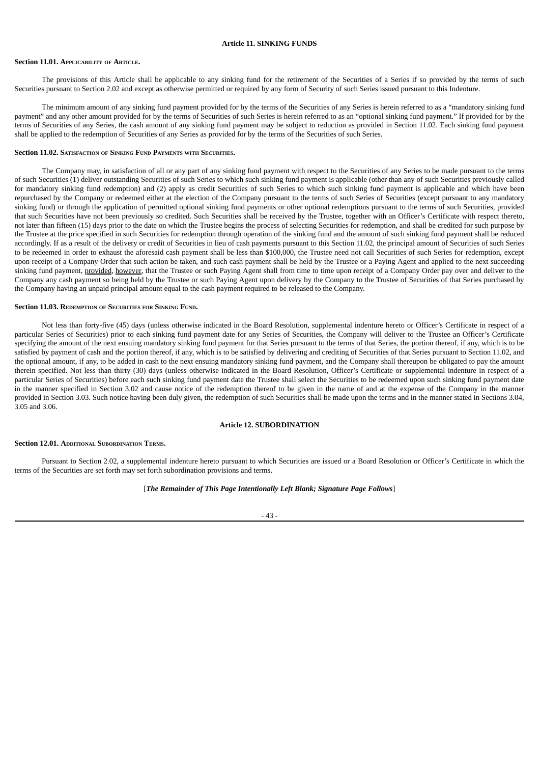## Article 11. SINKING FUNDS

**Section 11.01. Applicability of Article.**

The provisions of this Article shall be applicable to any sinking fund for the retirement of the Securities of a Series if so provided by the terms of such Securities pursuant to Section 2.02 and except as otherwise permitted or required by any form of Security of such Series issued pursuant to this Indenture.

The minimum amount of any sinking fund payment provided for by the terms of the Securities of any Series is herein referred to as a "mandatory sinking fund payment" and any other amount provided for by the terms of Securities of such Series is herein referred to as an "optional sinking fund payment." If provided for by the terms of Securities of any Series, the cash amount of any sinking fund payment may be subject to reduction as provided in Section 11.02. Each sinking fund payment shall be applied to the redemption of Securities of any Series as provided for by the terms of the Securities of such Series.

**Section 11.02. Satisfaction of Sinking Fund Payments with Securities.**

The Company may, in satisfaction of all or any part of any sinking fund payment with respect to the Securities of any Series to be made pursuant to the terms of such Securities (1) deliver outstanding Securities of such Series to which such sinking fund payment is applicable (other than any of such Securities previously called for mandatory sinking fund redemption) and (2) apply as credit Securities of such Series to which such sinking fund payment is applicable and which have been repurchased by the Company or redeemed either at the election of the Company pursuant to the terms of such Series of Securities (except pursuant to any mandatory sinking fund) or through the application of permitted optional sinking fund payments or other optional redemptions pursuant to the terms of such Securities, provided that such Securities have not been previously so credited. Such Securities shall be received by the Trustee, together with an Officer's Certificate with respect thereto, not later than fifteen (15) days prior to the date on which the Trustee begins the process of selecting Securities for redemption, and shall be credited for such purpose by the Trustee at the price specified in such Securities for redemption through operation of the sinking fund and the amount of such sinking fund payment shall be reduced accordingly. If as a result of the delivery or credit of Securities in lieu of cash payments pursuant to this Section 11.02, the principal amount of Securities of such Series to be redeemed in order to exhaust the aforesaid cash payment shall be less than $100,000, the Trustee need not call Securities of such Series for redemption, except upon receipt of a Company Order that such action be taken, and such cash payment shall be held by the Trustee or a Paying Agent and applied to the next succeeding sinking fund payment, provided, however, that the Trustee or such Paying Agent shall from time to time upon receipt of a Company Order pay over and deliver to the Company any cash payment so being held by the Trustee or such Paying Agent upon delivery by the Company to the Trustee of Securities of that Series purchased by the Company having an unpaid principal amount equal to the cash payment required to be released to the Company.

**Section 11.03. Redemption of Securities for Sinking Fund.**

Not less than forty-five (45) days (unless otherwise indicated in the Board Resolution, supplemental indenture hereto or Officer's Certificate in respect of a particular Series of Securities) prior to each sinking fund payment date for any Series of Securities, the Company will deliver to the Trustee an Officer's Certificate specifying the amount of the next ensuing mandatory sinking fund payment for that Series pursuant to the terms of that Series, the portion thereof, if any, which is to be satisfied by payment of cash and the portion thereof, if any, which is to be satisfied by delivering and crediting of Securities of that Series pursuant to Section 11.02, and the optional amount, if any, to be added in cash to the next ensuing mandatory sinking fund payment, and the Company shall thereupon be obligated to pay the amount therein specified. Not less than thirty (30) days (unless otherwise indicated in the Board Resolution, Officer's Certificate or supplemental indenture in respect of a particular Series of Securities) before each such sinking fund payment date the Trustee shall select the Securities to be redeemed upon such sinking fund payment date in the manner specified in Section 3.02 and cause notice of the redemption thereof to be given in the name of and at the expense of the Company in the manner provided in Section 3.03. Such notice having been duly given, the redemption of such Securities shall be made upon the terms and in the manner stated in Sections 3.04, 3.05 and 3.06.

## Article 12. SUBORDINATION

**Section 12.01. Additional Subordination Terms.**

Pursuant to Section 2.02, a supplemental indenture hereto pursuant to which Securities are issued or a Board Resolution or Officer's Certificate in which the terms of the Securities are set forth may set forth subordination provisions and terms.

[***The Remainder of This Page Intentionally Left Blank; Signature Page Follows***]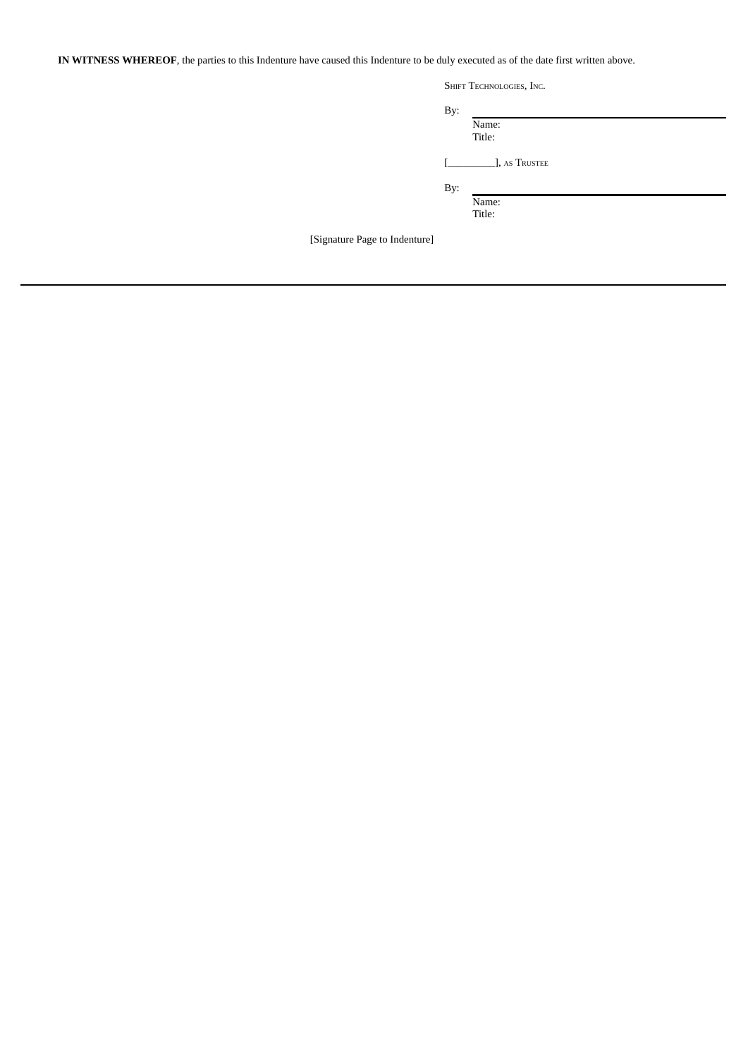**IN WITNESS WHEREOF**, the parties to this Indenture have caused this Indenture to be duly executed as of the date first written above.

SHIFT TECHNOLOGIES, INC.

By: \_\_\_\_\_\_\_\_\_\_\_\_\_\_\_\_\_\_\_\_\_\_\_\_\_\_\_\_\_\_
Name:
Title:

[\_\_\_\_\_\_\_\_\_\_], AS TRUSTEE

By: \_\_\_\_\_\_\_\_\_\_\_\_\_\_\_\_\_\_\_\_\_\_\_\_\_\_\_\_\_\_
Name:
Title:

[Signature Page to Indenture]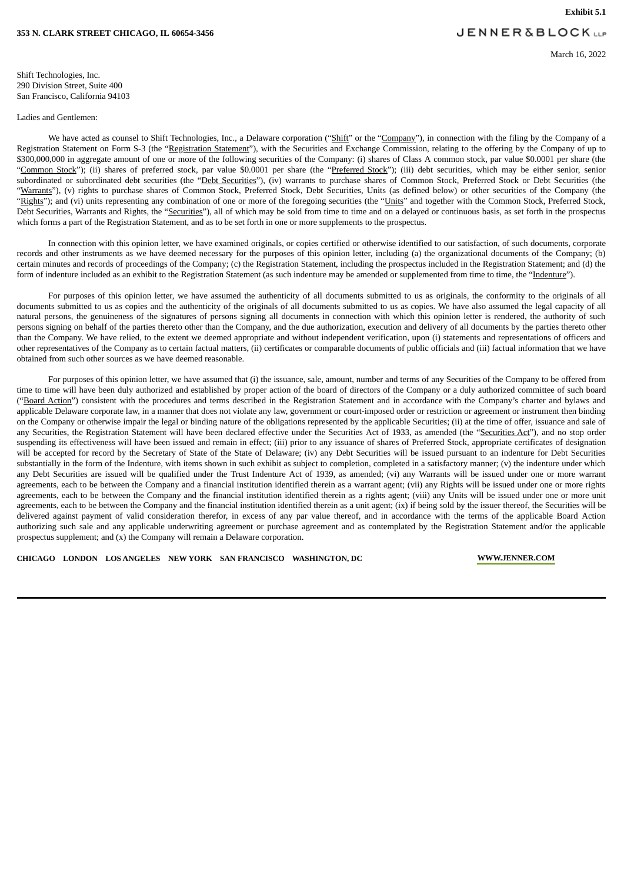**Exhibit 5.1**

**353 N. CLARK STREET CHICAGO, IL 60654-3456**

JENNER&BLOCK LLP

March 16, 2022

Shift Technologies, Inc.
290 Division Street, Suite 400
San Francisco, California 94103

Ladies and Gentlemen:

We have acted as counsel to Shift Technologies, Inc., a Delaware corporation ("Shift" or the "Company"), in connection with the filing by the Company of a Registration Statement on Form S-3 (the "Registration Statement"), with the Securities and Exchange Commission, relating to the offering by the Company of up to $300,000,000 in aggregate amount of one or more of the following securities of the Company: (i) shares of Class A common stock, par value $0.0001 per share (the "Common Stock"); (ii) shares of preferred stock, par value $0.0001 per share (the "Preferred Stock"); (iii) debt securities, which may be either senior, senior subordinated or subordinated debt securities (the "Debt Securities"), (iv) warrants to purchase shares of Common Stock, Preferred Stock or Debt Securities (the "Warrants"), (v) rights to purchase shares of Common Stock, Preferred Stock, Debt Securities, Units (as defined below) or other securities of the Company (the "Rights"); and (vi) units representing any combination of one or more of the foregoing securities (the "Units" and together with the Common Stock, Preferred Stock, Debt Securities, Warrants and Rights, the "Securities"), all of which may be sold from time to time and on a delayed or continuous basis, as set forth in the prospectus which forms a part of the Registration Statement, and as to be set forth in one or more supplements to the prospectus.

In connection with this opinion letter, we have examined originals, or copies certified or otherwise identified to our satisfaction, of such documents, corporate records and other instruments as we have deemed necessary for the purposes of this opinion letter, including (a) the organizational documents of the Company; (b) certain minutes and records of proceedings of the Company; (c) the Registration Statement, including the prospectus included in the Registration Statement; and (d) the form of indenture included as an exhibit to the Registration Statement (as such indenture may be amended or supplemented from time to time, the "Indenture").

For purposes of this opinion letter, we have assumed the authenticity of all documents submitted to us as originals, the conformity to the originals of all documents submitted to us as copies and the authenticity of the originals of all documents submitted to us as copies. We have also assumed the legal capacity of all natural persons, the genuineness of the signatures of persons signing all documents in connection with which this opinion letter is rendered, the authority of such persons signing on behalf of the parties thereto other than the Company, and the due authorization, execution and delivery of all documents by the parties thereto other than the Company. We have relied, to the extent we deemed appropriate and without independent verification, upon (i) statements and representations of officers and other representatives of the Company as to certain factual matters, (ii) certificates or comparable documents of public officials and (iii) factual information that we have obtained from such other sources as we have deemed reasonable.

For purposes of this opinion letter, we have assumed that (i) the issuance, sale, amount, number and terms of any Securities of the Company to be offered from time to time will have been duly authorized and established by proper action of the board of directors of the Company or a duly authorized committee of such board ("Board Action") consistent with the procedures and terms described in the Registration Statement and in accordance with the Company's charter and bylaws and applicable Delaware corporate law, in a manner that does not violate any law, government or court-imposed order or restriction or agreement or instrument then binding on the Company or otherwise impair the legal or binding nature of the obligations represented by the applicable Securities; (ii) at the time of offer, issuance and sale of any Securities, the Registration Statement will have been declared effective under the Securities Act of 1933, as amended (the "Securities Act"), and no stop order suspending its effectiveness will have been issued and remain in effect; (iii) prior to any issuance of shares of Preferred Stock, appropriate certificates of designation will be accepted for record by the Secretary of State of the State of Delaware; (iv) any Debt Securities will be issued pursuant to an indenture for Debt Securities substantially in the form of the Indenture, with items shown in such exhibit as subject to completion, completed in a satisfactory manner; (v) the indenture under which any Debt Securities are issued will be qualified under the Trust Indenture Act of 1939, as amended; (vi) any Warrants will be issued under one or more warrant agreements, each to be between the Company and a financial institution identified therein as a warrant agent; (vii) any Rights will be issued under one or more rights agreements, each to be between the Company and the financial institution identified therein as a rights agent; (viii) any Units will be issued under one or more unit agreements, each to be between the Company and the financial institution identified therein as a unit agent; (ix) if being sold by the issuer thereof, the Securities will be delivered against payment of valid consideration therefor, in excess of any par value thereof, and in accordance with the terms of the applicable Board Action authorizing such sale and any applicable underwriting agreement or purchase agreement and as contemplated by the Registration Statement and/or the applicable prospectus supplement; and (x) the Company will remain a Delaware corporation.

**CHICAGO LONDON LOS ANGELES NEW YORK SAN FRANCISCO WASHINGTON, DC** **WWW.JENNER.COM**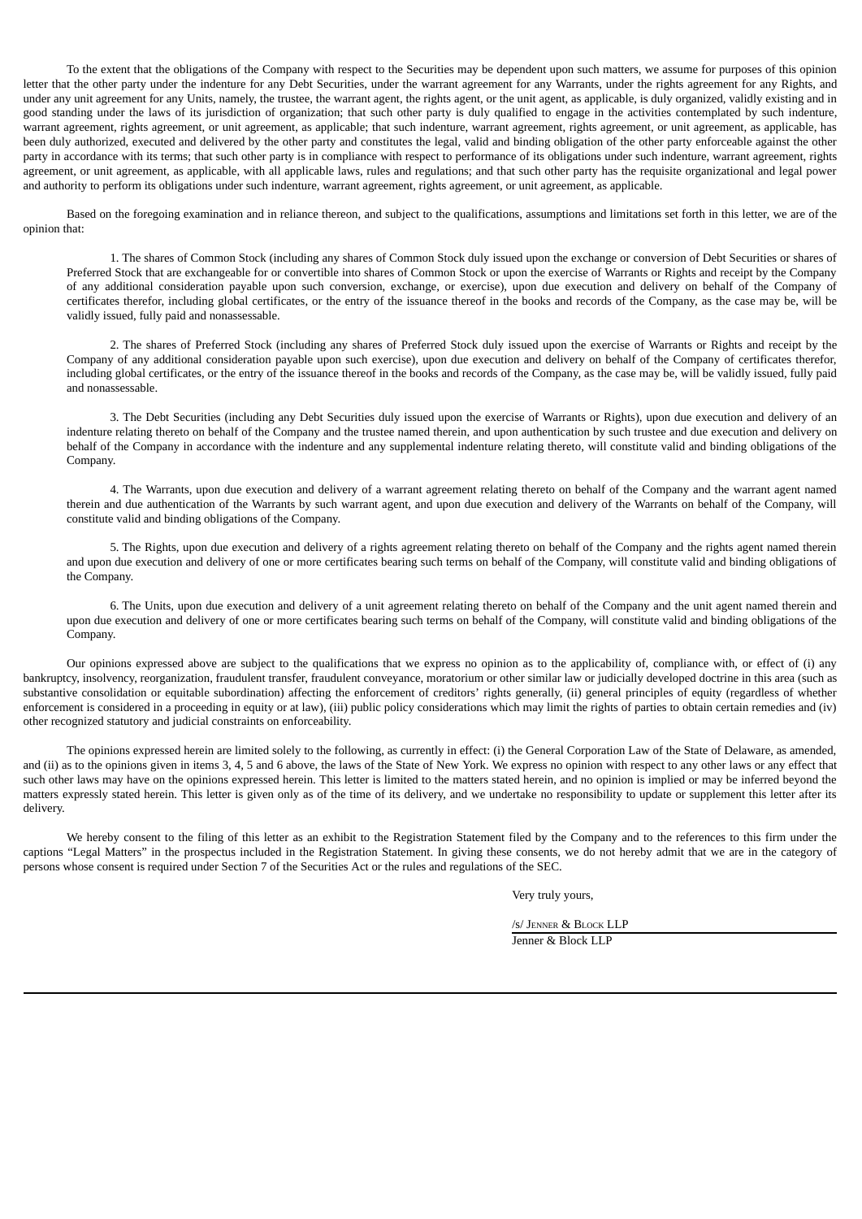To the extent that the obligations of the Company with respect to the Securities may be dependent upon such matters, we assume for purposes of this opinion letter that the other party under the indenture for any Debt Securities, under the warrant agreement for any Warrants, under the rights agreement for any Rights, and under any unit agreement for any Units, namely, the trustee, the warrant agent, the rights agent, or the unit agent, as applicable, is duly organized, validly existing and in good standing under the laws of its jurisdiction of organization; that such other party is duly qualified to engage in the activities contemplated by such indenture, warrant agreement, rights agreement, or unit agreement, as applicable; that such indenture, warrant agreement, rights agreement, or unit agreement, as applicable, has been duly authorized, executed and delivered by the other party and constitutes the legal, valid and binding obligation of the other party enforceable against the other party in accordance with its terms; that such other party is in compliance with respect to performance of its obligations under such indenture, warrant agreement, rights agreement, or unit agreement, as applicable, with all applicable laws, rules and regulations; and that such other party has the requisite organizational and legal power and authority to perform its obligations under such indenture, warrant agreement, rights agreement, or unit agreement, as applicable.

Based on the foregoing examination and in reliance thereon, and subject to the qualifications, assumptions and limitations set forth in this letter, we are of the opinion that:

1. The shares of Common Stock (including any shares of Common Stock duly issued upon the exchange or conversion of Debt Securities or shares of Preferred Stock that are exchangeable for or convertible into shares of Common Stock or upon the exercise of Warrants or Rights and receipt by the Company of any additional consideration payable upon such conversion, exchange, or exercise), upon due execution and delivery on behalf of the Company of certificates therefor, including global certificates, or the entry of the issuance thereof in the books and records of the Company, as the case may be, will be validly issued, fully paid and nonassessable.

2. The shares of Preferred Stock (including any shares of Preferred Stock duly issued upon the exercise of Warrants or Rights and receipt by the Company of any additional consideration payable upon such exercise), upon due execution and delivery on behalf of the Company of certificates therefor, including global certificates, or the entry of the issuance thereof in the books and records of the Company, as the case may be, will be validly issued, fully paid and nonassessable.

3. The Debt Securities (including any Debt Securities duly issued upon the exercise of Warrants or Rights), upon due execution and delivery of an indenture relating thereto on behalf of the Company and the trustee named therein, and upon authentication by such trustee and due execution and delivery on behalf of the Company in accordance with the indenture and any supplemental indenture relating thereto, will constitute valid and binding obligations of the Company.

4. The Warrants, upon due execution and delivery of a warrant agreement relating thereto on behalf of the Company and the warrant agent named therein and due authentication of the Warrants by such warrant agent, and upon due execution and delivery of the Warrants on behalf of the Company, will constitute valid and binding obligations of the Company.

5. The Rights, upon due execution and delivery of a rights agreement relating thereto on behalf of the Company and the rights agent named therein and upon due execution and delivery of one or more certificates bearing such terms on behalf of the Company, will constitute valid and binding obligations of the Company.

6. The Units, upon due execution and delivery of a unit agreement relating thereto on behalf of the Company and the unit agent named therein and upon due execution and delivery of one or more certificates bearing such terms on behalf of the Company, will constitute valid and binding obligations of the Company.

Our opinions expressed above are subject to the qualifications that we express no opinion as to the applicability of, compliance with, or effect of (i) any bankruptcy, insolvency, reorganization, fraudulent transfer, fraudulent conveyance, moratorium or other similar law or judicially developed doctrine in this area (such as substantive consolidation or equitable subordination) affecting the enforcement of creditors' rights generally, (ii) general principles of equity (regardless of whether enforcement is considered in a proceeding in equity or at law), (iii) public policy considerations which may limit the rights of parties to obtain certain remedies and (iv) other recognized statutory and judicial constraints on enforceability.

The opinions expressed herein are limited solely to the following, as currently in effect: (i) the General Corporation Law of the State of Delaware, as amended, and (ii) as to the opinions given in items 3, 4, 5 and 6 above, the laws of the State of New York. We express no opinion with respect to any other laws or any effect that such other laws may have on the opinions expressed herein. This letter is limited to the matters stated herein, and no opinion is implied or may be inferred beyond the matters expressly stated herein. This letter is given only as of the time of its delivery, and we undertake no responsibility to update or supplement this letter after its delivery.

We hereby consent to the filing of this letter as an exhibit to the Registration Statement filed by the Company and to the references to this firm under the captions "Legal Matters" in the prospectus included in the Registration Statement. In giving these consents, we do not hereby admit that we are in the category of persons whose consent is required under Section 7 of the Securities Act or the rules and regulations of the SEC.

Very truly yours,

/s/ Jenner & Block LLP

Jenner & Block LLP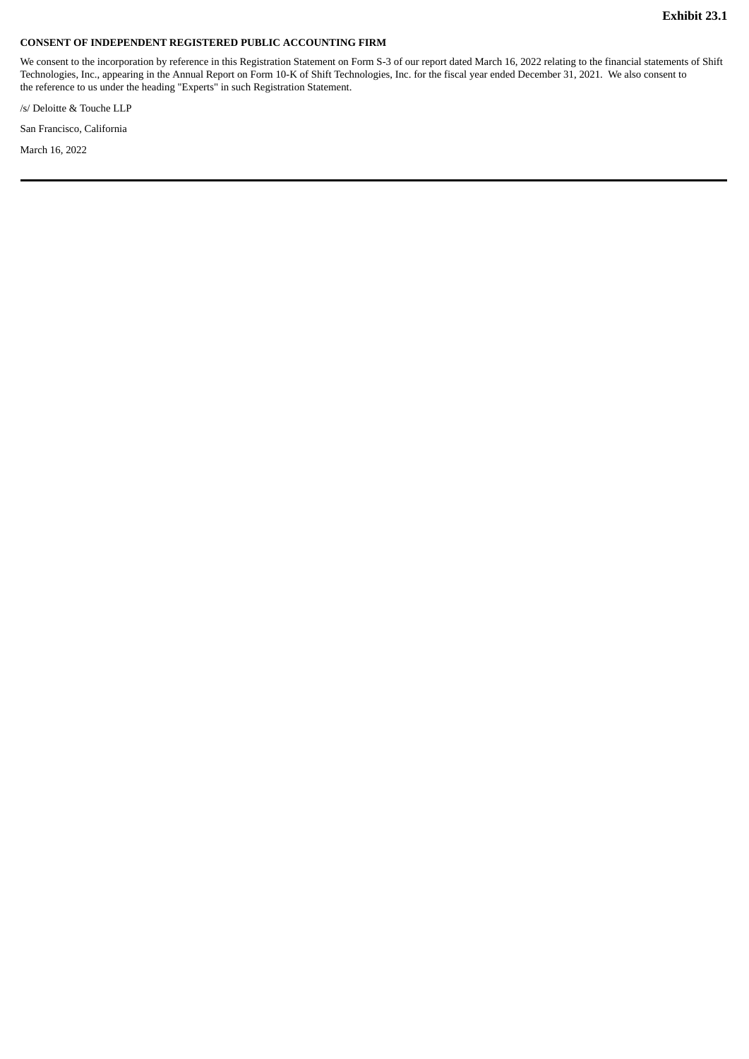**Exhibit 23.1**

**CONSENT OF INDEPENDENT REGISTERED PUBLIC ACCOUNTING FIRM**

We consent to the incorporation by reference in this Registration Statement on Form S-3 of our report dated March 16, 2022 relating to the financial statements of Shift Technologies, Inc., appearing in the Annual Report on Form 10-K of Shift Technologies, Inc. for the fiscal year ended December 31, 2021. We also consent to the reference to us under the heading "Experts" in such Registration Statement.

/s/ Deloitte & Touche LLP

San Francisco, California

March 16, 2022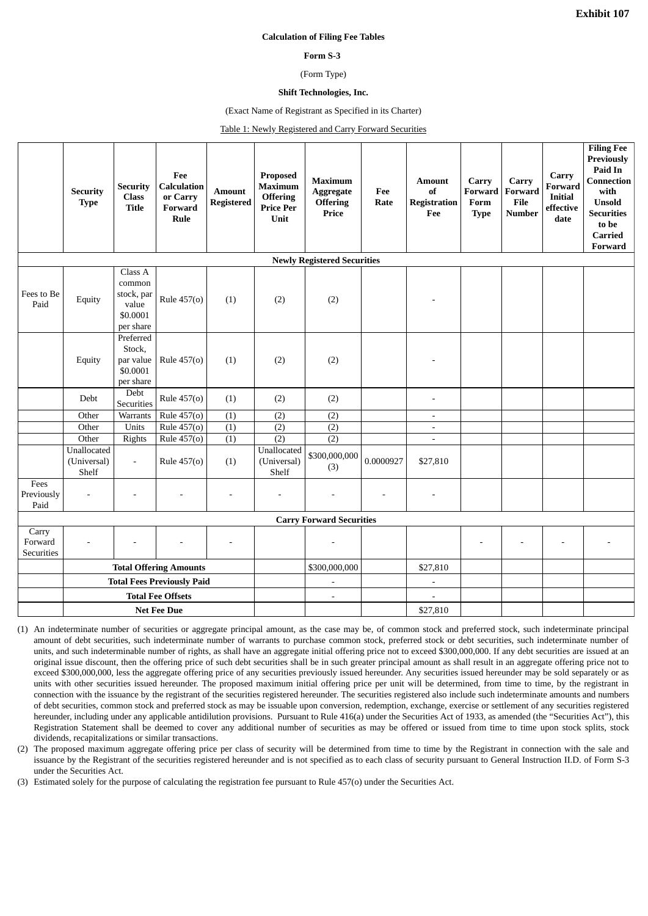**Exhibit 107**

**Calculation of Filing Fee Tables**

**Form S-3**

(Form Type)

**Shift Technologies, Inc.**

(Exact Name of Registrant as Specified in its Charter)

Table 1: Newly Registered and Carry Forward Securities

| | Security Type | Security Class Title | Fee Calculation or Carry Forward Rule | Amount Registered | Proposed Maximum Offering Price Per Unit | Maximum Aggregate Offering Price | Fee Rate | Amount of Registration Fee | Carry Forward Form Type | Carry Forward File Number | Carry Forward Initial effective date | Filing Fee Previously Paid In Connection with Unsold Securities to be Carried Forward |
|---|---|---|---|---|---|---|---|---|---|---|---|---|
| **Newly Registered Securities** | | | | | | | | | | | | |
| Fees to Be Paid | Equity | Class A common stock, par value $0.0001 per share | Rule 457(o) | (1) | (2) | (2) | | - | | | | |
| | Equity | Preferred Stock, par value $0.0001 per share | Rule 457(o) | (1) | (2) | (2) | | - | | | | |
| | Debt | Debt Securities | Rule 457(o) | (1) | (2) | (2) | | - | | | | |
| | Other | Warrants | Rule 457(o) | (1) | (2) | (2) | | - | | | | |
| | Other | Units | Rule 457(o) | (1) | (2) | (2) | | - | | | | |
| | Other | Rights | Rule 457(o) | (1) | (2) | (2) | | - | | | | |
| | Unallocated (Universal) Shelf | - | Rule 457(o) | (1) | Unallocated (Universal) Shelf | $300,000,000 (3) | 0.0000927 | $27,810 | | | | |
| Fees Previously Paid | - | - | - | - | - | - | - | - | | | | |
| **Carry Forward Securities** | | | | | | | | | | | | |
| Carry Forward Securities | - | - | - | - | | - | | | - | - | - | - |
| | **Total Offering Amounts** | | | | | $300,000,000 | | $27,810 | | | | |
| | **Total Fees Previously Paid** | | | | | - | | - | | | | |
| | **Total Fee Offsets** | | | | | - | | - | | | | |
| | **Net Fee Due** | | | | | | | $27,810 | | | | |

(1) An indeterminate number of securities or aggregate principal amount, as the case may be, of common stock and preferred stock, such indeterminate principal amount of debt securities, such indeterminate number of warrants to purchase common stock, preferred stock or debt securities, such indeterminate number of units, and such indeterminable number of rights, as shall have an aggregate initial offering price not to exceed $300,000,000. If any debt securities are issued at an original issue discount, then the offering price of such debt securities shall be in such greater principal amount as shall result in an aggregate offering price not to exceed $300,000,000, less the aggregate offering price of any securities previously issued hereunder. Any securities issued hereunder may be sold separately or as units with other securities issued hereunder. The proposed maximum initial offering price per unit will be determined, from time to time, by the registrant in connection with the issuance by the registrant of the securities registered hereunder. The securities registered also include such indeterminate amounts and numbers of debt securities, common stock and preferred stock as may be issuable upon conversion, redemption, exchange, exercise or settlement of any securities registered hereunder, including under any applicable antidilution provisions. Pursuant to Rule 416(a) under the Securities Act of 1933, as amended (the "Securities Act"), this Registration Statement shall be deemed to cover any additional number of securities as may be offered or issued from time to time upon stock splits, stock dividends, recapitalizations or similar transactions.

(2) The proposed maximum aggregate offering price per class of security will be determined from time to time by the Registrant in connection with the sale and issuance by the Registrant of the securities registered hereunder and is not specified as to each class of security pursuant to General Instruction II.D. of Form S-3 under the Securities Act.

(3) Estimated solely for the purpose of calculating the registration fee pursuant to Rule 457(o) under the Securities Act.